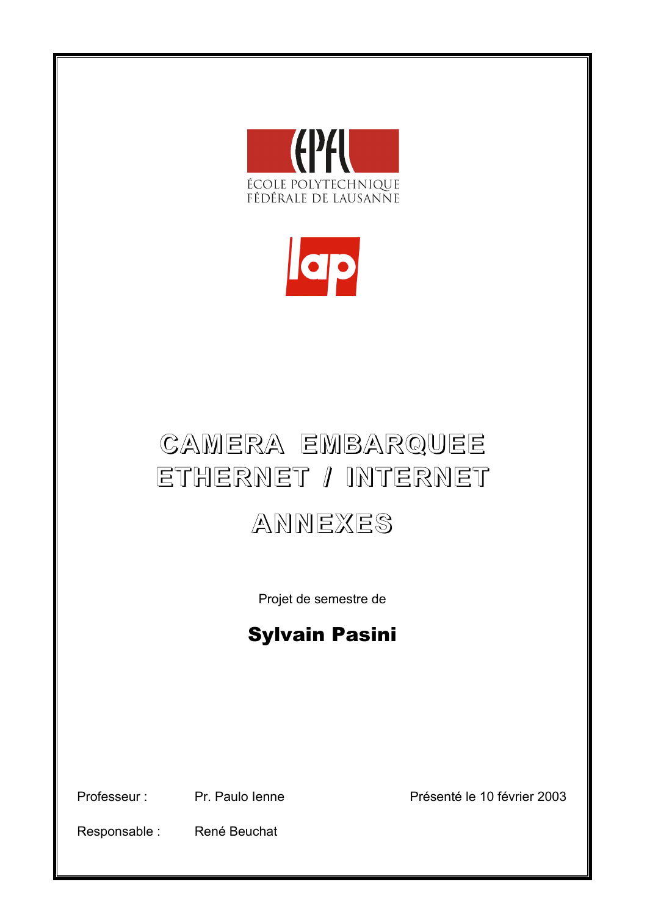ÉCOLE POLYTECHNIQUE
FÉDÉRALE DE LAUSANNE

# CAMERA EMBARQUEE ETHERNET / INTERNET

# ANNEXES

Projet de semestre de

**Sylvain Pasini**

Professeur : Pr. Paulo Ienne

Présenté le 10 février 2003

Responsable : René Beuchat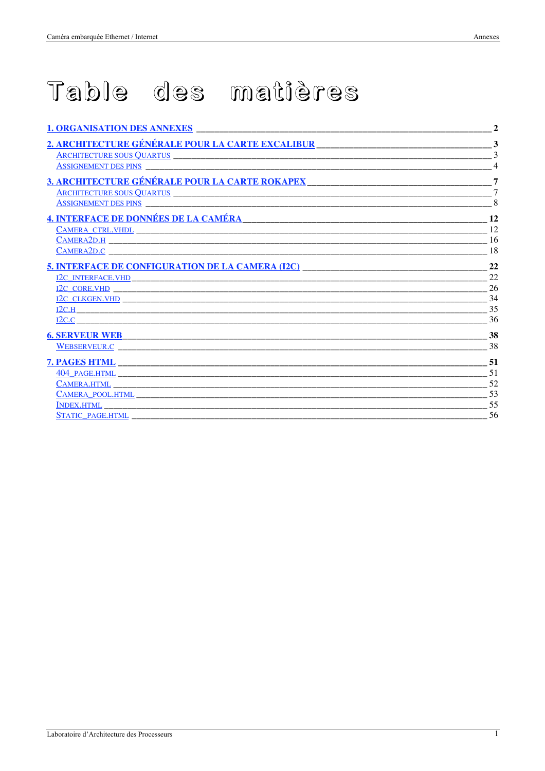# Table des matières

**1. ORGANISATION DES ANNEXES** _____ **2**

**2. ARCHITECTURE GÉNÉRALE POUR LA CARTE EXCALIBUR** _____ **3**

- ARCHITECTURE SOUS QUARTUS _____ 3
- ASSIGNEMENT DES PINS _____ 4

**3. ARCHITECTURE GÉNÉRALE POUR LA CARTE ROKAPEX** _____ **7**

- ARCHITECTURE SOUS QUARTUS _____ 7
- ASSIGNEMENT DES PINS _____ 8

**4. INTERFACE DE DONNÉES DE LA CAMÉRA** _____ **12**

- CAMERA_CTRL.VHDL _____ 12
- CAMERA2D.H _____ 16
- CAMERA2D.C _____ 18

**5. INTERFACE DE CONFIGURATION DE LA CAMERA (I2C)** _____ **22**

- I2C_INTERFACE.VHD _____ 22
- I2C_CORE.VHD _____ 26
- I2C_CLKGEN.VHD _____ 34
- I2C.H _____ 35
- I2C.C _____ 36

**6. SERVEUR WEB** _____ **38**

- WEBSERVEUR.C _____ 38

**7. PAGES HTML** _____ **51**

- 404_PAGE.HTML _____ 51
- CAMERA.HTML _____ 52
- CAMERA_POOL.HTML _____ 53
- INDEX.HTML _____ 55
- STATIC_PAGE.HTML _____ 56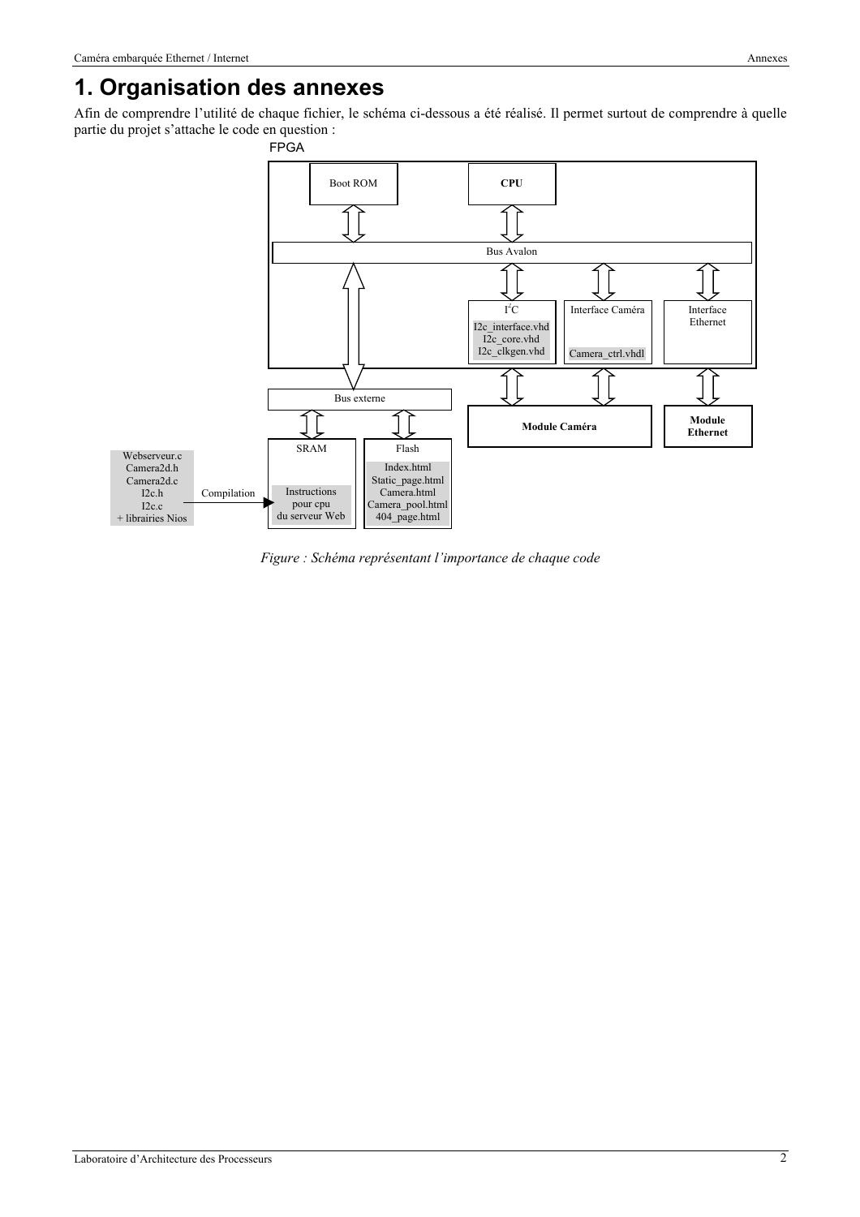# 1. Organisation des annexes

Afin de comprendre l'utilité de chaque fichier, le schéma ci-dessous a été réalisé. Il permet surtout de comprendre à quelle partie du projet s'attache le code en question :

FPGA

Boot ROM

CPU

Bus Avalon

I²C
I2c_interface.vhd
I2c_core.vhd
I2c_clkgen.vhd

Interface Caméra
Camera_ctrl.vhdl

Interface Ethernet

Bus externe

Module Caméra

Module Ethernet

SRAM
Instructions pour cpu du serveur Web

Flash
Index.html
Static_page.html
Camera.html
Camera_pool.html
404_page.html

Webserveur.c
Camera2d.h
Camera2d.c
I2c.h
I2c.c
+ librairies Nios

Compilation

*Figure : Schéma représentant l'importance de chaque code*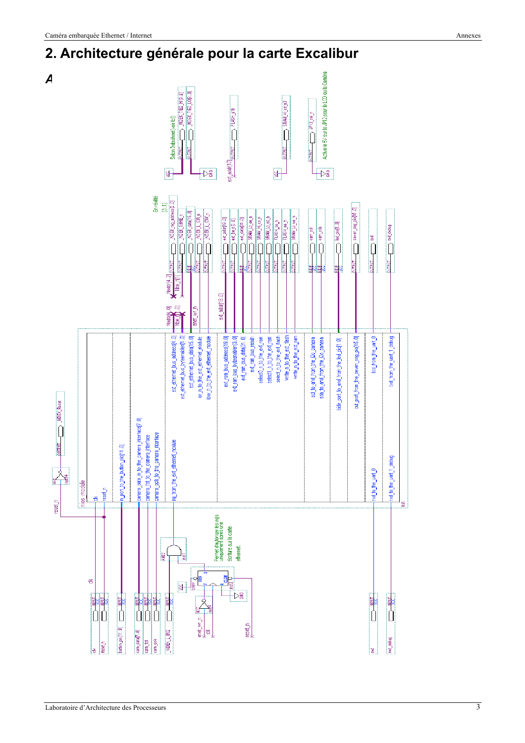## 2. Architecture générale pour la carte Excalibur

*A*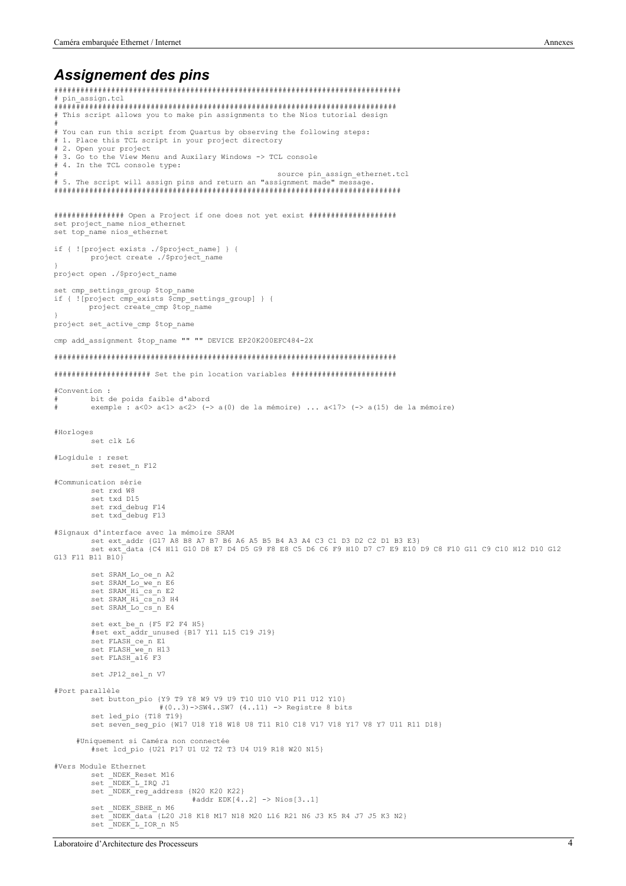## *Assignement des pins*

```
##############################################################################
# pin_assign.tcl
##############################################################################
# This script allows you to make pin assignments to the Nios tutorial design
#
# You can run this script from Quartus by observing the following steps:
# 1. Place this TCL script in your project directory
# 2. Open your project
# 3. Go to the View Menu and Auxilary Windows -> TCL console
# 4. In the TCL console type:
#                                               source pin_assign_ethernet.tcl
# 5. The script will assign pins and return an "assignment made" message.
##############################################################################


############### Open a Project if one does not yet exist ####################
set project_name nios_ethernet
set top_name nios_ethernet

if { ![project exists ./$project_name] } {
        project create ./$project_name
}
project open ./$project_name

set cmp_settings_group $top_name
if { ![project cmp_exists $cmp_settings_group] } {
        project create_cmp $top_name
}
project set_active_cmp $top_name

cmp add_assignment $top_name "" "" DEVICE EP20K200EFC484-2X

##############################################################################

#################### Set the pin location variables ########################

#Convention :
#       bit de poids faible d'abord
#       exemple : a<0> a<1> a<2> (-> a(0) de la mémoire) ... a<17> (-> a(15) de la mémoire)


#Horloges
        set clk L6

#Logidule : reset
        set reset_n F12

#Communication série
        set rxd W8
        set txd D15
        set rxd_debug F14
        set txd_debug F13

#Signaux d'interface avec la mémoire SRAM
        set ext_addr {G17 A8 B8 A7 B7 B6 A6 A5 B5 B4 A3 A4 C3 C1 D3 D2 C2 D1 B3 E3}
        set ext_data {C4 H11 G10 D8 E7 D4 D5 G9 F8 E8 C5 D6 C6 F9 H10 D7 C7 E9 E10 D9 C8 F10 G11 C9 C10 H12 D10 G12 
G13 F11 B11 B10}

        set SRAM_Lo_oe_n A2
        set SRAM_Lo_we_n E6
        set SRAM_Hi_cs_n E2
        set SRAM_Hi_cs_n3 H4
        set SRAM_Lo_cs_n E4

        set ext_be_n {F5 F2 F4 H5}
        #set ext_addr_unused {B17 Y11 L15 C19 J19}
        set FLASH_ce_n E1
        set FLASH_we_n H13
        set FLASH_a16 F3

        set JP12_sel_n V7

#Port parallèle
        set button_pio {Y9 T9 Y8 W9 V9 U9 T10 U10 V10 P11 U12 Y10}
                        #(0..3)->SW4..SW7 (4..11) -> Registre 8 bits
        set led_pio {T18 T19}
        set seven_seg_pio {W17 U18 Y18 W18 U8 T11 R10 C18 V17 V18 Y17 V8 Y7 U11 R11 D18}

     #Uniquement si Caméra non connectée
        #set lcd_pio {U21 P17 U1 U2 T2 T3 U4 U19 R18 W20 N15}

#Vers Module Ethernet
        set _NDEK_Reset M16
        set _NDEK_L_IRQ J1
        set _NDEK_reg_address {N20 K20 K22}
                                #addr EDK[4..2] -> Nios[3..1]
        set _NDEK_SBHE_n M6
        set _NDEK_data {L20 J18 K18 M17 N18 M20 L16 R21 N6 J3 K5 R4 J7 J5 K3 N2}
        set _NDEK_L_IOR_n N5
```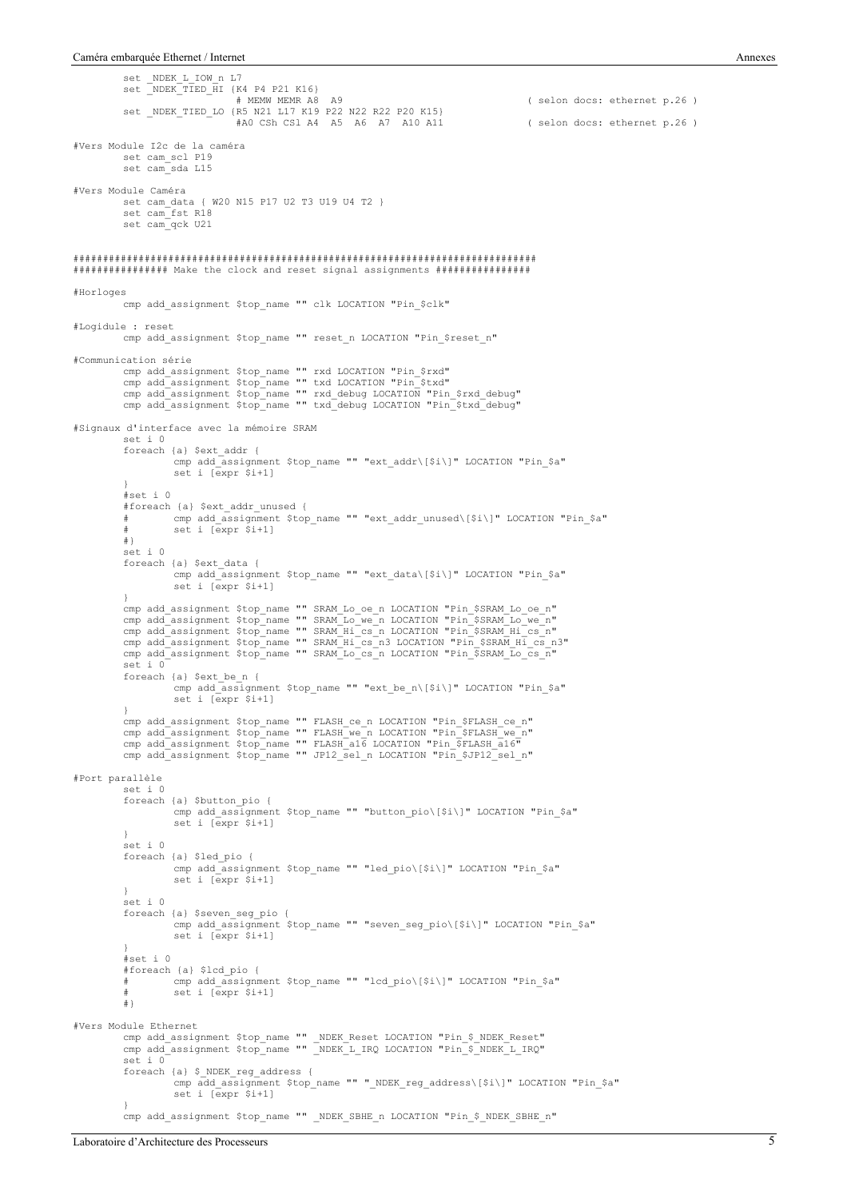```
        set _NDEK_L_IOW_n L7
        set _NDEK_TIED_HI {K4 P4 P21 K16}
                        # MEMW MEMR A8  A9                                    ( selon docs: ethernet p.26 )
        set _NDEK_TIED_LO {R5 N21 L17 K19 P22 N22 R22 P20 K15}
                        #A0 CSh CSl A4  A5  A6  A7  A10 A11                   ( selon docs: ethernet p.26 )

#Vers Module I2c de la caméra
        set cam_scl P19
        set cam_sda L15

#Vers Module Caméra
        set cam_data { W20 N15 P17 U2 T3 U19 U4 T2 }
        set cam_fst R18
        set cam_qck U21


###########################################################################
############### Make the clock and reset signal assignments ###############

#Horloges
        cmp add_assignment $top_name "" clk LOCATION "Pin_$clk"

#Logidule : reset
        cmp add_assignment $top_name "" reset_n LOCATION "Pin_$reset_n"

#Communication série
        cmp add_assignment $top_name "" rxd LOCATION "Pin_$rxd"
        cmp add_assignment $top_name "" txd LOCATION "Pin_$txd"
        cmp add_assignment $top_name "" rxd_debug LOCATION "Pin_$rxd_debug"
        cmp add_assignment $top_name "" txd_debug LOCATION "Pin_$txd_debug"

#Signaux d'interface avec la mémoire SRAM
        set i 0
        foreach {a} $ext_addr {
                cmp add_assignment $top_name "" "ext_addr\[$i\]" LOCATION "Pin_$a"
                set i [expr $i+1]
        }
        #set i 0
        #foreach {a} $ext_addr_unused {
        #       cmp add_assignment $top_name "" "ext_addr_unused\[$i\]" LOCATION "Pin_$a"
        #       set i [expr $i+1]
        #}
        set i 0
        foreach {a} $ext_data {
                cmp add_assignment $top_name "" "ext_data\[$i\]" LOCATION "Pin_$a"
                set i [expr $i+1]
        }
        cmp add_assignment $top_name "" SRAM_Lo_oe_n LOCATION "Pin_$SRAM_Lo_oe_n"
        cmp add_assignment $top_name "" SRAM_Lo_we_n LOCATION "Pin_$SRAM_Lo_we_n"
        cmp add_assignment $top_name "" SRAM_Hi_cs_n LOCATION "Pin_$SRAM_Hi_cs_n"
        cmp add_assignment $top_name "" SRAM_Hi_cs_n3 LOCATION "Pin_$SRAM_Hi_cs_n3"
        cmp add_assignment $top_name "" SRAM_Lo_cs_n LOCATION "Pin_$SRAM_Lo_cs_n"
        set i 0
        foreach {a} $ext_be_n {
                cmp add_assignment $top_name "" "ext_be_n\[$i\]" LOCATION "Pin_$a"
                set i [expr $i+1]
        }
        cmp add_assignment $top_name "" FLASH_ce_n LOCATION "Pin_$FLASH_ce_n"
        cmp add_assignment $top_name "" FLASH_we_n LOCATION "Pin_$FLASH_we_n"
        cmp add_assignment $top_name "" FLASH_a16 LOCATION "Pin_$FLASH_a16"
        cmp add_assignment $top_name "" JP12_sel_n LOCATION "Pin_$JP12_sel_n"

#Port parallèle
        set i 0
        foreach {a} $button_pio {
                cmp add_assignment $top_name "" "button_pio\[$i\]" LOCATION "Pin_$a"
                set i [expr $i+1]
        }
        set i 0
        foreach {a} $led_pio {
                cmp add_assignment $top_name "" "led_pio\[$i\]" LOCATION "Pin_$a"
                set i [expr $i+1]
        }
        set i 0
        foreach {a} $seven_seg_pio {
                cmp add_assignment $top_name "" "seven_seg_pio\[$i\]" LOCATION "Pin_$a"
                set i [expr $i+1]
        }
        #set i 0
        #foreach {a} $lcd_pio {
        #       cmp add_assignment $top_name "" "lcd_pio\[$i\]" LOCATION "Pin_$a"
        #       set i [expr $i+1]
        #}

#Vers Module Ethernet
        cmp add_assignment $top_name "" _NDEK_Reset LOCATION "Pin_$_NDEK_Reset"
        cmp add_assignment $top_name "" _NDEK_L_IRQ LOCATION "Pin_$_NDEK_L_IRQ"
        set i 0
        foreach {a} $_NDEK_reg_address {
                cmp add_assignment $top_name "" "_NDEK_reg_address\[$i\]" LOCATION "Pin_$a"
                set i [expr $i+1]
        }
        cmp add_assignment $top_name "" _NDEK_SBHE_n LOCATION "Pin_$_NDEK_SBHE_n"
```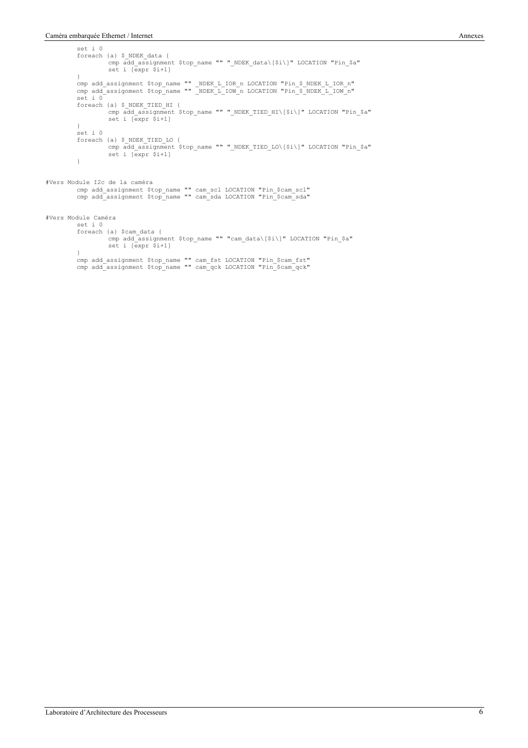```
        set i 0
        foreach {a} $_NDEK_data {
                cmp add_assignment $top_name "" "_NDEK_data\[$i\]" LOCATION "Pin_$a"
                set i [expr $i+1]
        }
        cmp add_assignment $top_name "" _NDEK_L_IOR_n LOCATION "Pin_$_NDEK_L_IOR_n"
        cmp add_assignment $top_name "" _NDEK_L_IOW_n LOCATION "Pin_$_NDEK_L_IOW_n"
        set i 0
        foreach {a} $_NDEK_TIED_HI {
                cmp add_assignment $top_name "" "_NDEK_TIED_HI\[$i\]" LOCATION "Pin_$a"
                set i [expr $i+1]
        }
        set i 0
        foreach {a} $_NDEK_TIED_LO {
                cmp add_assignment $top_name "" "_NDEK_TIED_LO\[$i\]" LOCATION "Pin_$a"
                set i [expr $i+1]
        }


#Vers Module I2c de la caméra
        cmp add_assignment $top_name "" cam_scl LOCATION "Pin_$cam_scl"
        cmp add_assignment $top_name "" cam_sda LOCATION "Pin_$cam_sda"


#Vers Module Caméra
        set i 0
        foreach {a} $cam_data {
                cmp add_assignment $top_name "" "cam_data\[$i\]" LOCATION "Pin_$a"
                set i [expr $i+1]
        }
        cmp add_assignment $top_name "" cam_fst LOCATION "Pin_$cam_fst"
        cmp add_assignment $top_name "" cam_qck LOCATION "Pin_$cam_qck"
```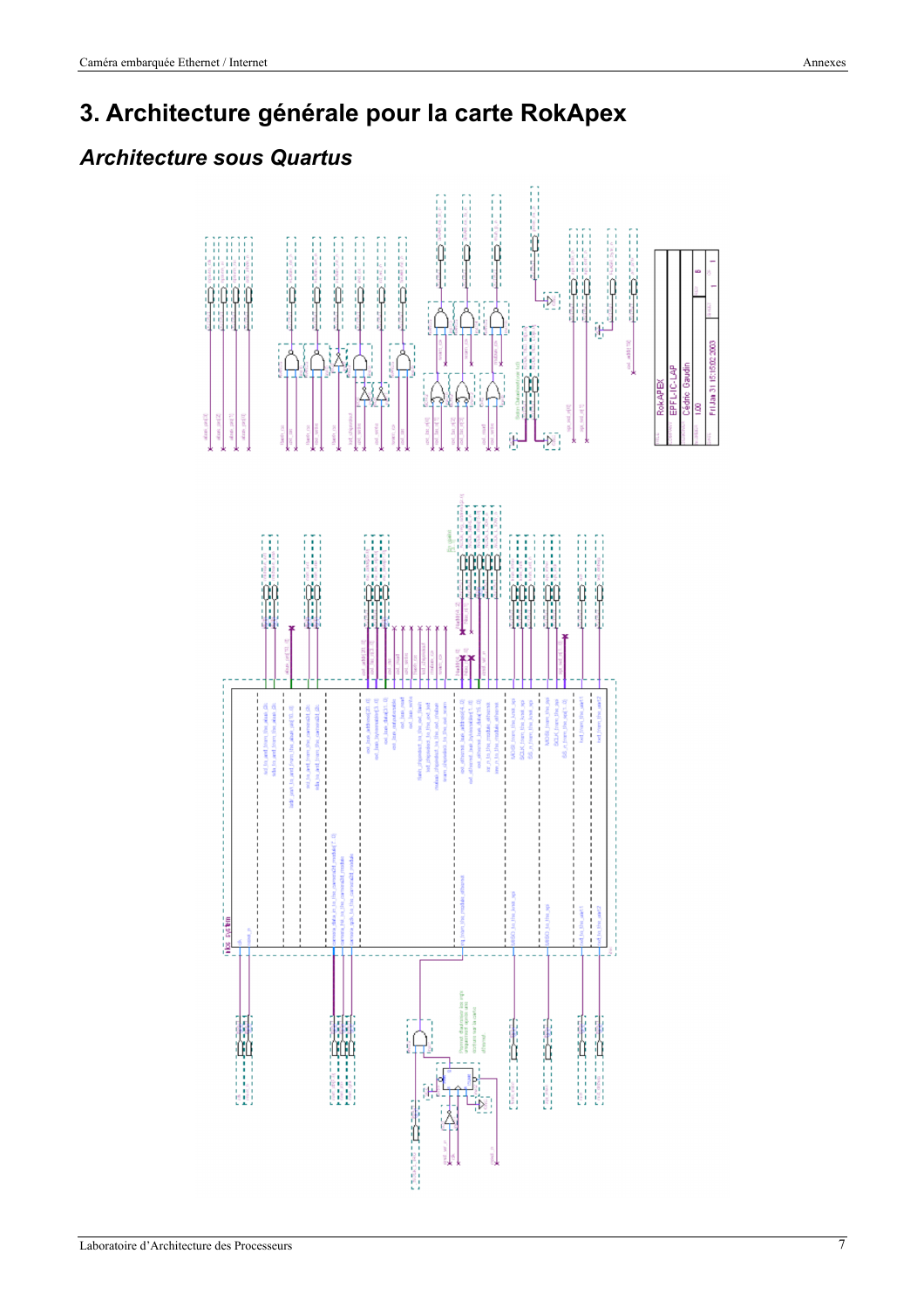# 3. Architecture générale pour la carte RokApex

## *Architecture sous Quartus*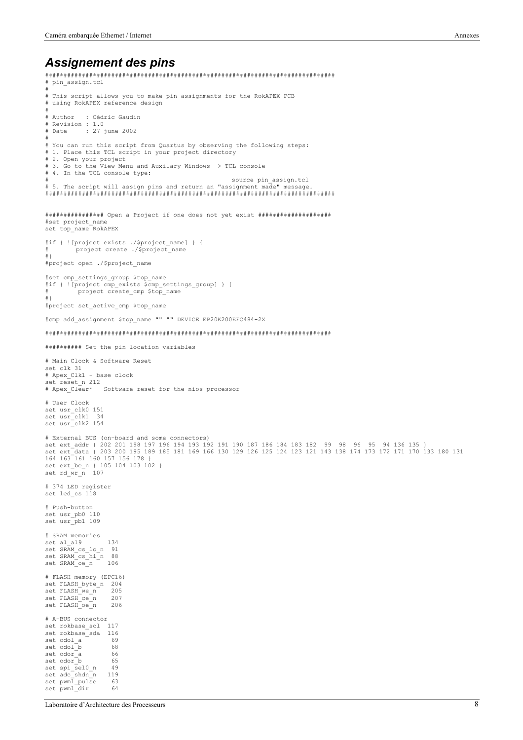## *Assignement des pins*

```
###########################################################################
# pin_assign.tcl
#
# This script allows you to make pin assignments for the RokAPEX PCB
# using RokAPEX reference design
#
# Author   : Cédric Gaudin
# Revision : 1.0
# Date     : 27 june 2002
#
# You can run this script from Quartus by observing the following steps:
# 1. Place this TCL script in your project directory
# 2. Open your project
# 3. Go to the View Menu and Auxilary Windows -> TCL console
# 4. In the TCL console type:
#                                                source pin_assign.tcl
# 5. The script will assign pins and return an "assignment made" message.
###########################################################################


############### Open a Project if one does not yet exist ###################
#set project_name
set top_name RokAPEX

#if { ![project exists ./$project_name] } {
#       project create ./$project_name
#}
#project open ./$project_name

#set cmp_settings_group $top_name
#if { ![project cmp_exists $cmp_settings_group] } {
#        project create_cmp $top_name
#}
#project set_active_cmp $top_name

#cmp add_assignment $top_name "" "" DEVICE EP20K200EFC484-2X

###########################################################################

######### Set the pin location variables

# Main Clock & Software Reset
set clk 31
# Apex_Clk1 - base clock
set reset_n 212
# Apex_Clear* - Software reset for the nios processor

# User Clock
set usr_clk0 151
set usr_clk1  34
set usr_clk2 154

# External BUS (on-board and some connectors)
set ext_addr { 202 201 198 197 196 194 193 192 191 190 187 186 184 183 182  99  98  96  95  94 136 135 }
set ext_data { 203 200 195 189 185 181 169 166 130 129 126 125 124 123 121 143 138 174 173 172 171 170 133 180 131
164 163 161 160 157 156 178 }
set ext_be_n { 105 104 103 102 }
set rd_wr_n  107

# 374 LED register
set led_cs 118

# Push-button
set usr_pb0 110
set usr_pb1 109

# SRAM memories
set a1_a19       134
set SRAM_cs_lo_n  91
set SRAM_cs_hi_n  88
set SRAM_oe_n    106

# FLASH memory (EPC16)
set FLASH_byte_n  204
set FLASH_we_n    205
set FLASH_ce_n    207
set FLASH_oe_n    206

# A-BUS connector
set rokbase_scl  117
set rokbase_sda  116
set odol_a        69
set odol_b        68
set odor_a        66
set odor_b        65
set spi_sel0_n    49
set adc_shdn_n   119
set pwml_pulse    63
set pwml_dir      64
```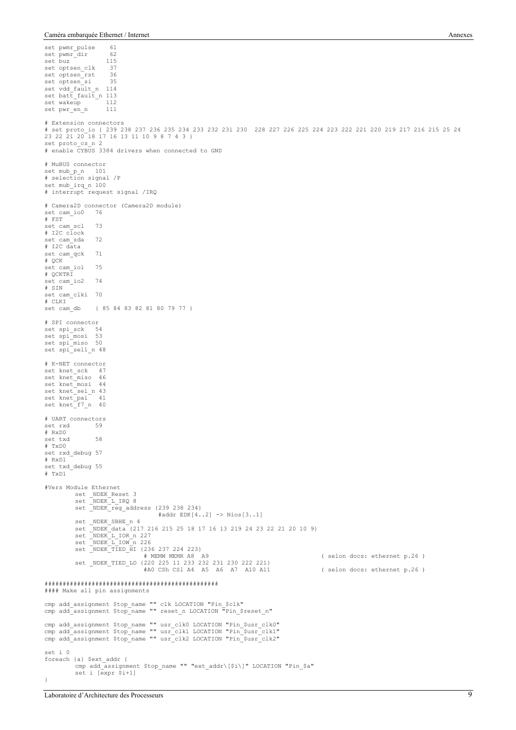```
set pwmr_pulse    61
set pwmr_dir      62
set buz          115
set optsen_clk    37
set optsen_rst    36
set optsen_si     35
set vdd_fault_n  114
set batt_fault_n 113
set wakeup       112
set pwr_en_n     111

# Extension connectors
# set proto_io { 239 238 237 236 235 234 233 232 231 230  228 227 226 225 224 223 222 221 220 219 217 216 215 25 24
23 22 21 20 18 17 16 13 11 10 9 8 7 4 3 }
set proto_cs_n 2
# enable CYBUS 3384 drivers when connected to GND

# MuBUS connector
set mub_p_n   101
# selection signal /P
set mub_irq_n 100
# interrupt request signal /IRQ

# Camera2D connector (Camera2D module)
set cam_io0   76
# FST
set cam_scl   73
# I2C clock
set cam_sda   72
# I2C data
set cam_qck   71
# QCK
set cam_io1   75
# QCKTRI
set cam_io2   74
# SIN
set cam_clki  70
# CLKI
set cam_db    { 85 84 83 82 81 80 79 77 }

# SPI connector
set spi_sck   54
set spi_mosi  53
set spi_miso  50
set spi_sel1_n 48

# K-NET connector
set knet_sck   47
set knet_miso  46
set knet_mosi  44
set knet_sel_n 43
set knet_pai   41
set knet_f7_n  40

# UART connectors
set rxd       59
# RxD0
set txd       58
# TxD0
set rxd_debug 57
# RxD1
set txd_debug 55
# TxD1

#Vers Module Ethernet
        set _NDEK_Reset 3
        set _NDEK_L_IRQ 8
        set _NDEK_reg_address {239 238 234}
                                #addr EDK[4..2] -> Nios[3..1]
        set _NDEK_SBHE_n 4
        set _NDEK_data {217 216 215 25 18 17 16 13 219 24 23 22 21 20 10 9}
        set _NDEK_L_IOR_n 227
        set _NDEK_L_IOW_n 226
        set _NDEK_TIED_HI {236 237 224 223}
                            # MEMW MEMR A8  A9                              ( selon docs: ethernet p.26 )
        set _NDEK_TIED_LO {220 225 11 233 232 231 230 222 221}
                            #A0 CSh CS1 A4  A5  A6  A7  A10 A11             ( selon docs: ethernet p.26 )

##############################################
#### Make all pin assignments

cmp add_assignment $top_name "" clk LOCATION "Pin_$clk"
cmp add_assignment $top_name "" reset_n LOCATION "Pin_$reset_n"

cmp add_assignment $top_name "" usr_clk0 LOCATION "Pin_$usr_clk0"
cmp add_assignment $top_name "" usr_clk1 LOCATION "Pin_$usr_clk1"
cmp add_assignment $top_name "" usr_clk2 LOCATION "Pin_$usr_clk2"

set i 0
foreach {a} $ext_addr {
        cmp add_assignment $top_name "" "ext_addr\[$i\]" LOCATION "Pin_$a"
        set i [expr $i+1]
}
```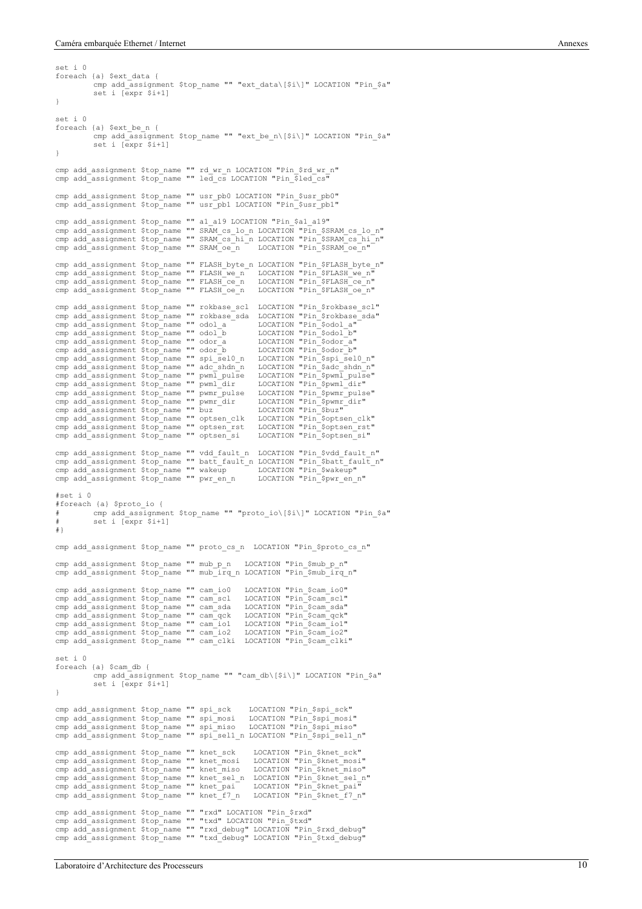```
set i 0
foreach {a} $ext_data {
        cmp add_assignment $top_name "" "ext_data\[$i\]" LOCATION "Pin_$a"
        set i [expr $i+1]
}

set i 0
foreach {a} $ext_be_n {
        cmp add_assignment $top_name "" "ext_be_n\[$i\]" LOCATION "Pin_$a"
        set i [expr $i+1]
}

cmp add_assignment $top_name "" rd_wr_n LOCATION "Pin_$rd_wr_n"
cmp add_assignment $top_name "" led_cs LOCATION "Pin_$led_cs"

cmp add_assignment $top_name "" usr_pb0 LOCATION "Pin_$usr_pb0"
cmp add_assignment $top_name "" usr_pb1 LOCATION "Pin_$usr_pb1"

cmp add_assignment $top_name "" a1_a19 LOCATION "Pin_$a1_a19"
cmp add_assignment $top_name "" SRAM_cs_lo_n LOCATION "Pin_$SRAM_cs_lo_n"
cmp add_assignment $top_name "" SRAM_cs_hi_n LOCATION "Pin_$SRAM_cs_hi_n"
cmp add_assignment $top_name "" SRAM_oe_n    LOCATION "Pin_$SRAM_oe_n"

cmp add_assignment $top_name "" FLASH_byte_n LOCATION "Pin_$FLASH_byte_n"
cmp add_assignment $top_name "" FLASH_we_n   LOCATION "Pin_$FLASH_we_n"
cmp add_assignment $top_name "" FLASH_ce_n   LOCATION "Pin_$FLASH_ce_n"
cmp add_assignment $top_name "" FLASH_oe_n   LOCATION "Pin_$FLASH_oe_n"

cmp add_assignment $top_name "" rokbase_scl  LOCATION "Pin_$rokbase_scl"
cmp add_assignment $top_name "" rokbase_sda  LOCATION "Pin_$rokbase_sda"
cmp add_assignment $top_name "" odol_a       LOCATION "Pin_$odol_a"
cmp add_assignment $top_name "" odol_b       LOCATION "Pin_$odol_b"
cmp add_assignment $top_name "" odor_a       LOCATION "Pin_$odor_a"
cmp add_assignment $top_name "" odor_b       LOCATION "Pin_$odor_b"
cmp add_assignment $top_name "" spi_sel0_n   LOCATION "Pin_$spi_sel0_n"
cmp add_assignment $top_name "" adc_shdn_n   LOCATION "Pin_$adc_shdn_n"
cmp add_assignment $top_name "" pwml_pulse   LOCATION "Pin_$pwml_pulse"
cmp add_assignment $top_name "" pwml_dir     LOCATION "Pin_$pwml_dir"
cmp add_assignment $top_name "" pwmr_pulse   LOCATION "Pin_$pwmr_pulse"
cmp add_assignment $top_name "" pwmr_dir     LOCATION "Pin_$pwmr_dir"
cmp add_assignment $top_name "" buz          LOCATION "Pin_$buz"
cmp add_assignment $top_name "" optsen_clk   LOCATION "Pin_$optsen_clk"
cmp add_assignment $top_name "" optsen_rst   LOCATION "Pin_$optsen_rst"
cmp add_assignment $top_name "" optsen_si    LOCATION "Pin_$optsen_si"

cmp add_assignment $top_name "" vdd_fault_n  LOCATION "Pin_$vdd_fault_n"
cmp add_assignment $top_name "" batt_fault_n LOCATION "Pin_$batt_fault_n"
cmp add_assignment $top_name "" wakeup       LOCATION "Pin_$wakeup"
cmp add_assignment $top_name "" pwr_en_n     LOCATION "Pin_$pwr_en_n"

#set i 0
#foreach {a} $proto_io {
#       cmp add_assignment $top_name "" "proto_io\[$i\]" LOCATION "Pin_$a"
#       set i [expr $i+1]
#}

cmp add_assignment $top_name "" proto_cs_n  LOCATION "Pin_$proto_cs_n"

cmp add_assignment $top_name "" mub_p_n   LOCATION "Pin_$mub_p_n"
cmp add_assignment $top_name "" mub_irq_n LOCATION "Pin_$mub_irq_n"

cmp add_assignment $top_name "" cam_io0   LOCATION "Pin_$cam_io0"
cmp add_assignment $top_name "" cam_scl   LOCATION "Pin_$cam_scl"
cmp add_assignment $top_name "" cam_sda   LOCATION "Pin_$cam_sda"
cmp add_assignment $top_name "" cam_qck   LOCATION "Pin_$cam_qck"
cmp add_assignment $top_name "" cam_io1   LOCATION "Pin_$cam_io1"
cmp add_assignment $top_name "" cam_io2   LOCATION "Pin_$cam_io2"
cmp add_assignment $top_name "" cam_clki  LOCATION "Pin_$cam_clki"

set i 0
foreach {a} $cam_db {
        cmp add_assignment $top_name "" "cam_db\[$i\]" LOCATION "Pin_$a"
        set i [expr $i+1]
}

cmp add_assignment $top_name "" spi_sck    LOCATION "Pin_$spi_sck"
cmp add_assignment $top_name "" spi_mosi   LOCATION "Pin_$spi_mosi"
cmp add_assignment $top_name "" spi_miso   LOCATION "Pin_$spi_miso"
cmp add_assignment $top_name "" spi_sel1_n LOCATION "Pin_$spi_sel1_n"

cmp add_assignment $top_name "" knet_sck    LOCATION "Pin_$knet_sck"
cmp add_assignment $top_name "" knet_mosi   LOCATION "Pin_$knet_mosi"
cmp add_assignment $top_name "" knet_miso   LOCATION "Pin_$knet_miso"
cmp add_assignment $top_name "" knet_sel_n  LOCATION "Pin_$knet_sel_n"
cmp add_assignment $top_name "" knet_pai    LOCATION "Pin_$knet_pai"
cmp add_assignment $top_name "" knet_f7_n   LOCATION "Pin_$knet_f7_n"

cmp add_assignment $top_name "" "rxd" LOCATION "Pin_$rxd"
cmp add_assignment $top_name "" "txd" LOCATION "Pin_$txd"
cmp add_assignment $top_name "" "rxd_debug" LOCATION "Pin_$rxd_debug"
cmp add_assignment $top_name "" "txd_debug" LOCATION "Pin_$txd_debug"
```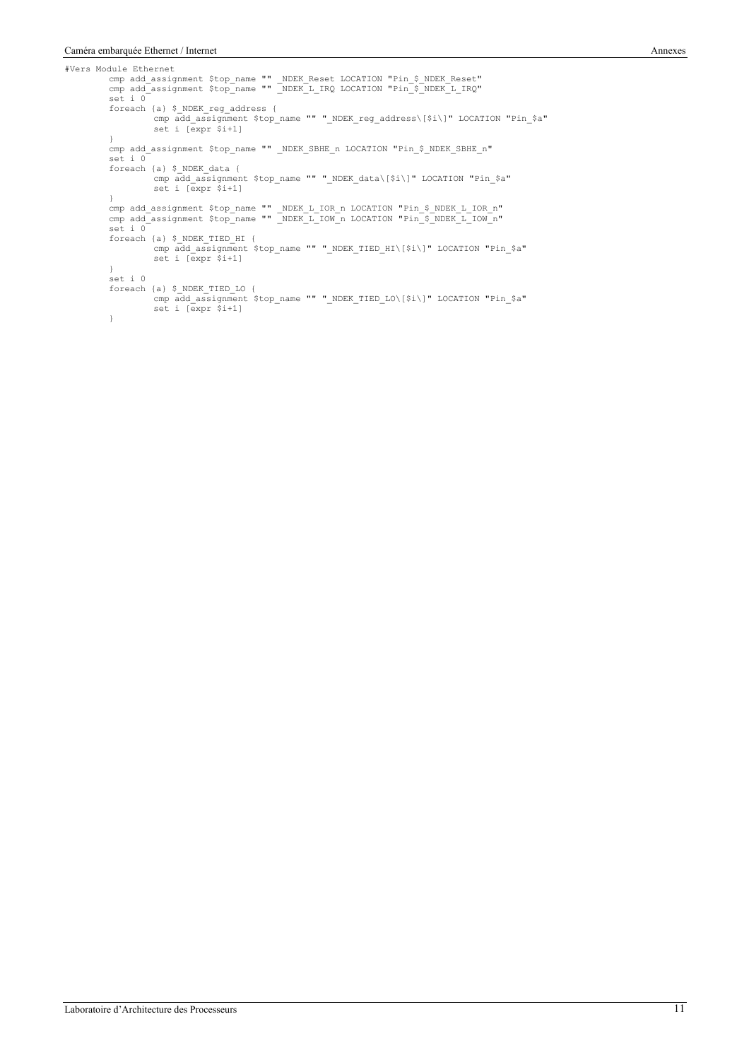```
#Vers Module Ethernet
	cmp add_assignment $top_name "" _NDEK_Reset LOCATION "Pin_$_NDEK_Reset"
	cmp add_assignment $top_name "" _NDEK_L_IRQ LOCATION "Pin_$_NDEK_L_IRQ"
	set i 0
	foreach {a} $_NDEK_reg_address {
		cmp add_assignment $top_name "" "_NDEK_reg_address\[$i\]" LOCATION "Pin_$a"
		set i [expr $i+1]
	}
	cmp add_assignment $top_name "" _NDEK_SBHE_n LOCATION "Pin_$_NDEK_SBHE_n"
	set i 0
	foreach {a} $_NDEK_data {
		cmp add_assignment $top_name "" "_NDEK_data\[$i\]" LOCATION "Pin_$a"
		set i [expr $i+1]
	}
	cmp add_assignment $top_name "" _NDEK_L_IOR_n LOCATION "Pin_$_NDEK_L_IOR_n"
	cmp add_assignment $top_name "" _NDEK_L_IOW_n LOCATION "Pin_$_NDEK_L_IOW_n"
	set i 0
	foreach {a} $_NDEK_TIED_HI {
		cmp add_assignment $top_name "" "_NDEK_TIED_HI\[$i\]" LOCATION "Pin_$a"
		set i [expr $i+1]
	}
	set i 0
	foreach {a} $_NDEK_TIED_LO {
		cmp add_assignment $top_name "" "_NDEK_TIED_LO\[$i\]" LOCATION "Pin_$a"
		set i [expr $i+1]
	}
```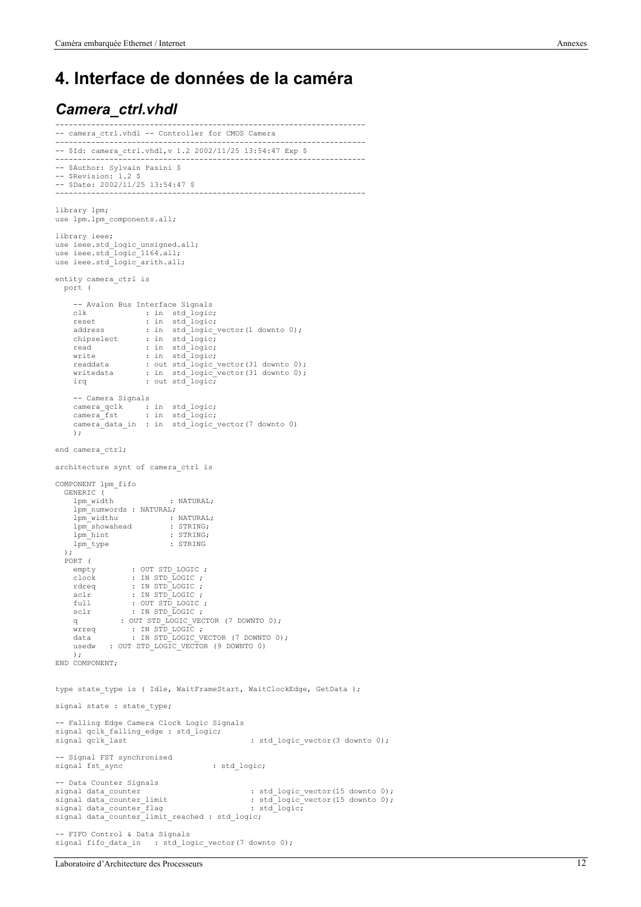# 4. Interface de données de la caméra

## *Camera_ctrl.vhdl*

```
---------------------------------------------------------------------
-- camera_ctrl.vhdl -- Controller for CMOS Camera
---------------------------------------------------------------------
-- $Id: camera_ctrl.vhdl,v 1.2 2002/11/25 13:54:47 Exp $
---------------------------------------------------------------------
-- $Author: Sylvain Pasini $
-- $Revision: 1.2 $
-- $Date: 2002/11/25 13:54:47 $
---------------------------------------------------------------------

library lpm;
use lpm.lpm_components.all;

library ieee;
use ieee.std_logic_unsigned.all;
use ieee.std_logic_1164.all;
use ieee.std_logic_arith.all;

entity camera_ctrl is
  port (

    -- Avalon Bus Interface Signals
    clk            : in  std_logic;
    reset          : in  std_logic;
    address        : in  std_logic_vector(1 downto 0);
    chipselect     : in  std_logic;
    read           : in  std_logic;
    write          : in  std_logic;
    readdata       : out std_logic_vector(31 downto 0);
    writedata      : in  std_logic_vector(31 downto 0);
    irq            : out std_logic;

    -- Camera Signals
    camera_qclk    : in  std_logic;
    camera_fst     : in  std_logic;
    camera_data_in  : in  std_logic_vector(7 downto 0)
    );

end camera_ctrl;

architecture synt of camera_ctrl is

COMPONENT lpm_fifo
  GENERIC (
    lpm_width           : NATURAL;
    lpm_numwords : NATURAL;
    lpm_widthu          : NATURAL;
    lpm_showahead       : STRING;
    lpm_hint            : STRING;
    lpm_type            : STRING
  );
  PORT (
    empty       : OUT STD_LOGIC ;
    clock       : IN STD_LOGIC ;
    rdreq       : IN STD_LOGIC ;
    aclr        : IN STD_LOGIC ;
    full        : OUT STD_LOGIC ;
    sclr        : IN STD_LOGIC ;
    q         : OUT STD_LOGIC_VECTOR (7 DOWNTO 0);
    wrreq       : IN STD_LOGIC ;
    data        : IN STD_LOGIC_VECTOR (7 DOWNTO 0);
    usedw   : OUT STD_LOGIC_VECTOR (9 DOWNTO 0)
    );
END COMPONENT;


type state_type is ( Idle, WaitFrameStart, WaitClockEdge, GetData );

signal state : state_type;

-- Falling Edge Camera Clock Logic Signals
signal qclk_falling_edge : std_logic;
signal qclk_last                         : std_logic_vector(3 downto 0);

-- Signal FST synchronised
signal fst_sync                   : std_logic;

-- Data Counter Signals
signal data_counter                      : std_logic_vector(15 downto 0);
signal data_counter_limit                : std_logic_vector(15 downto 0);
signal data_counter_flag                 : std_logic;
signal data_counter_limit_reached : std_logic;

-- FIFO Control & Data Signals
signal fifo_data_in   : std_logic_vector(7 downto 0);
```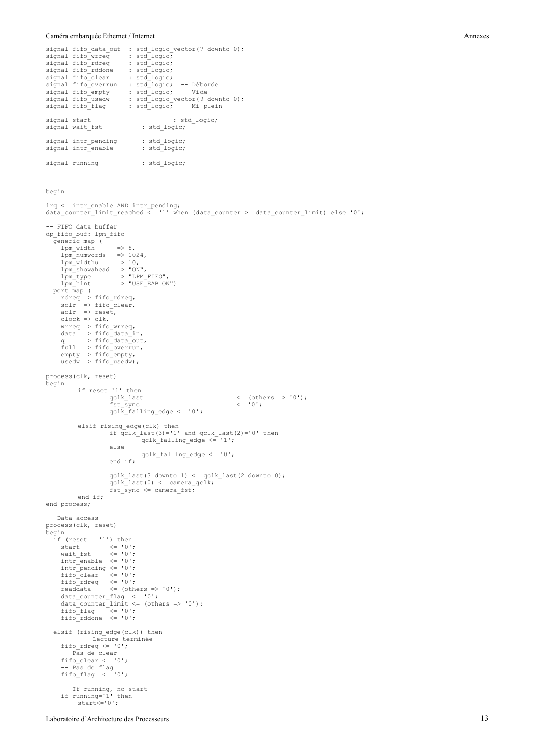```
signal fifo_data_out  : std_logic_vector(7 downto 0);
signal fifo_wrreq     : std_logic;
signal fifo_rdreq     : std_logic;
signal fifo_rddone    : std_logic;
signal fifo_clear     : std_logic;
signal fifo_overrun   : std_logic;  -- Déborde
signal fifo_empty     : std_logic;  -- Vide
signal fifo_usedw     : std_logic_vector(9 downto 0);
signal fifo_flag      : std_logic;  -- Mi-plein

signal start                    : std_logic;
signal wait_fst           : std_logic;

signal intr_pending       : std_logic;
signal intr_enable        : std_logic;

signal running            : std_logic;



begin

irq <= intr_enable AND intr_pending;
data_counter_limit_reached <= '1' when (data_counter >= data_counter_limit) else '0';

-- FIFO data buffer
dp_fifo_buf: lpm_fifo
  generic map (
    lpm_width      => 8,
    lpm_numwords   => 1024,
    lpm_widthu     => 10,
    lpm_showahead  => "ON",
    lpm_type       => "LPM_FIFO",
    lpm_hint       => "USE_EAB=ON")
  port map (
    rdreq => fifo_rdreq,
    sclr  => fifo_clear,
    aclr  => reset,
    clock => clk,
    wrreq => fifo_wrreq,
    data  => fifo_data_in,
    q     => fifo_data_out,
    full  => fifo_overrun,
    empty => fifo_empty,
    usedw => fifo_usedw);

process(clk, reset)
begin
        if reset='1' then
                qclk_last                       <= (others => '0');
                fst_sync                        <= '0';
                qclk_falling_edge <= '0';

        elsif rising_edge(clk) then
                if qclk_last(3)='1' and qclk_last(2)='0' then
                        qclk_falling_edge <= '1';
                else
                        qclk_falling_edge <= '0';
                end if;

                qclk_last(3 downto 1) <= qclk_last(2 downto 0);
                qclk_last(0) <= camera_qclk;
                fst_sync <= camera_fst;
        end if;
end process;

-- Data access
process(clk, reset)
begin
  if (reset = '1') then
    start        <= '0';
    wait_fst     <= '0';
    intr_enable  <= '0';
    intr_pending <= '0';
    fifo_clear   <= '0';
    fifo_rdreq   <= '0';
    readdata     <= (others => '0');
    data_counter_flag  <= '0';
    data_counter_limit <= (others => '0');
    fifo_flag    <= '0';
    fifo_rddone  <= '0';

  elsif (rising_edge(clk)) then
         -- Lecture terminée
    fifo_rdreq <= '0';
    -- Pas de clear
    fifo_clear <= '0';
    -- Pas de flag
    fifo_flag  <= '0';

    -- If running, no start
    if running='1' then
        start<='0';
```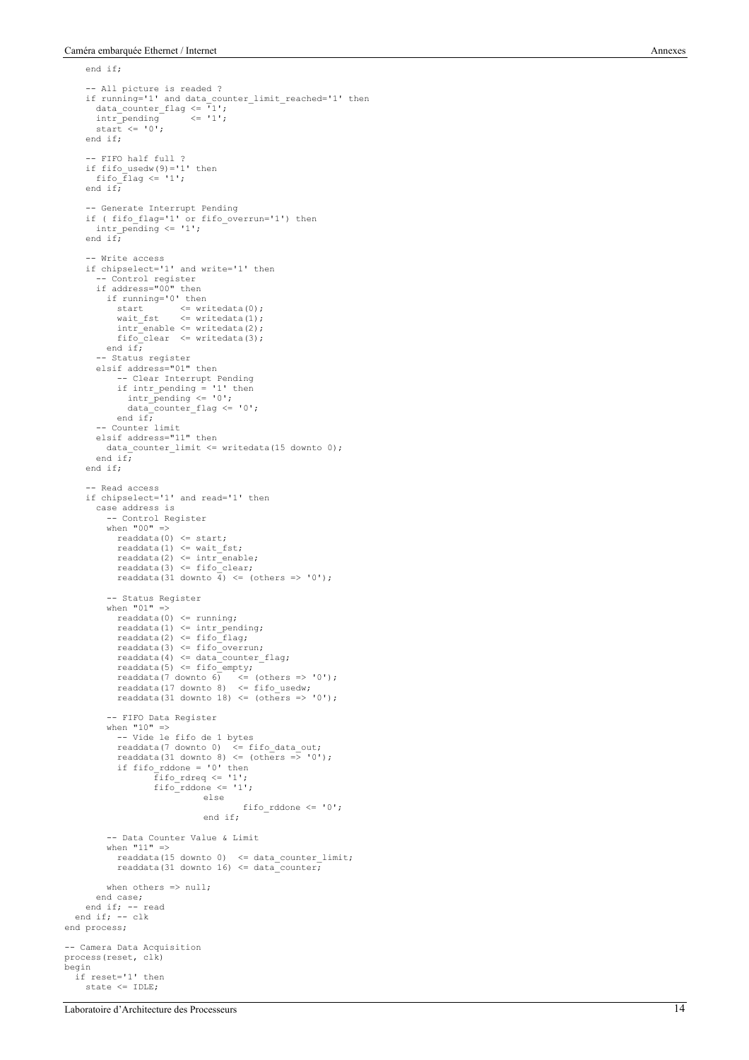```
    end if;

    -- All picture is readed ?
    if running='1' and data_counter_limit_reached='1' then
      data_counter_flag <= '1';
      intr_pending      <= '1';
      start <= '0';
    end if;

    -- FIFO half full ?
    if fifo_usedw(9)='1' then
      fifo_flag <= '1';
    end if;

    -- Generate Interrupt Pending
    if ( fifo_flag='1' or fifo_overrun='1') then
      intr_pending <= '1';
    end if;

    -- Write access
    if chipselect='1' and write='1' then
      -- Control register
      if address="00" then
        if running='0' then
          start       <= writedata(0);
          wait_fst    <= writedata(1);
          intr_enable <= writedata(2);
          fifo_clear  <= writedata(3);
        end if;
      -- Status register
      elsif address="01" then
          -- Clear Interrupt Pending
          if intr_pending = '1' then
            intr_pending <= '0';
            data_counter_flag <= '0';
          end if;
      -- Counter limit
      elsif address="11" then
        data_counter_limit <= writedata(15 downto 0);
      end if;
    end if;

    -- Read access
    if chipselect='1' and read='1' then
      case address is
        -- Control Register
        when "00" =>
          readdata(0) <= start;
          readdata(1) <= wait_fst;
          readdata(2) <= intr_enable;
          readdata(3) <= fifo_clear;
          readdata(31 downto 4) <= (others => '0');

        -- Status Register
        when "01" =>
          readdata(0) <= running;
          readdata(1) <= intr_pending;
          readdata(2) <= fifo_flag;
          readdata(3) <= fifo_overrun;
          readdata(4) <= data_counter_flag;
          readdata(5) <= fifo_empty;
          readdata(7 downto 6)   <= (others => '0');
          readdata(17 downto 8)  <= fifo_usedw;
          readdata(31 downto 18) <= (others => '0');

        -- FIFO Data Register
        when "10" =>
          -- Vide le fifo de 1 bytes
          readdata(7 downto 0)  <= fifo_data_out;
          readdata(31 downto 8) <= (others => '0');
          if fifo_rddone = '0' then
                fifo_rdreq <= '1';
                fifo_rddone <= '1';
                          else
                                  fifo_rddone <= '0';
                          end if;

        -- Data Counter Value & Limit
        when "11" =>
          readdata(15 downto 0)  <= data_counter_limit;
          readdata(31 downto 16) <= data_counter;

        when others => null;
      end case;
    end if; -- read
  end if; -- clk
end process;

-- Camera Data Acquisition
process(reset, clk)
begin
  if reset='1' then
    state <= IDLE;
```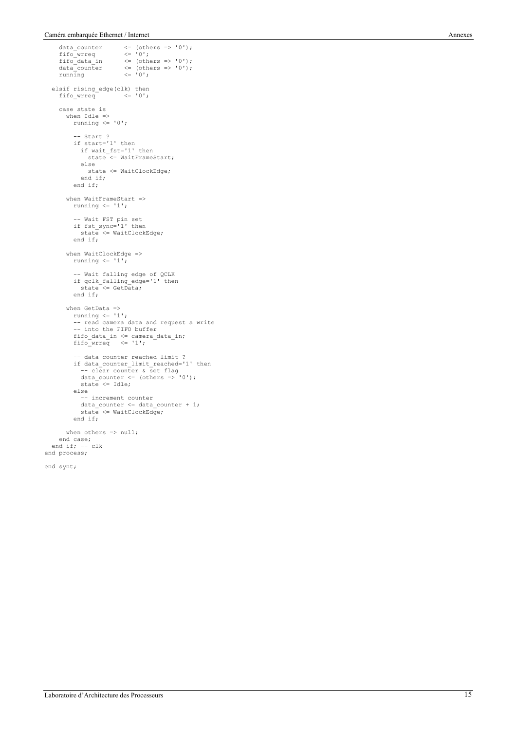```
    data_counter      <= (others => '0');
    fifo_wrreq        <= '0';
    fifo_data_in      <= (others => '0');
    data_counter      <= (others => '0');
    running           <= '0';

  elsif rising_edge(clk) then
    fifo_wrreq        <= '0';

    case state is
      when Idle =>
        running <= '0';

        -- Start ?
        if start='1' then
          if wait_fst='1' then
            state <= WaitFrameStart;
          else
            state <= WaitClockEdge;
          end if;
        end if;

      when WaitFrameStart =>
        running <= '1';

        -- Wait FST pin set
        if fst_sync='1' then
          state <= WaitClockEdge;
        end if;

      when WaitClockEdge =>
        running <= '1';

        -- Wait falling edge of QCLK
        if qclk_falling_edge='1' then
          state <= GetData;
        end if;

      when GetData =>
        running <= '1';
        -- read camera data and request a write
        -- into the FIFO buffer
        fifo_data_in <= camera_data_in;
        fifo_wrreq   <= '1';

        -- data counter reached limit ?
        if data_counter_limit_reached='1' then
          -- clear counter & set flag
          data_counter <= (others => '0');
          state <= Idle;
        else
          -- increment counter
          data_counter <= data_counter + 1;
          state <= WaitClockEdge;
        end if;

      when others => null;
    end case;
  end if; -- clk
end process;

end synt;
```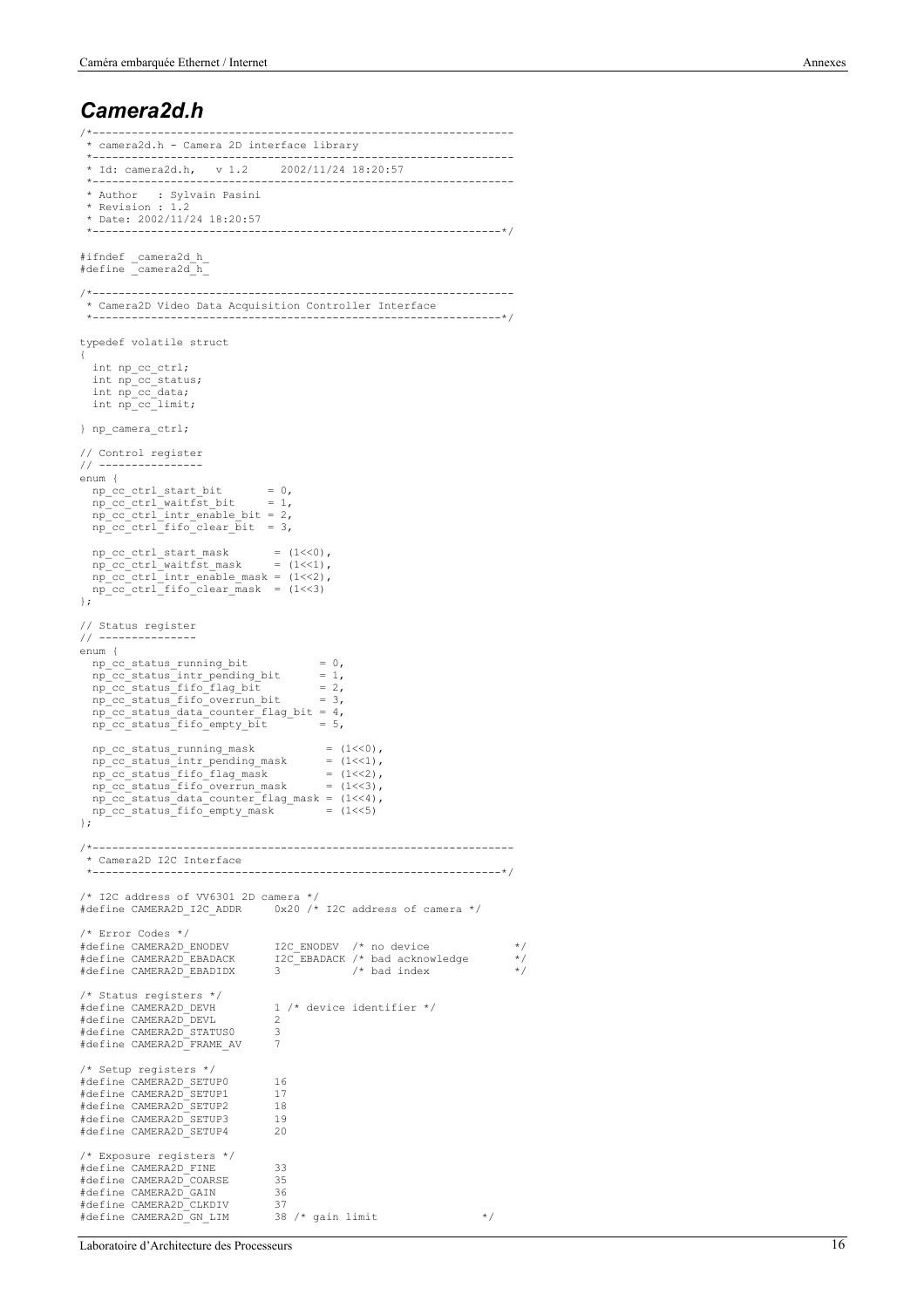# *Camera2d.h*

```
/*-----------------------------------------------------------------
 * camera2d.h - Camera 2D interface library
 *-----------------------------------------------------------------
 * Id: camera2d.h,   v 1.2     2002/11/24 18:20:57
 *-----------------------------------------------------------------
 * Author   : Sylvain Pasini
 * Revision : 1.2
 * Date: 2002/11/24 18:20:57
 *---------------------------------------------------------------*/

#ifndef _camera2d_h_
#define _camera2d_h_

/*-----------------------------------------------------------------
 * Camera2D Video Data Acquisition Controller Interface
 *---------------------------------------------------------------*/

typedef volatile struct
{
  int np_cc_ctrl;
  int np_cc_status;
  int np_cc_data;
  int np_cc_limit;

} np_camera_ctrl;

// Control register
// ----------------
enum {
  np_cc_ctrl_start_bit       = 0,
  np_cc_ctrl_waitfst_bit     = 1,
  np_cc_ctrl_intr_enable_bit = 2,
  np_cc_ctrl_fifo_clear_bit  = 3,

  np_cc_ctrl_start_mask       = (1<<0),
  np_cc_ctrl_waitfst_mask     = (1<<1),
  np_cc_ctrl_intr_enable_mask = (1<<2),
  np_cc_ctrl_fifo_clear_mask  = (1<<3)
};

// Status register
// ---------------
enum {
  np_cc_status_running_bit           = 0,
  np_cc_status_intr_pending_bit      = 1,
  np_cc_status_fifo_flag_bit         = 2,
  np_cc_status_fifo_overrun_bit      = 3,
  np_cc_status_data_counter_flag_bit = 4,
  np_cc_status_fifo_empty_bit        = 5,

  np_cc_status_running_mask           = (1<<0),
  np_cc_status_intr_pending_mask      = (1<<1),
  np_cc_status_fifo_flag_mask         = (1<<2),
  np_cc_status_fifo_overrun_mask      = (1<<3),
  np_cc_status_data_counter_flag_mask = (1<<4),
  np_cc_status_fifo_empty_mask        = (1<<5)
};

/*-----------------------------------------------------------------
 * Camera2D I2C Interface
 *---------------------------------------------------------------*/

/* I2C address of VV6301 2D camera */
#define CAMERA2D_I2C_ADDR     0x20 /* I2C address of camera */

/* Error Codes */
#define CAMERA2D_ENODEV       I2C_ENODEV  /* no device             */
#define CAMERA2D_EBADACK      I2C_EBADACK /* bad acknowledge       */
#define CAMERA2D_EBADIDX      3           /* bad index             */

/* Status registers */
#define CAMERA2D_DEVH         1 /* device identifier */
#define CAMERA2D_DEVL         2
#define CAMERA2D_STATUS0      3
#define CAMERA2D_FRAME_AV     7

/* Setup registers */
#define CAMERA2D_SETUP0       16
#define CAMERA2D_SETUP1       17
#define CAMERA2D_SETUP2       18
#define CAMERA2D_SETUP3       19
#define CAMERA2D_SETUP4       20

/* Exposure registers */
#define CAMERA2D_FINE         33
#define CAMERA2D_COARSE       35
#define CAMERA2D_GAIN         36
#define CAMERA2D_CLKDIV       37
#define CAMERA2D_GN_LIM       38 /* gain limit              */
```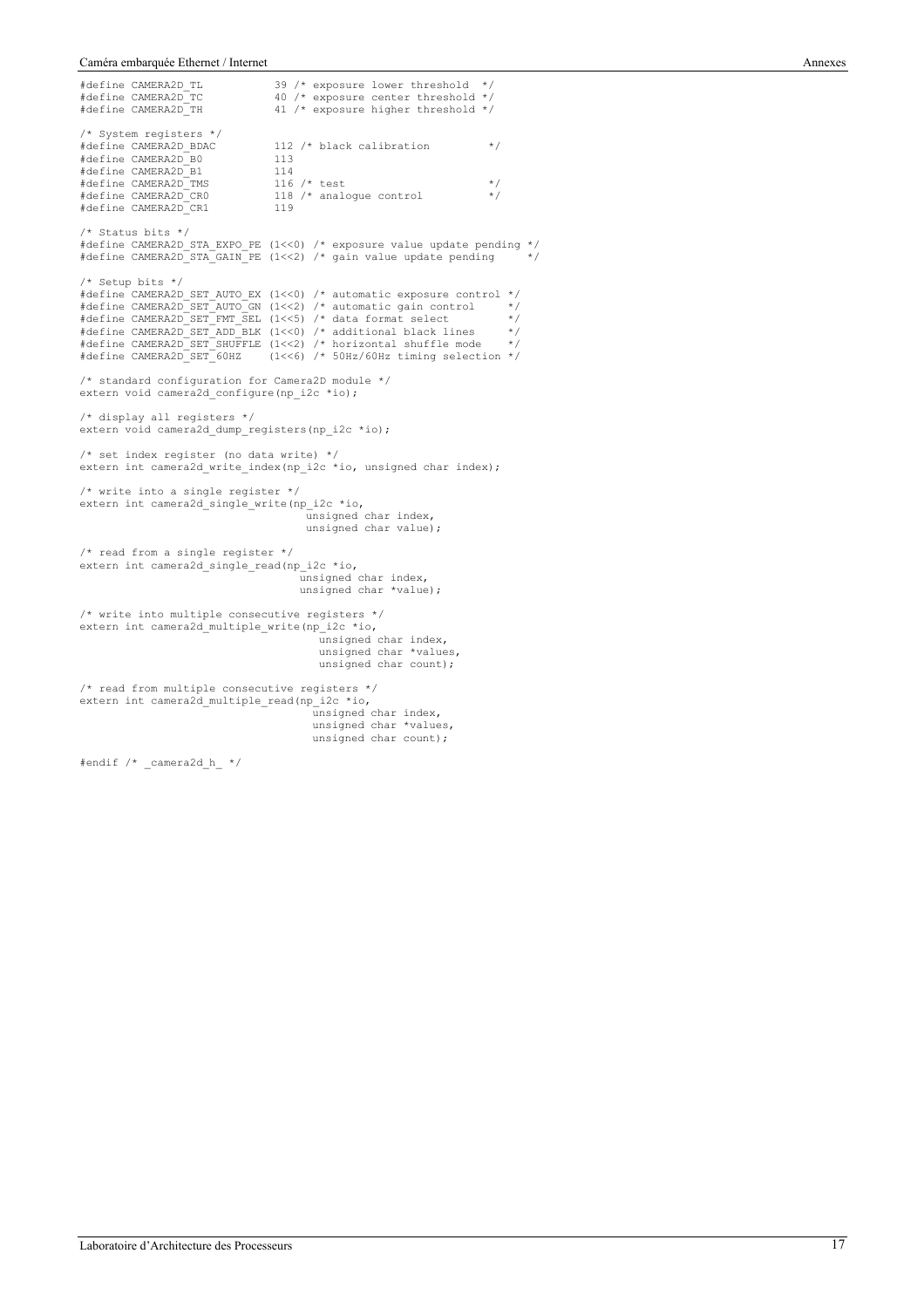```
#define CAMERA2D_TL            39 /* exposure lower threshold  */
#define CAMERA2D_TC            40 /* exposure center threshold */
#define CAMERA2D_TH            41 /* exposure higher threshold */

/* System registers */
#define CAMERA2D_BDAC         112 /* black calibration         */
#define CAMERA2D_B0           113
#define CAMERA2D_B1           114
#define CAMERA2D_TMS          116 /* test                      */
#define CAMERA2D_CR0          118 /* analogue control          */
#define CAMERA2D_CR1          119

/* Status bits */
#define CAMERA2D_STA_EXPO_PE (1<<0) /* exposure value update pending */
#define CAMERA2D_STA_GAIN_PE (1<<2) /* gain value update pending     */

/* Setup bits */
#define CAMERA2D_SET_AUTO_EX (1<<0) /* automatic exposure control */
#define CAMERA2D_SET_AUTO_GN (1<<2) /* automatic gain control     */
#define CAMERA2D_SET_FMT_SEL (1<<5) /* data format select         */
#define CAMERA2D_SET_ADD_BLK (1<<0) /* additional black lines     */
#define CAMERA2D_SET_SHUFFLE (1<<2) /* horizontal shuffle mode    */
#define CAMERA2D_SET_60HZ    (1<<6) /* 50Hz/60Hz timing selection */

/* standard configuration for Camera2D module */
extern void camera2d_configure(np_i2c *io);

/* display all registers */
extern void camera2d_dump_registers(np_i2c *io);

/* set index register (no data write) */
extern int camera2d_write_index(np_i2c *io, unsigned char index);

/* write into a single register */
extern int camera2d_single_write(np_i2c *io,
                                 unsigned char index,
                                 unsigned char value);

/* read from a single register */
extern int camera2d_single_read(np_i2c *io,
                                unsigned char index,
                                unsigned char *value);

/* write into multiple consecutive registers */
extern int camera2d_multiple_write(np_i2c *io,
                                   unsigned char index,
                                   unsigned char *values,
                                   unsigned char count);

/* read from multiple consecutive registers */
extern int camera2d_multiple_read(np_i2c *io,
                                  unsigned char index,
                                  unsigned char *values,
                                  unsigned char count);

#endif /* _camera2d_h_ */
```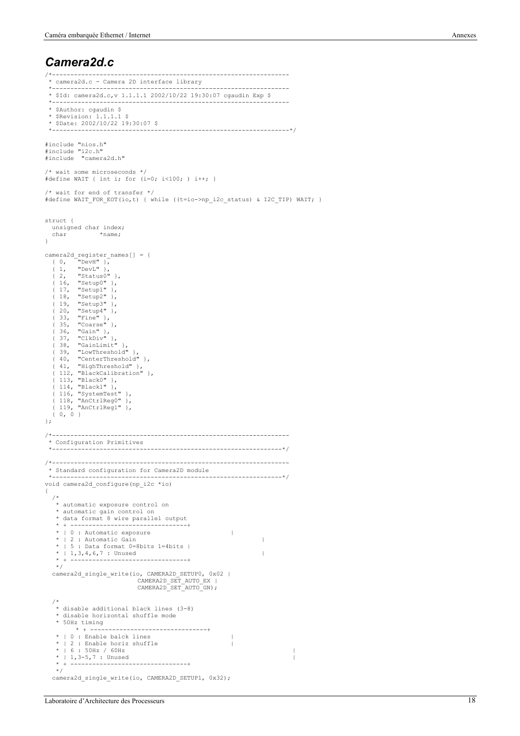## *Camera2d.c*

```
/*-----------------------------------------------------------------
 * camera2d.c - Camera 2D interface library
 *-----------------------------------------------------------------
 * $Id: camera2d.c,v 1.1.1.1 2002/10/22 19:30:07 cgaudin Exp $
 *-----------------------------------------------------------------
 * $Author: cgaudin $
 * $Revision: 1.1.1.1 $
 * $Date: 2002/10/22 19:30:07 $
 *---------------------------------------------------------------*/

#include "nios.h"
#include "i2c.h"
#include  "camera2d.h"

/* wait some microseconds */
#define WAIT { int i; for (i=0; i<100; ) i++; }

/* wait for end of transfer */
#define WAIT_FOR_EOT(io,t) { while ((t=io->np_i2c_status) & I2C_TIP) WAIT; }


struct {
  unsigned char index;
  char          *name;
}

camera2d_register_names[] = {
  { 0,   "DevH" },
  { 1,   "DevL" },
  { 2,   "Status0" },
  { 16,  "Setup0" },
  { 17,  "Setup1" },
  { 18,  "Setup2" },
  { 19,  "Setup3" },
  { 20,  "Setup4" },
  { 33,  "Fine" },
  { 35,  "Coarse" },
  { 36,  "Gain" },
  { 37,  "ClkDiv" },
  { 38,  "GainLimit" },
  { 39,  "LowThreshold" },
  { 40,  "CenterThreshold" },
  { 41,  "HighThreshold" },
  { 112, "BlackCalibration" },
  { 113, "Black0" },
  { 114, "Black1" },
  { 116, "SystemTest" },
  { 118, "AnCtrlReg0" },
  { 119, "AnCtrlReg1" },
  { 0, 0 }
};

/*-----------------------------------------------------------------
 * Configuration Primitives
 *---------------------------------------------------------------*/

/*-----------------------------------------------------------------
 * Standard configuration for Camera2D module
 *---------------------------------------------------------------*/
void camera2d_configure(np_i2c *io)
{
  /*
   * automatic exposure control on
   * automatic gain control on
   * data format 8 wire parallel output
   * + --------------------------------+
   * | 0 : Automatic exposure                      |
   * | 2 : Automatic Gain                                      |
   * | 5 : Data format 0=8bits 1=4bits |
   * | 1,3,4,6,7 : Unused                                      |
   * + --------------------------------+
   */
  camera2d_single_write(io, CAMERA2D_SETUP0, 0x02 |
                        CAMERA2D_SET_AUTO_EX |
                        CAMERA2D_SET_AUTO_GN);

  /*
   * disable additional black lines (3-8)
   * disable horizontal shuffle mode
   * 50Hz timing
        * + --------------------------------+
   * | 0 : Enable balck lines                      |
   * | 2 : Enable horiz shuffle                    |
   * | 6 : 50Hz / 60Hz                                                 |
   * | 1,3-5,7 : Unused                                                |
   * + --------------------------------+
   */
  camera2d_single_write(io, CAMERA2D_SETUP1, 0x32);
```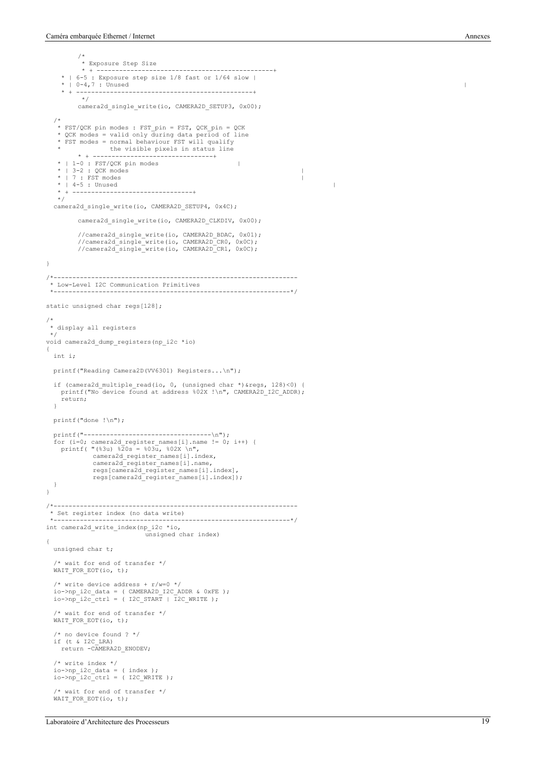```
        /*
         * Exposure Step Size
         * + -----------------------------------------------+
    * | 6-5 : Exposure step size 1/8 fast or 1/64 slow |
    * | 0-4,7 : Unused                                                                              |
    * + -----------------------------------------------+
         */
        camera2d_single_write(io, CAMERA2D_SETUP3, 0x00);

  /*
   * FST/QCK pin modes : FST_pin = FST, QCK_pin = QCK
   * QCK modes = valid only during data period of line
   * FST modes = normal behaviour FST will qualify
   *            the visible pixels in status line
        * + --------------------------------+
   * | 1-0 : FST/QCK pin modes                    |
   * | 3-2 : QCK modes                                                |
   * | 7 : FST modes                                                  |
   * | 4-5 : Unused                                                            |
   * + --------------------------------+
   */
  camera2d_single_write(io, CAMERA2D_SETUP4, 0x4C);

        camera2d_single_write(io, CAMERA2D_CLKDIV, 0x00);

        //camera2d_single_write(io, CAMERA2D_BDAC, 0x01);
        //camera2d_single_write(io, CAMERA2D_CR0, 0x0C);
        //camera2d_single_write(io, CAMERA2D_CR1, 0x0C);

}

/*----------------------------------------------------------------
 * Low-Level I2C Communication Primitives
 *--------------------------------------------------------------*/

static unsigned char regs[128];

/*
 * display all registers
 */
void camera2d_dump_registers(np_i2c *io)
{
  int i;

  printf("Reading Camera2D(VV6301) Registers...\n");

  if (camera2d_multiple_read(io, 0, (unsigned char *)&regs, 128)<0) {
    printf("No device found at address %02X !\n", CAMERA2D_I2C_ADDR);
    return;
  }

  printf("done !\n");

  printf("---------------------------------\n");
  for (i=0; camera2d_register_names[i].name != 0; i++) {
    printf( "(%3u) %20s = %03u, %02X \n",
            camera2d_register_names[i].index,
            camera2d_register_names[i].name,
            regs[camera2d_register_names[i].index],
            regs[camera2d_register_names[i].index]);
  }
}

/*----------------------------------------------------------------
 * Set register index (no data write)
 *--------------------------------------------------------------*/
int camera2d_write_index(np_i2c *io,
                          unsigned char index)
{
  unsigned char t;

  /* wait for end of transfer */
  WAIT_FOR_EOT(io, t);

  /* write device address + r/w=0 */
  io->np_i2c_data = ( CAMERA2D_I2C_ADDR & 0xFE );
  io->np_i2c_ctrl = ( I2C_START | I2C_WRITE );

  /* wait for end of transfer */
  WAIT_FOR_EOT(io, t);

  /* no device found ? */
  if (t & I2C_LRA)
    return -CAMERA2D_ENODEV;

  /* write index */
  io->np_i2c_data = ( index );
  io->np_i2c_ctrl = ( I2C_WRITE );

  /* wait for end of transfer */
  WAIT_FOR_EOT(io, t);
```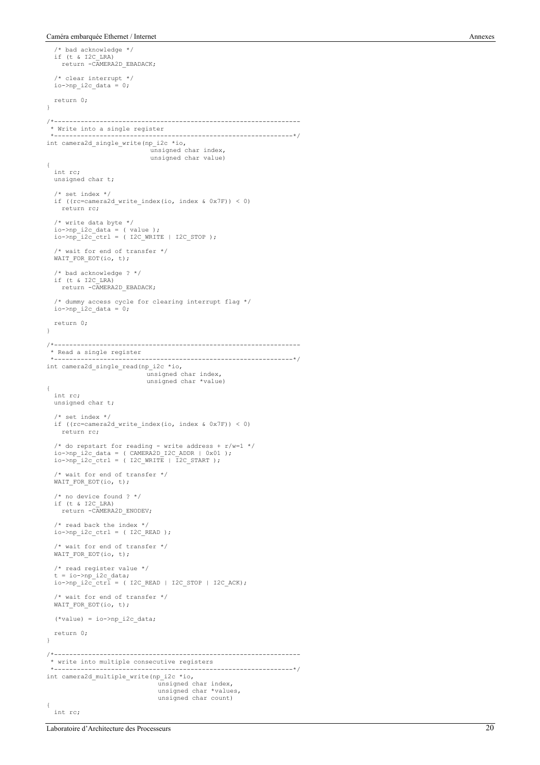```
  /* bad acknowledge */
  if (t & I2C_LRA)
    return -CAMERA2D_EBADACK;

  /* clear interrupt */
  io->np_i2c_data = 0;

  return 0;
}

/*-----------------------------------------------------------------
 * Write into a single register
 *---------------------------------------------------------------*/
int camera2d_single_write(np_i2c *io,
                          unsigned char index,
                          unsigned char value)
{
  int rc;
  unsigned char t;

  /* set index */
  if ((rc=camera2d_write_index(io, index & 0x7F)) < 0)
    return rc;

  /* write data byte */
  io->np_i2c_data = ( value );
  io->np_i2c_ctrl = ( I2C_WRITE | I2C_STOP );

  /* wait for end of transfer */
  WAIT_FOR_EOT(io, t);

  /* bad acknowledge ? */
  if (t & I2C_LRA)
    return -CAMERA2D_EBADACK;

  /* dummy access cycle for clearing interrupt flag */
  io->np_i2c_data = 0;

  return 0;
}

/*-----------------------------------------------------------------
 * Read a single register
 *---------------------------------------------------------------*/
int camera2d_single_read(np_i2c *io,
                         unsigned char index,
                         unsigned char *value)
{
  int rc;
  unsigned char t;

  /* set index */
  if ((rc=camera2d_write_index(io, index & 0x7F)) < 0)
    return rc;

  /* do repstart for reading - write address + r/w=1 */
  io->np_i2c_data = ( CAMERA2D_I2C_ADDR | 0x01 );
  io->np_i2c_ctrl = ( I2C_WRITE | I2C_START );

  /* wait for end of transfer */
  WAIT_FOR_EOT(io, t);

  /* no device found ? */
  if (t & I2C_LRA)
    return -CAMERA2D_ENODEV;

  /* read back the index */
  io->np_i2c_ctrl = ( I2C_READ );

  /* wait for end of transfer */
  WAIT_FOR_EOT(io, t);

  /* read register value */
  t = io->np_i2c_data;
  io->np_i2c_ctrl = ( I2C_READ | I2C_STOP | I2C_ACK);

  /* wait for end of transfer */
  WAIT_FOR_EOT(io, t);

  (*value) = io->np_i2c_data;

  return 0;
}

/*-----------------------------------------------------------------
 * write into multiple consecutive registers
 *---------------------------------------------------------------*/
int camera2d_multiple_write(np_i2c *io,
                            unsigned char index,
                            unsigned char *values,
                            unsigned char count)
{
  int rc;
```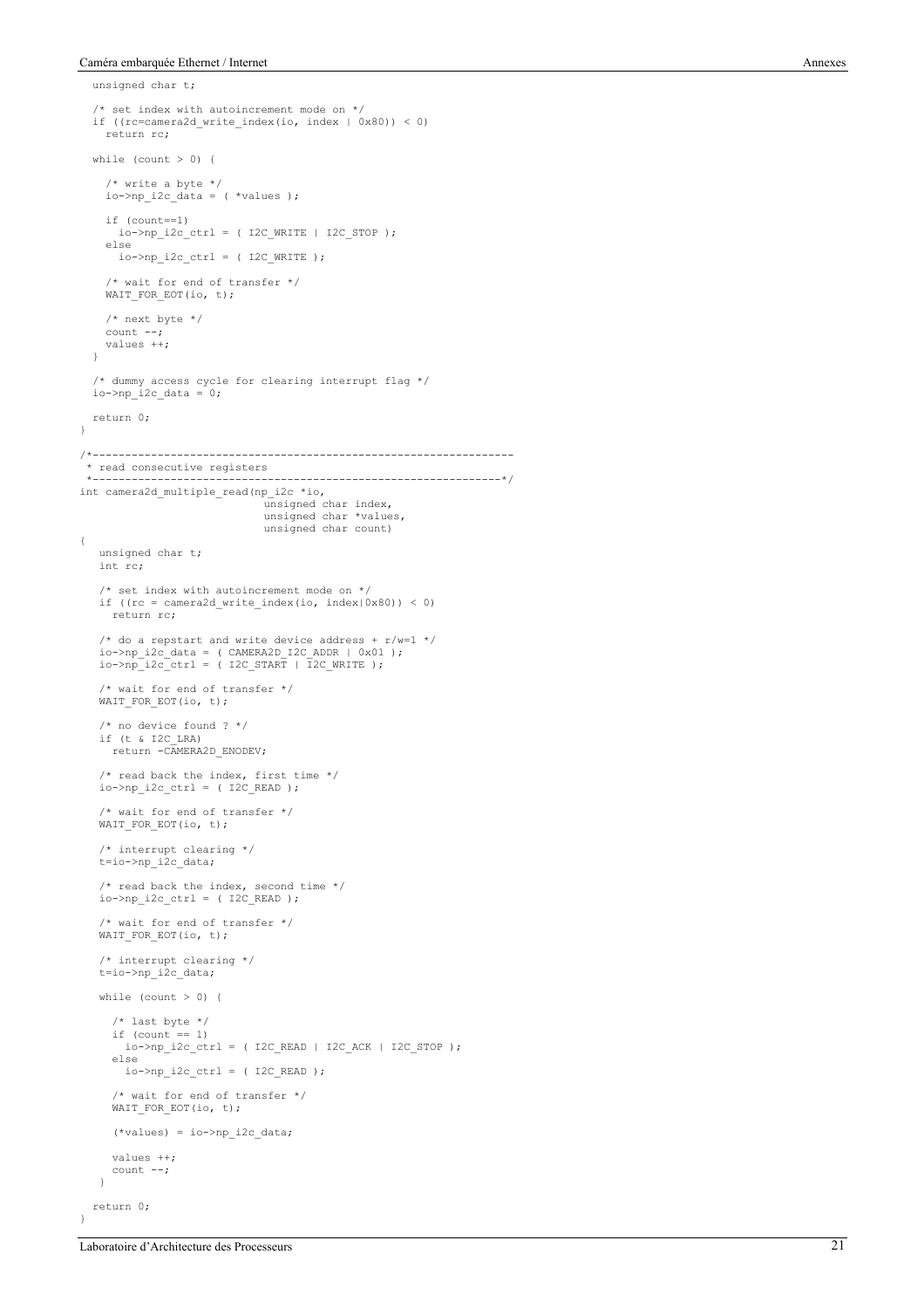```
  unsigned char t;

  /* set index with autoincrement mode on */
  if ((rc=camera2d_write_index(io, index | 0x80)) < 0)
    return rc;

  while (count > 0) {

    /* write a byte */
    io->np_i2c_data = ( *values );

    if (count==1)
      io->np_i2c_ctrl = ( I2C_WRITE | I2C_STOP );
    else
      io->np_i2c_ctrl = ( I2C_WRITE );

    /* wait for end of transfer */
    WAIT_FOR_EOT(io, t);

    /* next byte */
    count --;
    values ++;
  }

  /* dummy access cycle for clearing interrupt flag */
  io->np_i2c_data = 0;

  return 0;
}

/*---------------------------------------------------------------
 * read consecutive registers
 *--------------------------------------------------------------*/
int camera2d_multiple_read(np_i2c *io,
                            unsigned char index,
                            unsigned char *values,
                            unsigned char count)
{
   unsigned char t;
   int rc;

   /* set index with autoincrement mode on */
   if ((rc = camera2d_write_index(io, index|0x80)) < 0)
     return rc;

   /* do a repstart and write device address + r/w=1 */
   io->np_i2c_data = ( CAMERA2D_I2C_ADDR | 0x01 );
   io->np_i2c_ctrl = ( I2C_START | I2C_WRITE );

   /* wait for end of transfer */
   WAIT_FOR_EOT(io, t);

   /* no device found ? */
   if (t & I2C_LRA)
     return -CAMERA2D_ENODEV;

   /* read back the index, first time */
   io->np_i2c_ctrl = ( I2C_READ );

   /* wait for end of transfer */
   WAIT_FOR_EOT(io, t);

   /* interrupt clearing */
   t=io->np_i2c_data;

   /* read back the index, second time */
   io->np_i2c_ctrl = ( I2C_READ );

   /* wait for end of transfer */
   WAIT_FOR_EOT(io, t);

   /* interrupt clearing */
   t=io->np_i2c_data;

   while (count > 0) {

     /* last byte */
     if (count == 1)
       io->np_i2c_ctrl = ( I2C_READ | I2C_ACK | I2C_STOP );
     else
       io->np_i2c_ctrl = ( I2C_READ );

     /* wait for end of transfer */
     WAIT_FOR_EOT(io, t);

     (*values) = io->np_i2c_data;

     values ++;
     count --;
   }

  return 0;
}
```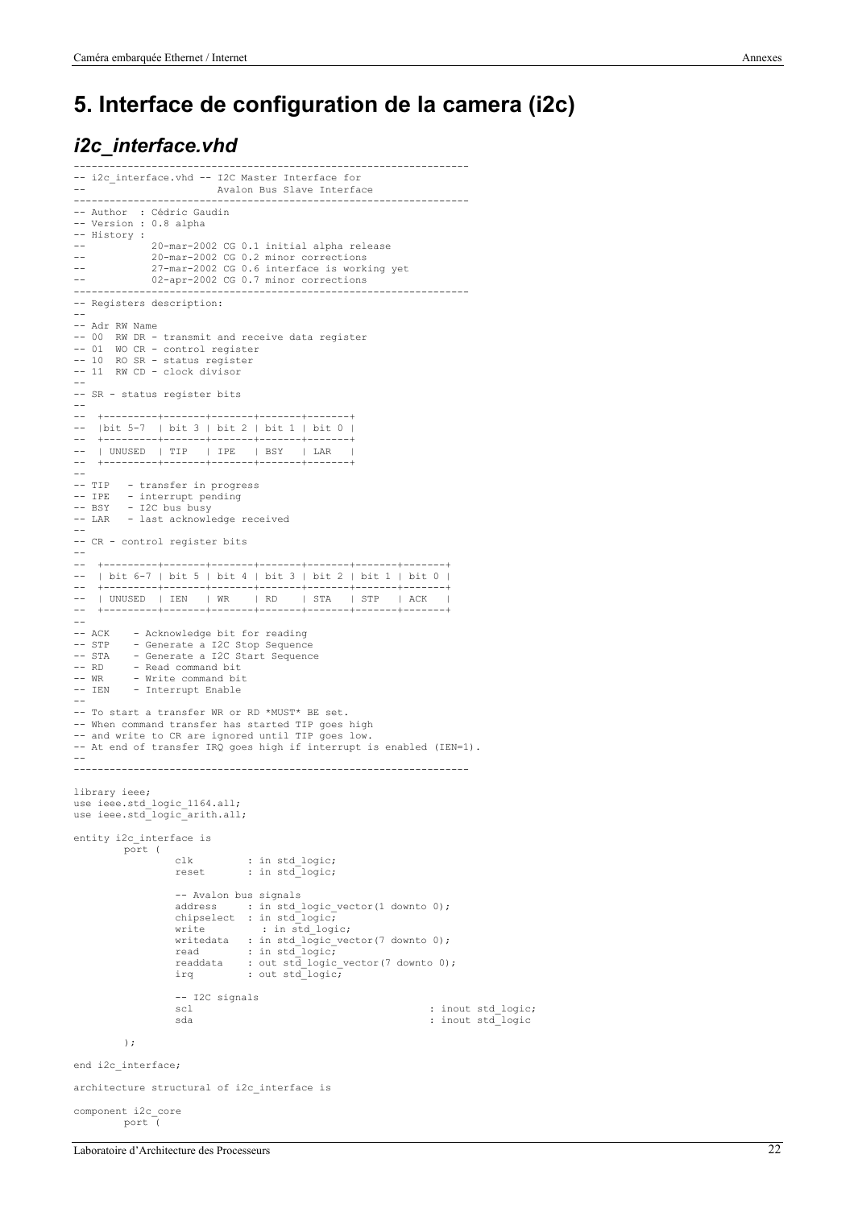# 5. Interface de configuration de la camera (i2c)

## *i2c_interface.vhd*

```
-----------------------------------------------------------------
-- i2c_interface.vhd -- I2C Master Interface for
--                       Avalon Bus Slave Interface
-----------------------------------------------------------------
-- Author  : Cédric Gaudin
-- Version : 0.8 alpha
-- History :
--           20-mar-2002 CG 0.1 initial alpha release
--           20-mar-2002 CG 0.2 minor corrections
--           27-mar-2002 CG 0.6 interface is working yet
--           02-apr-2002 CG 0.7 minor corrections
-----------------------------------------------------------------
-- Registers description:
--
-- Adr RW Name
-- 00  RW DR - transmit and receive data register
-- 01  WO CR - control register
-- 10  RO SR - status register
-- 11  RW CD - clock divisor
--
-- SR - status register bits
--
--  +---------+-------+-------+-------+-------+
--  |bit 5-7  | bit 3 | bit 2 | bit 1 | bit 0 |
--  +---------+-------+-------+-------+-------+
--  | UNUSED  | TIP   | IPE   | BSY   | LAR   |
--  +---------+-------+-------+-------+-------+
--
-- TIP   - transfer in progress
-- IPE   - interrupt pending
-- BSY   - I2C bus busy
-- LAR   - last acknowledge received
--
-- CR - control register bits
--
--  +---------+-------+-------+-------+-------+-------+-------+
--  | bit 6-7 | bit 5 | bit 4 | bit 3 | bit 2 | bit 1 | bit 0 |
--  +---------+-------+-------+-------+-------+-------+-------+
--  | UNUSED  | IEN   | WR    | RD    | STA   | STP   | ACK   |
--  +---------+-------+-------+-------+-------+-------+-------+
--
-- ACK    - Acknowledge bit for reading
-- STP    - Generate a I2C Stop Sequence
-- STA    - Generate a I2C Start Sequence
-- RD     - Read command bit
-- WR     - Write command bit
-- IEN    - Interrupt Enable
--
-- To start a transfer WR or RD *MUST* BE set.
-- When command transfer has started TIP goes high
-- and write to CR are ignored until TIP goes low.
-- At end of transfer IRQ goes high if interrupt is enabled (IEN=1).
--
-----------------------------------------------------------------

library ieee;
use ieee.std_logic_1164.all;
use ieee.std_logic_arith.all;

entity i2c_interface is
        port (
                clk         : in std_logic;
                reset       : in std_logic;

                -- Avalon bus signals
                address     : in std_logic_vector(1 downto 0);
                chipselect  : in std_logic;
                write        : in std_logic;
                writedata   : in std_logic_vector(7 downto 0);
                read        : in std_logic;
                readdata    : out std_logic_vector(7 downto 0);
                irq         : out std_logic;

                -- I2C signals
                scl                                         : inout std_logic;
                sda                                         : inout std_logic

        );

end i2c_interface;

architecture structural of i2c_interface is

component i2c_core
        port (
```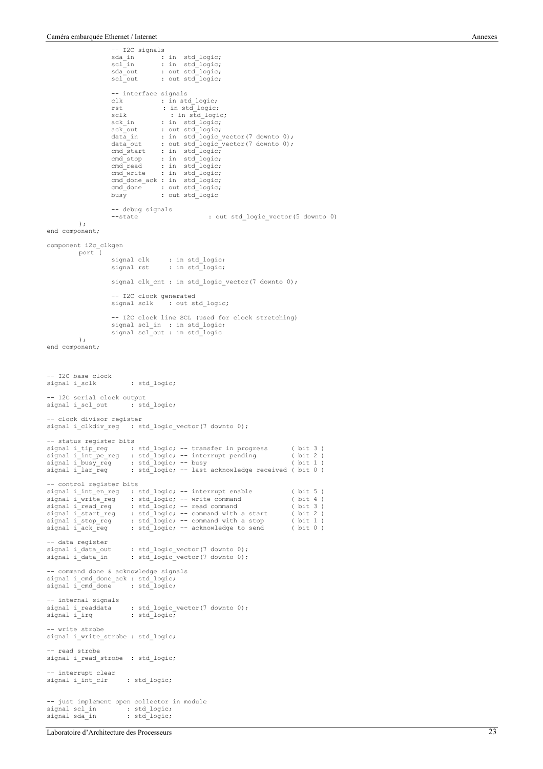```
		-- I2C signals
		sda_in       : in  std_logic;
		scl_in       : in  std_logic;
		sda_out      : out std_logic;
		scl_out      : out std_logic;

		-- interface signals
		clk          : in std_logic;
		rst           : in std_logic;
		sclk           : in std_logic;
		ack_in       : in  std_logic;
		ack_out      : out std_logic;
		data_in      : in  std_logic_vector(7 downto 0);
		data_out     : out std_logic_vector(7 downto 0);
		cmd_start    : in  std_logic;
		cmd_stop     : in  std_logic;
		cmd_read     : in  std_logic;
		cmd_write    : in  std_logic;
		cmd_done_ack : in  std_logic;
		cmd_done     : out std_logic;
		busy         : out std_logic

		-- debug signals
		--state                  : out std_logic_vector(5 downto 0)
	);
end component;

component i2c_clkgen
	port (
		signal clk     : in std_logic;
		signal rst     : in std_logic;

		signal clk_cnt : in std_logic_vector(7 downto 0);

		-- I2C clock generated
		signal sclk    : out std_logic;

		-- I2C clock line SCL (used for clock stretching)
		signal scl_in  : in std_logic;
		signal scl_out : in std_logic
	);
end component;



-- I2C base clock
signal i_sclk         : std_logic;

-- I2C serial clock output
signal i_scl_out      : std_logic;

-- clock divisor register
signal i_clkdiv_reg   : std_logic_vector(7 downto 0);

-- status register bits
signal i_tip_reg      : std_logic; -- transfer in progress      ( bit 3 )
signal i_int_pe_reg   : std_logic; -- interrupt pending         ( bit 2 )
signal i_busy_reg     : std_logic; -- busy                      ( bit 1 )
signal i_lar_reg      : std_logic; -- last acknowledge received ( bit 0 )

-- control register bits
signal i_int_en_reg   : std_logic; -- interrupt enable          ( bit 5 )
signal i_write_reg    : std_logic; -- write command             ( bit 4 )
signal i_read_reg     : std_logic; -- read command              ( bit 3 )
signal i_start_reg    : std_logic; -- command with a start      ( bit 2 )
signal i_stop_reg     : std_logic; -- command with a stop       ( bit 1 )
signal i_ack_reg      : std_logic; -- acknowledge to send       ( bit 0 )

-- data register
signal i_data_out     : std_logic_vector(7 downto 0);
signal i_data_in      : std_logic_vector(7 downto 0);

-- command done & acknowledge signals
signal i_cmd_done_ack : std_logic;
signal i_cmd_done     : std_logic;

-- internal signals
signal i_readdata     : std_logic_vector(7 downto 0);
signal i_irq          : std_logic;

-- write strobe
signal i_write_strobe : std_logic;

-- read strobe
signal i_read_strobe  : std_logic;

-- interrupt clear
signal i_int_clr     : std_logic;


-- just implement open collector in module
signal scl_in        : std_logic;
signal sda_in        : std_logic;
```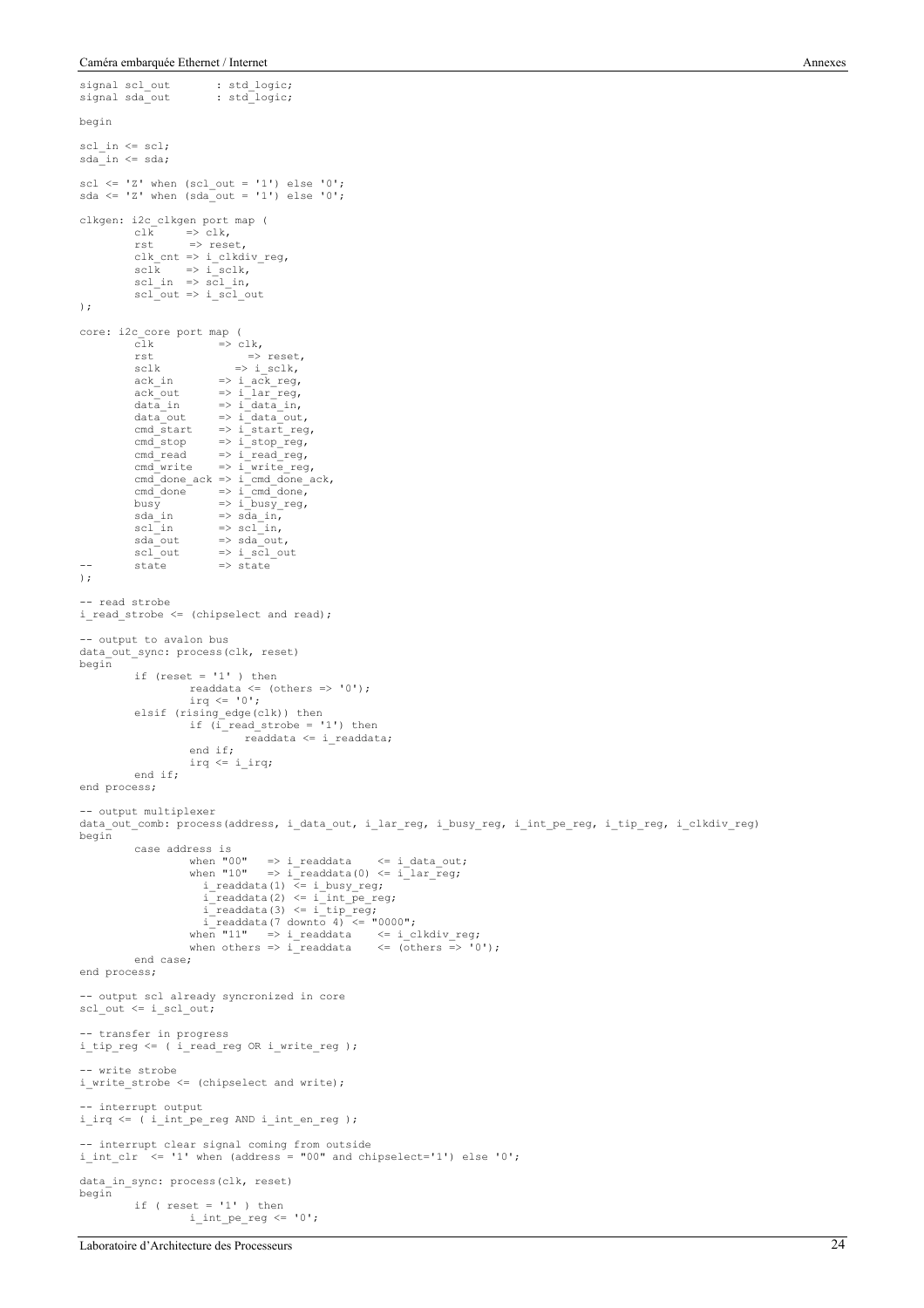```
signal scl_out        : std_logic;
signal sda_out        : std_logic;

begin

scl_in <= scl;
sda_in <= sda;

scl <= 'Z' when (scl_out = '1') else '0';
sda <= 'Z' when (sda_out = '1') else '0';

clkgen: i2c_clkgen port map (
        clk     => clk,
        rst      => reset,
        clk_cnt => i_clkdiv_reg,
        sclk    => i_sclk,
        scl_in  => scl_in,
        scl_out => i_scl_out
);

core: i2c_core port map (
        clk          => clk,
        rst               => reset,
        sclk           => i_sclk,
        ack_in       => i_ack_reg,
        ack_out      => i_lar_reg,
        data_in      => i_data_in,
        data_out     => i_data_out,
        cmd_start    => i_start_reg,
        cmd_stop     => i_stop_reg,
        cmd_read     => i_read_reg,
        cmd_write    => i_write_reg,
        cmd_done_ack => i_cmd_done_ack,
        cmd_done     => i_cmd_done,
        busy         => i_busy_reg,
        sda_in       => sda_in,
        scl_in       => scl_in,
        sda_out      => sda_out,
        scl_out      => i_scl_out
--      state        => state
);

-- read strobe
i_read_strobe <= (chipselect and read);

-- output to avalon bus
data_out_sync: process(clk, reset)
begin
        if (reset = '1' ) then
                readdata <= (others => '0');
                irq <= '0';
        elsif (rising_edge(clk)) then
                if (i_read_strobe = '1') then
                        readdata <= i_readdata;
                end if;
                irq <= i_irq;
        end if;
end process;

-- output multiplexer
data_out_comb: process(address, i_data_out, i_lar_reg, i_busy_reg, i_int_pe_reg, i_tip_reg, i_clkdiv_reg)
begin
        case address is
                when "00"   => i_readdata    <= i_data_out;
                when "10"   => i_readdata(0) <= i_lar_reg;
                  i_readdata(1) <= i_busy_reg;
                  i_readdata(2) <= i_int_pe_reg;
                  i_readdata(3) <= i_tip_reg;
                  i_readdata(7 downto 4) <= "0000";
                when "11"   => i_readdata    <= i_clkdiv_reg;
                when others => i_readdata    <= (others => '0');
        end case;
end process;

-- output scl already syncronized in core
scl_out <= i_scl_out;

-- transfer in progress
i_tip_reg <= ( i_read_reg OR i_write_reg );

-- write strobe
i_write_strobe <= (chipselect and write);

-- interrupt output
i_irq <= ( i_int_pe_reg AND i_int_en_reg );

-- interrupt clear signal coming from outside
i_int_clr  <= '1' when (address = "00" and chipselect='1') else '0';

data_in_sync: process(clk, reset)
begin
        if ( reset = '1' ) then
                i_int_pe_reg <= '0';
```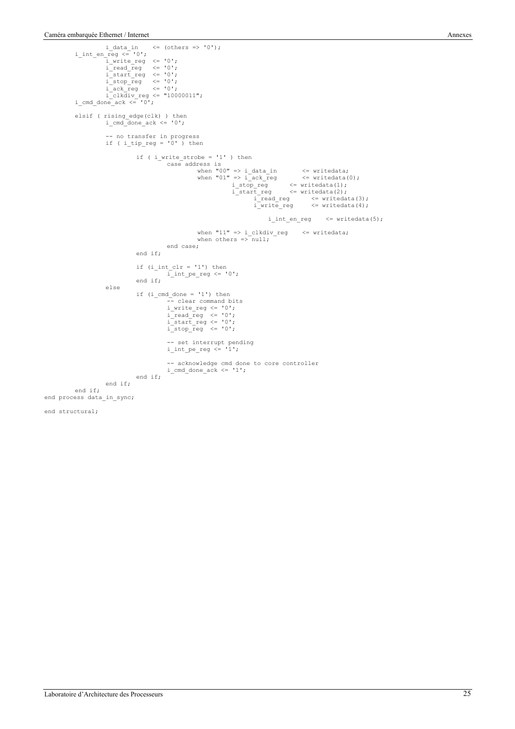```
			i_data_in	<= (others => '0');
		i_int_en_reg <= '0';
			i_write_reg	<= '0';
			i_read_reg	<= '0';
			i_start_reg	<= '0';
			i_stop_reg	<= '0';
			i_ack_reg	<= '0';
			i_clkdiv_reg <= "10000011";
		i_cmd_done_ack <= '0';

		elsif ( rising_edge(clk) ) then
			i_cmd_done_ack <= '0';

			-- no transfer in progress
			if ( i_tip_reg = '0' ) then

				if ( i_write_strobe = '1' ) then
					case address is
						when "00" => i_data_in		<= writedata;
						when "01" => i_ack_reg		<= writedata(0);
							i_stop_reg	<= writedata(1);
							i_start_reg	<= writedata(2);
								i_read_reg	<= writedata(3);
								i_write_reg	<= writedata(4);

								i_int_en_reg	<= writedata(5);

						when "11" => i_clkdiv_reg	<= writedata;
						when others => null;
					end case;
				end if;

				if (i_int_clr = '1') then
					i_int_pe_reg <= '0';
				end if;
			else
				if (i_cmd_done = '1') then
					-- clear command bits
					i_write_reg <= '0';
					i_read_reg  <= '0';
					i_start_reg <= '0';
					i_stop_reg  <= '0';

					-- set interrupt pending
					i_int_pe_reg <= '1';

					-- acknowledge cmd done to core controller
					i_cmd_done_ack <= '1';
				end if;
			end if;
		end if;
end process data_in_sync;

end structural;
```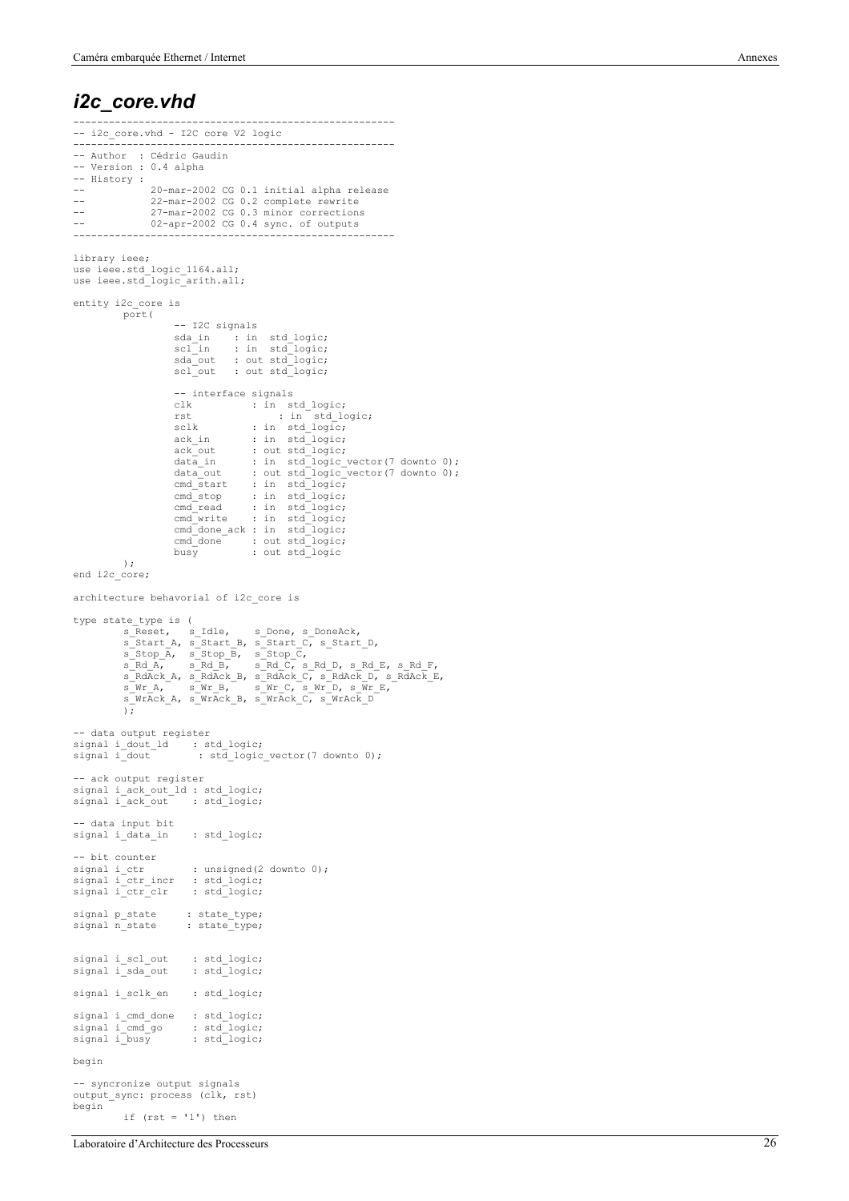## *i2c_core.vhd*

```
-------------------------------------------------------
-- i2c_core.vhd - I2C core V2 logic
-------------------------------------------------------
-- Author  : Cédric Gaudin
-- Version : 0.4 alpha
-- History :
--          20-mar-2002 CG 0.1 initial alpha release
--          22-mar-2002 CG 0.2 complete rewrite
--          27-mar-2002 CG 0.3 minor corrections
--          02-apr-2002 CG 0.4 sync. of outputs
-------------------------------------------------------

library ieee;
use ieee.std_logic_1164.all;
use ieee.std_logic_arith.all;

entity i2c_core is
        port(
                -- I2C signals
                sda_in    : in  std_logic;
                scl_in    : in  std_logic;
                sda_out   : out std_logic;
                scl_out   : out std_logic;

                -- interface signals
                clk          : in  std_logic;
                rst              : in  std_logic;
                sclk         : in  std_logic;
                ack_in       : in  std_logic;
                ack_out      : out std_logic;
                data_in      : in  std_logic_vector(7 downto 0);
                data_out     : out std_logic_vector(7 downto 0);
                cmd_start    : in  std_logic;
                cmd_stop     : in  std_logic;
                cmd_read     : in  std_logic;
                cmd_write    : in  std_logic;
                cmd_done_ack : in  std_logic;
                cmd_done     : out std_logic;
                busy         : out std_logic
        );
end i2c_core;

architecture behavorial of i2c_core is

type state_type is (
        s_Reset,   s_Idle,    s_Done, s_DoneAck,
        s_Start_A, s_Start_B, s_Start_C, s_Start_D,
        s_Stop_A,  s_Stop_B,  s_Stop_C,
        s_Rd_A,    s_Rd_B,    s_Rd_C, s_Rd_D, s_Rd_E, s_Rd_F,
        s_RdAck_A, s_RdAck_B, s_RdAck_C, s_RdAck_D, s_RdAck_E,
        s_Wr_A,    s_Wr_B,    s_Wr_C, s_Wr_D, s_Wr_E,
        s_WrAck_A, s_WrAck_B, s_WrAck_C, s_WrAck_D
        );

-- data output register
signal i_dout_ld    : std_logic;
signal i_dout        : std_logic_vector(7 downto 0);

-- ack output register
signal i_ack_out_ld : std_logic;
signal i_ack_out    : std_logic;

-- data input bit
signal i_data_in    : std_logic;

-- bit counter
signal i_ctr        : unsigned(2 downto 0);
signal i_ctr_incr   : std_logic;
signal i_ctr_clr    : std_logic;

signal p_state     : state_type;
signal n_state     : state_type;


signal i_scl_out    : std_logic;
signal i_sda_out    : std_logic;

signal i_sclk_en    : std_logic;

signal i_cmd_done   : std_logic;
signal i_cmd_go     : std_logic;
signal i_busy       : std_logic;

begin

-- syncronize output signals
output_sync: process (clk, rst)
begin
        if (rst = '1') then
```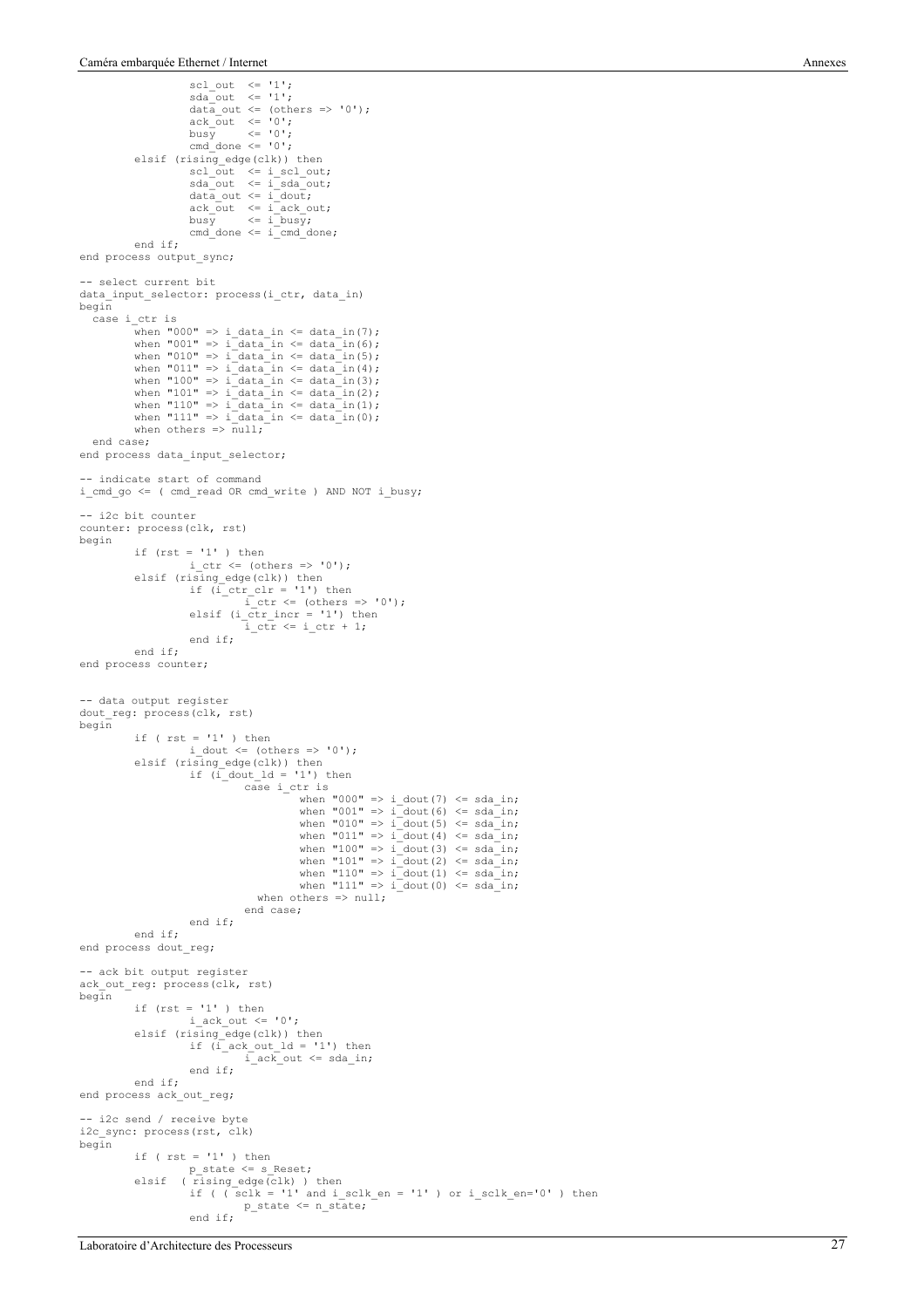```vhdl
                scl_out  <= '1';
                sda_out  <= '1';
                data_out <= (others => '0');
                ack_out  <= '0';
                busy     <= '0';
                cmd_done <= '0';
        elsif (rising_edge(clk)) then
                scl_out  <= i_scl_out;
                sda_out  <= i_sda_out;
                data_out <= i_dout;
                ack_out  <= i_ack_out;
                busy     <= i_busy;
                cmd_done <= i_cmd_done;
        end if;
end process output_sync;

-- select current bit
data_input_selector: process(i_ctr, data_in)
begin
  case i_ctr is
        when "000" => i_data_in <= data_in(7);
        when "001" => i_data_in <= data_in(6);
        when "010" => i_data_in <= data_in(5);
        when "011" => i_data_in <= data_in(4);
        when "100" => i_data_in <= data_in(3);
        when "101" => i_data_in <= data_in(2);
        when "110" => i_data_in <= data_in(1);
        when "111" => i_data_in <= data_in(0);
        when others => null;
  end case;
end process data_input_selector;

-- indicate start of command
i_cmd_go <= ( cmd_read OR cmd_write ) AND NOT i_busy;

-- i2c bit counter
counter: process(clk, rst)
begin
        if (rst = '1' ) then
                i_ctr <= (others => '0');
        elsif (rising_edge(clk)) then
                if (i_ctr_clr = '1') then
                        i_ctr <= (others => '0');
                elsif (i_ctr_incr = '1') then
                        i_ctr <= i_ctr + 1;
                end if;
        end if;
end process counter;


-- data output register
dout_reg: process(clk, rst)
begin
        if ( rst = '1' ) then
                i_dout <= (others => '0');
        elsif (rising_edge(clk)) then
                if (i_dout_ld = '1') then
                        case i_ctr is
                                when "000" => i_dout(7) <= sda_in;
                                when "001" => i_dout(6) <= sda_in;
                                when "010" => i_dout(5) <= sda_in;
                                when "011" => i_dout(4) <= sda_in;
                                when "100" => i_dout(3) <= sda_in;
                                when "101" => i_dout(2) <= sda_in;
                                when "110" => i_dout(1) <= sda_in;
                                when "111" => i_dout(0) <= sda_in;
                          when others => null;
                        end case;
                end if;
        end if;
end process dout_reg;

-- ack bit output register
ack_out_reg: process(clk, rst)
begin
        if (rst = '1' ) then
                i_ack_out <= '0';
        elsif (rising_edge(clk)) then
                if (i_ack_out_ld = '1') then
                        i_ack_out <= sda_in;
                end if;
        end if;
end process ack_out_reg;

-- i2c send / receive byte
i2c_sync: process(rst, clk)
begin
        if ( rst = '1' ) then
                p_state <= s_Reset;
        elsif  ( rising_edge(clk) ) then
                if ( ( sclk = '1' and i_sclk_en = '1' ) or i_sclk_en='0' ) then
                        p_state <= n_state;
                end if;
```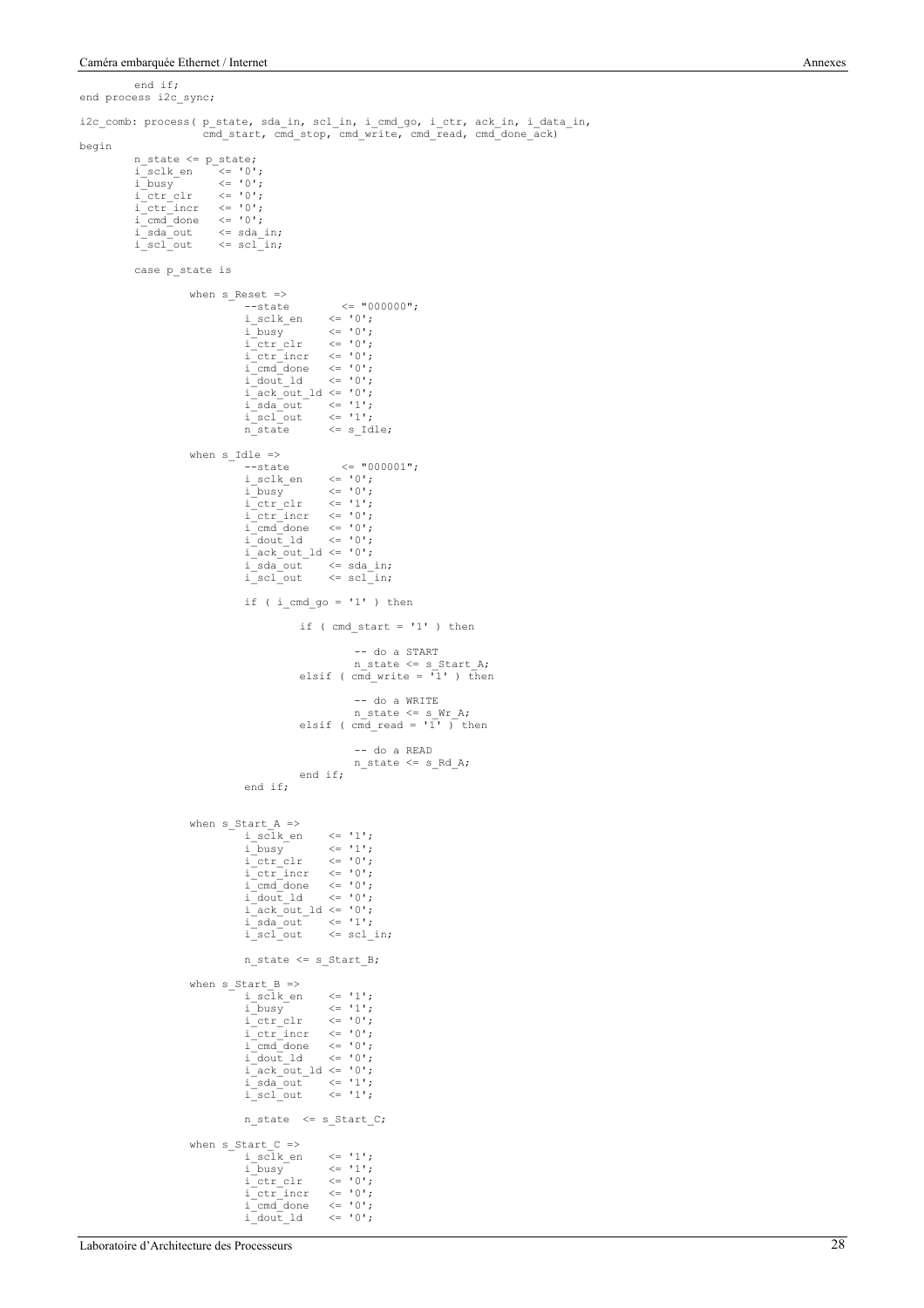```
        end if;
end process i2c_sync;

i2c_comb: process( p_state, sda_in, scl_in, i_cmd_go, i_ctr, ack_in, i_data_in,
                   cmd_start, cmd_stop, cmd_write, cmd_read, cmd_done_ack)
begin
        n_state <= p_state;
        i_sclk_en    <= '0';
        i_busy       <= '0';
        i_ctr_clr    <= '0';
        i_ctr_incr   <= '0';
        i_cmd_done   <= '0';
        i_sda_out    <= sda_in;
        i_scl_out    <= scl_in;

        case p_state is

                when s_Reset =>
                        --state        <= "000000";
                        i_sclk_en    <= '0';
                        i_busy       <= '0';
                        i_ctr_clr    <= '0';
                        i_ctr_incr   <= '0';
                        i_cmd_done   <= '0';
                        i_dout_ld    <= '0';
                        i_ack_out_ld <= '0';
                        i_sda_out    <= '1';
                        i_scl_out    <= '1';
                        n_state      <= s_Idle;

                when s_Idle =>
                        --state        <= "000001";
                        i_sclk_en    <= '0';
                        i_busy       <= '0';
                        i_ctr_clr    <= '1';
                        i_ctr_incr   <= '0';
                        i_cmd_done   <= '0';
                        i_dout_ld    <= '0';
                        i_ack_out_ld <= '0';
                        i_sda_out    <= sda_in;
                        i_scl_out    <= scl_in;

                        if ( i_cmd_go = '1' ) then

                                if ( cmd_start = '1' ) then

                                        -- do a START
                                        n_state <= s_Start_A;
                                elsif ( cmd_write = '1' ) then

                                        -- do a WRITE
                                        n_state <= s_Wr_A;
                                elsif ( cmd_read = '1' ) then

                                        -- do a READ
                                        n_state <= s_Rd_A;
                                end if;
                        end if;


                when s_Start_A =>
                        i_sclk_en    <= '1';
                        i_busy       <= '1';
                        i_ctr_clr    <= '0';
                        i_ctr_incr   <= '0';
                        i_cmd_done   <= '0';
                        i_dout_ld    <= '0';
                        i_ack_out_ld <= '0';
                        i_sda_out    <= '1';
                        i_scl_out    <= scl_in;

                        n_state <= s_Start_B;

                when s_Start_B =>
                        i_sclk_en    <= '1';
                        i_busy       <= '1';
                        i_ctr_clr    <= '0';
                        i_ctr_incr   <= '0';
                        i_cmd_done   <= '0';
                        i_dout_ld    <= '0';
                        i_ack_out_ld <= '0';
                        i_sda_out    <= '1';
                        i_scl_out    <= '1';

                        n_state  <= s_Start_C;

                when s_Start_C =>
                        i_sclk_en    <= '1';
                        i_busy       <= '1';
                        i_ctr_clr    <= '0';
                        i_ctr_incr   <= '0';
                        i_cmd_done   <= '0';
                        i_dout_ld    <= '0';
```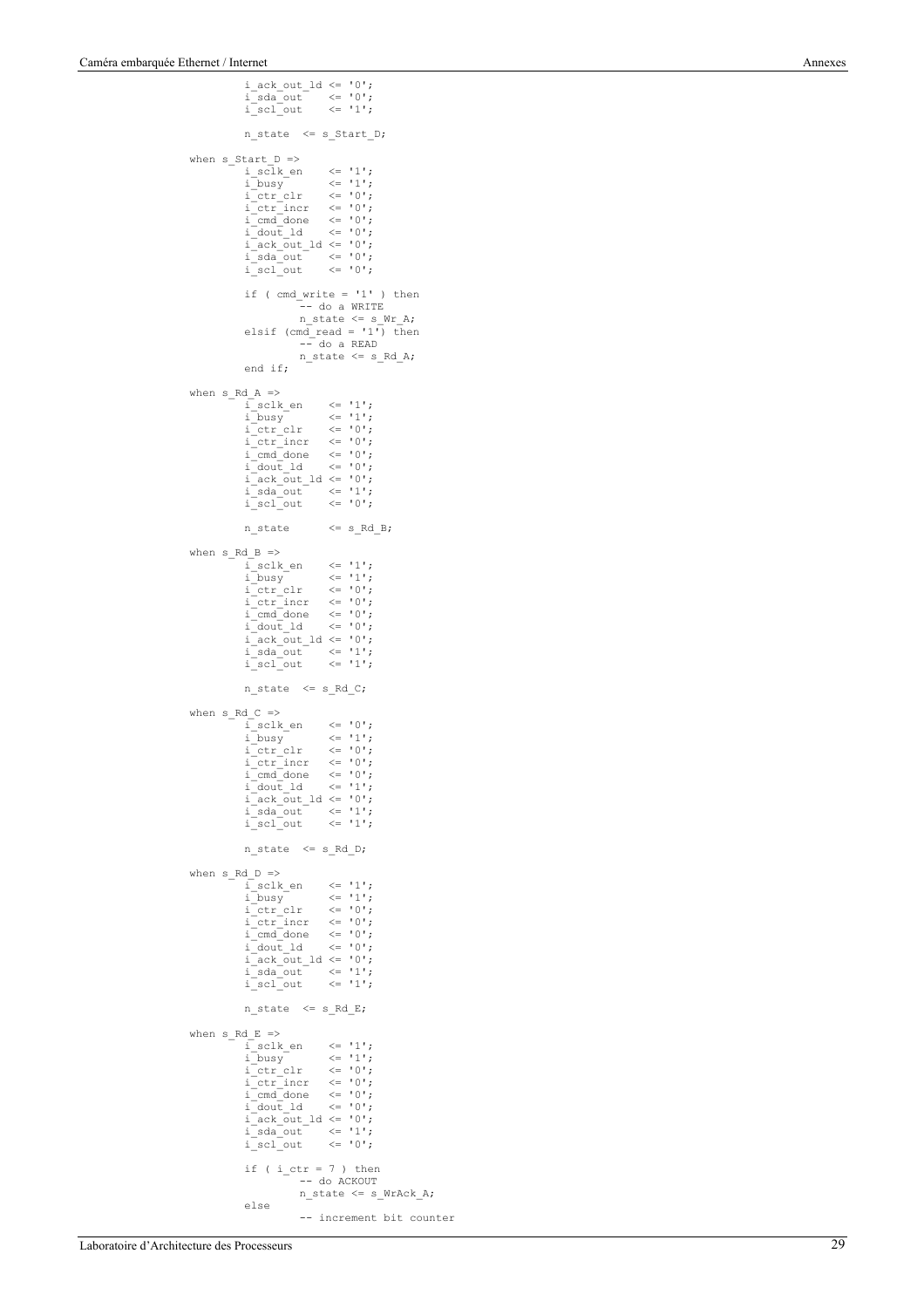```
		i_ack_out_ld <= '0';
		i_sda_out    <= '0';
		i_scl_out    <= '1';

		n_state  <= s_Start_D;

	when s_Start_D =>
		i_sclk_en    <= '1';
		i_busy       <= '1';
		i_ctr_clr    <= '0';
		i_ctr_incr   <= '0';
		i_cmd_done   <= '0';
		i_dout_ld    <= '0';
		i_ack_out_ld <= '0';
		i_sda_out    <= '0';
		i_scl_out    <= '0';

		if ( cmd_write = '1' ) then
			-- do a WRITE
			n_state <= s_Wr_A;
		elsif (cmd_read = '1') then
			-- do a READ
			n_state <= s_Rd_A;
		end if;

	when s_Rd_A =>
		i_sclk_en    <= '1';
		i_busy       <= '1';
		i_ctr_clr    <= '0';
		i_ctr_incr   <= '0';
		i_cmd_done   <= '0';
		i_dout_ld    <= '0';
		i_ack_out_ld <= '0';
		i_sda_out    <= '1';
		i_scl_out    <= '0';

		n_state      <= s_Rd_B;

	when s_Rd_B =>
		i_sclk_en    <= '1';
		i_busy       <= '1';
		i_ctr_clr    <= '0';
		i_ctr_incr   <= '0';
		i_cmd_done   <= '0';
		i_dout_ld    <= '0';
		i_ack_out_ld <= '0';
		i_sda_out    <= '1';
		i_scl_out    <= '1';

		n_state  <= s_Rd_C;

	when s_Rd_C =>
		i_sclk_en    <= '0';
		i_busy       <= '1';
		i_ctr_clr    <= '0';
		i_ctr_incr   <= '0';
		i_cmd_done   <= '0';
		i_dout_ld    <= '1';
		i_ack_out_ld <= '0';
		i_sda_out    <= '1';
		i_scl_out    <= '1';

		n_state  <= s_Rd_D;

	when s_Rd_D =>
		i_sclk_en    <= '1';
		i_busy       <= '1';
		i_ctr_clr    <= '0';
		i_ctr_incr   <= '0';
		i_cmd_done   <= '0';
		i_dout_ld    <= '0';
		i_ack_out_ld <= '0';
		i_sda_out    <= '1';
		i_scl_out    <= '1';

		n_state  <= s_Rd_E;

	when s_Rd_E =>
		i_sclk_en    <= '1';
		i_busy       <= '1';
		i_ctr_clr    <= '0';
		i_ctr_incr   <= '0';
		i_cmd_done   <= '0';
		i_dout_ld    <= '0';
		i_ack_out_ld <= '0';
		i_sda_out    <= '1';
		i_scl_out    <= '0';

		if ( i_ctr = 7 ) then
			-- do ACKOUT
			n_state <= s_WrAck_A;
		else
			-- increment bit counter
```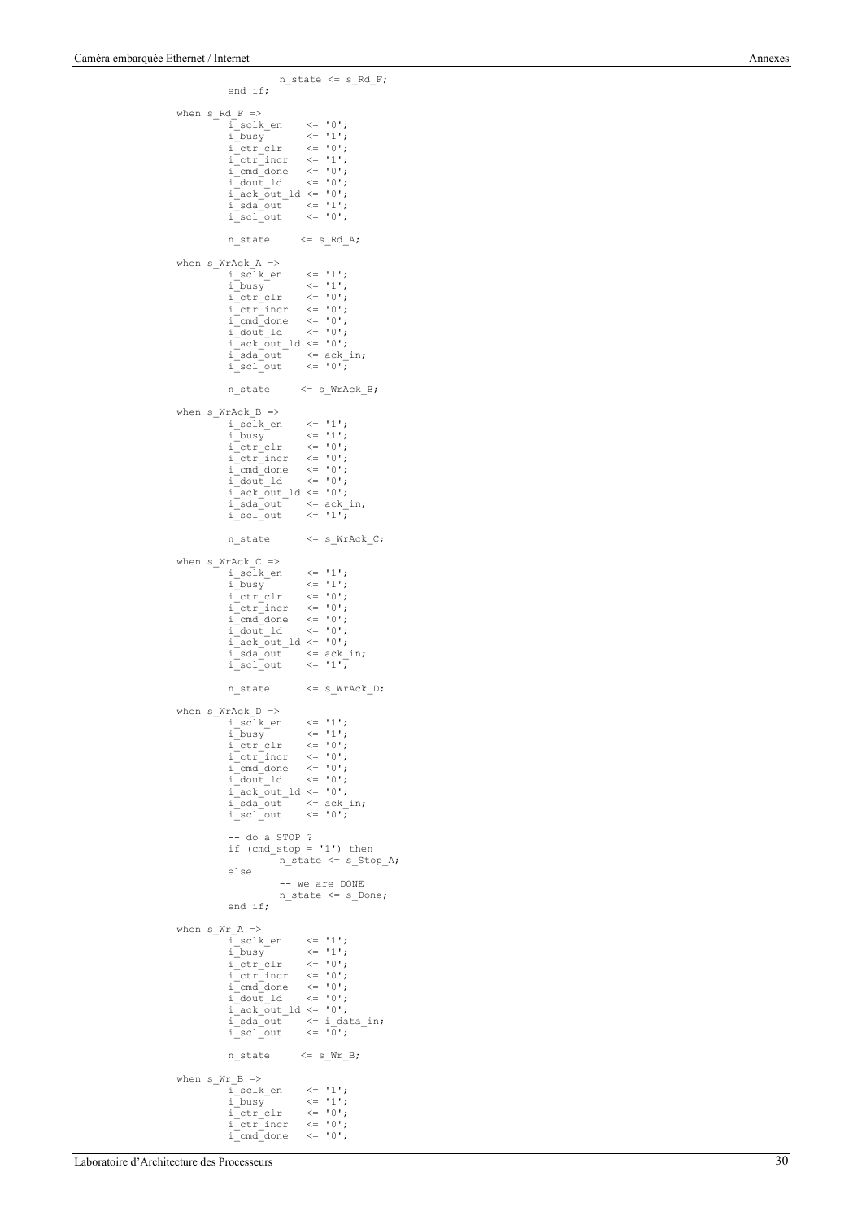```
                    n_state <= s_Rd_F;
            end if;

        when s_Rd_F =>
            i_sclk_en    <= '0';
            i_busy       <= '1';
            i_ctr_clr    <= '0';
            i_ctr_incr   <= '1';
            i_cmd_done   <= '0';
            i_dout_ld    <= '0';
            i_ack_out_ld <= '0';
            i_sda_out    <= '1';
            i_scl_out    <= '0';

            n_state     <= s_Rd_A;

        when s_WrAck_A =>
            i_sclk_en    <= '1';
            i_busy       <= '1';
            i_ctr_clr    <= '0';
            i_ctr_incr   <= '0';
            i_cmd_done   <= '0';
            i_dout_ld    <= '0';
            i_ack_out_ld <= '0';
            i_sda_out    <= ack_in;
            i_scl_out    <= '0';

            n_state     <= s_WrAck_B;

        when s_WrAck_B =>
            i_sclk_en    <= '1';
            i_busy       <= '1';
            i_ctr_clr    <= '0';
            i_ctr_incr   <= '0';
            i_cmd_done   <= '0';
            i_dout_ld    <= '0';
            i_ack_out_ld <= '0';
            i_sda_out    <= ack_in;
            i_scl_out    <= '1';

            n_state      <= s_WrAck_C;

        when s_WrAck_C =>
            i_sclk_en    <= '1';
            i_busy       <= '1';
            i_ctr_clr    <= '0';
            i_ctr_incr   <= '0';
            i_cmd_done   <= '0';
            i_dout_ld    <= '0';
            i_ack_out_ld <= '0';
            i_sda_out    <= ack_in;
            i_scl_out    <= '1';

            n_state      <= s_WrAck_D;

        when s_WrAck_D =>
            i_sclk_en    <= '1';
            i_busy       <= '1';
            i_ctr_clr    <= '0';
            i_ctr_incr   <= '0';
            i_cmd_done   <= '0';
            i_dout_ld    <= '0';
            i_ack_out_ld <= '0';
            i_sda_out    <= ack_in;
            i_scl_out    <= '0';

            -- do a STOP ?
            if (cmd_stop = '1') then
                    n_state <= s_Stop_A;
            else
                    -- we are DONE
                    n_state <= s_Done;
            end if;

        when s_Wr_A =>
            i_sclk_en    <= '1';
            i_busy       <= '1';
            i_ctr_clr    <= '0';
            i_ctr_incr   <= '0';
            i_cmd_done   <= '0';
            i_dout_ld    <= '0';
            i_ack_out_ld <= '0';
            i_sda_out    <= i_data_in;
            i_scl_out    <= '0';

            n_state     <= s_Wr_B;

        when s_Wr_B =>
            i_sclk_en    <= '1';
            i_busy       <= '1';
            i_ctr_clr    <= '0';
            i_ctr_incr   <= '0';
            i_cmd_done   <= '0';
```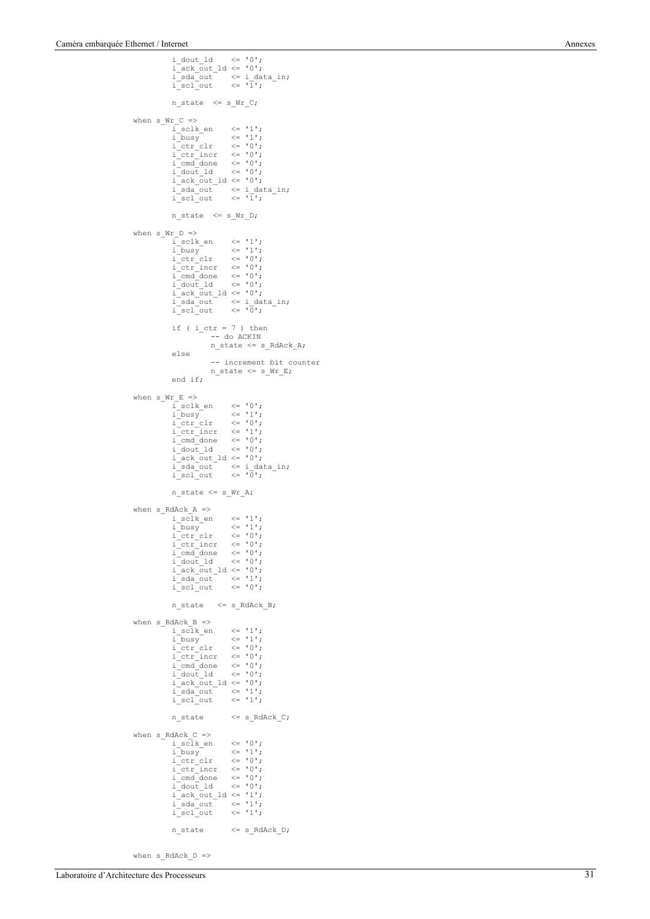```
			i_dout_ld    <= '0';
			i_ack_out_ld <= '0';
			i_sda_out    <= i_data_in;
			i_scl_out    <= '1';

			n_state  <= s_Wr_C;

		when s_Wr_C =>
			i_sclk_en    <= '1';
			i_busy       <= '1';
			i_ctr_clr    <= '0';
			i_ctr_incr   <= '0';
			i_cmd_done   <= '0';
			i_dout_ld    <= '0';
			i_ack_out_ld <= '0';
			i_sda_out    <= i_data_in;
			i_scl_out    <= '1';

			n_state  <= s_Wr_D;

		when s_Wr_D =>
			i_sclk_en    <= '1';
			i_busy       <= '1';
			i_ctr_clr    <= '0';
			i_ctr_incr   <= '0';
			i_cmd_done   <= '0';
			i_dout_ld    <= '0';
			i_ack_out_ld <= '0';
			i_sda_out    <= i_data_in;
			i_scl_out    <= '0';

			if ( i_ctr = 7 ) then
				-- do ACKIN
				n_state <= s_RdAck_A;
			else
				-- increment bit counter
				n_state <= s_Wr_E;
			end if;

		when s_Wr_E =>
			i_sclk_en    <= '0';
			i_busy       <= '1';
			i_ctr_clr    <= '0';
			i_ctr_incr   <= '1';
			i_cmd_done   <= '0';
			i_dout_ld    <= '0';
			i_ack_out_ld <= '0';
			i_sda_out    <= i_data_in;
			i_scl_out    <= '0';

			n_state <= s_Wr_A;

		when s_RdAck_A =>
			i_sclk_en    <= '1';
			i_busy       <= '1';
			i_ctr_clr    <= '0';
			i_ctr_incr   <= '0';
			i_cmd_done   <= '0';
			i_dout_ld    <= '0';
			i_ack_out_ld <= '0';
			i_sda_out    <= '1';
			i_scl_out    <= '0';

			n_state   <= s_RdAck_B;

		when s_RdAck_B =>
			i_sclk_en    <= '1';
			i_busy       <= '1';
			i_ctr_clr    <= '0';
			i_ctr_incr   <= '0';
			i_cmd_done   <= '0';
			i_dout_ld    <= '0';
			i_ack_out_ld <= '0';
			i_sda_out    <= '1';
			i_scl_out    <= '1';

			n_state      <= s_RdAck_C;

		when s_RdAck_C =>
			i_sclk_en    <= '0';
			i_busy       <= '1';
			i_ctr_clr    <= '0';
			i_ctr_incr   <= '0';
			i_cmd_done   <= '0';
			i_dout_ld    <= '0';
			i_ack_out_ld <= '1';
			i_sda_out    <= '1';
			i_scl_out    <= '1';

			n_state      <= s_RdAck_D;


		when s_RdAck_D =>
```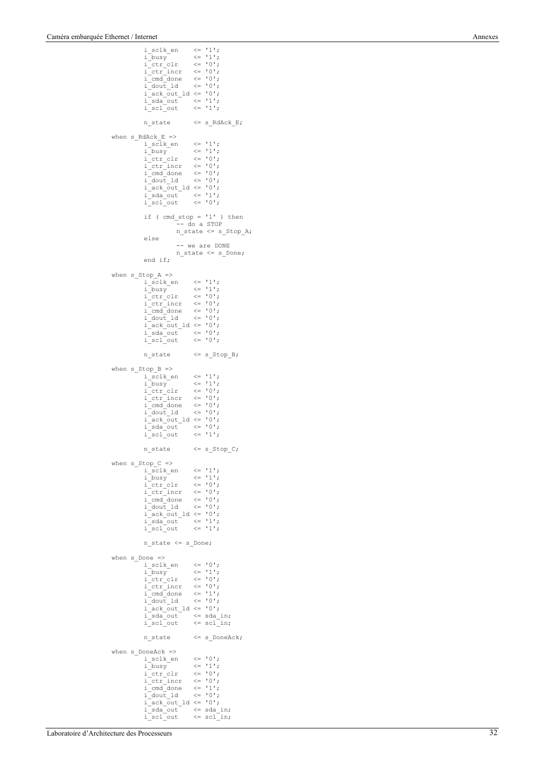```
				i_sclk_en	<= '1';
				i_busy		<= '1';
				i_ctr_clr	<= '0';
				i_ctr_incr	<= '0';
				i_cmd_done	<= '0';
				i_dout_ld	<= '0';
				i_ack_out_ld <= '0';
				i_sda_out	<= '1';
				i_scl_out	<= '1';

				n_state		<= s_RdAck_E;

			when s_RdAck_E =>
				i_sclk_en	<= '1';
				i_busy		<= '1';
				i_ctr_clr	<= '0';
				i_ctr_incr	<= '0';
				i_cmd_done	<= '0';
				i_dout_ld	<= '0';
				i_ack_out_ld <= '0';
				i_sda_out	<= '1';
				i_scl_out	<= '0';

				if ( cmd_stop = '1' ) then
					-- do a STOP
					n_state <= s_Stop_A;
				else
					-- we are DONE
					n_state <= s_Done;
				end if;

			when s_Stop_A =>
				i_sclk_en	<= '1';
				i_busy		<= '1';
				i_ctr_clr	<= '0';
				i_ctr_incr	<= '0';
				i_cmd_done	<= '0';
				i_dout_ld	<= '0';
				i_ack_out_ld <= '0';
				i_sda_out	<= '0';
				i_scl_out	<= '0';

				n_state		<= s_Stop_B;

			when s_Stop_B =>
				i_sclk_en	<= '1';
				i_busy		<= '1';
				i_ctr_clr	<= '0';
				i_ctr_incr	<= '0';
				i_cmd_done	<= '0';
				i_dout_ld	<= '0';
				i_ack_out_ld <= '0';
				i_sda_out	<= '0';
				i_scl_out	<= '1';

				n_state		<= s_Stop_C;

			when s_Stop_C =>
				i_sclk_en	<= '1';
				i_busy		<= '1';
				i_ctr_clr	<= '0';
				i_ctr_incr	<= '0';
				i_cmd_done	<= '0';
				i_dout_ld	<= '0';
				i_ack_out_ld <= '0';
				i_sda_out	<= '1';
				i_scl_out	<= '1';

				n_state <= s_Done;

			when s_Done =>
				i_sclk_en	<= '0';
				i_busy		<= '1';
				i_ctr_clr	<= '0';
				i_ctr_incr	<= '0';
				i_cmd_done	<= '1';
				i_dout_ld	<= '0';
				i_ack_out_ld <= '0';
				i_sda_out	<= sda_in;
				i_scl_out	<= scl_in;

				n_state		<= s_DoneAck;

			when s_DoneAck =>
				i_sclk_en	<= '0';
				i_busy		<= '1';
				i_ctr_clr	<= '0';
				i_ctr_incr	<= '0';
				i_cmd_done	<= '1';
				i_dout_ld	<= '0';
				i_ack_out_ld <= '0';
				i_sda_out	<= sda_in;
				i_scl_out	<= scl_in;
```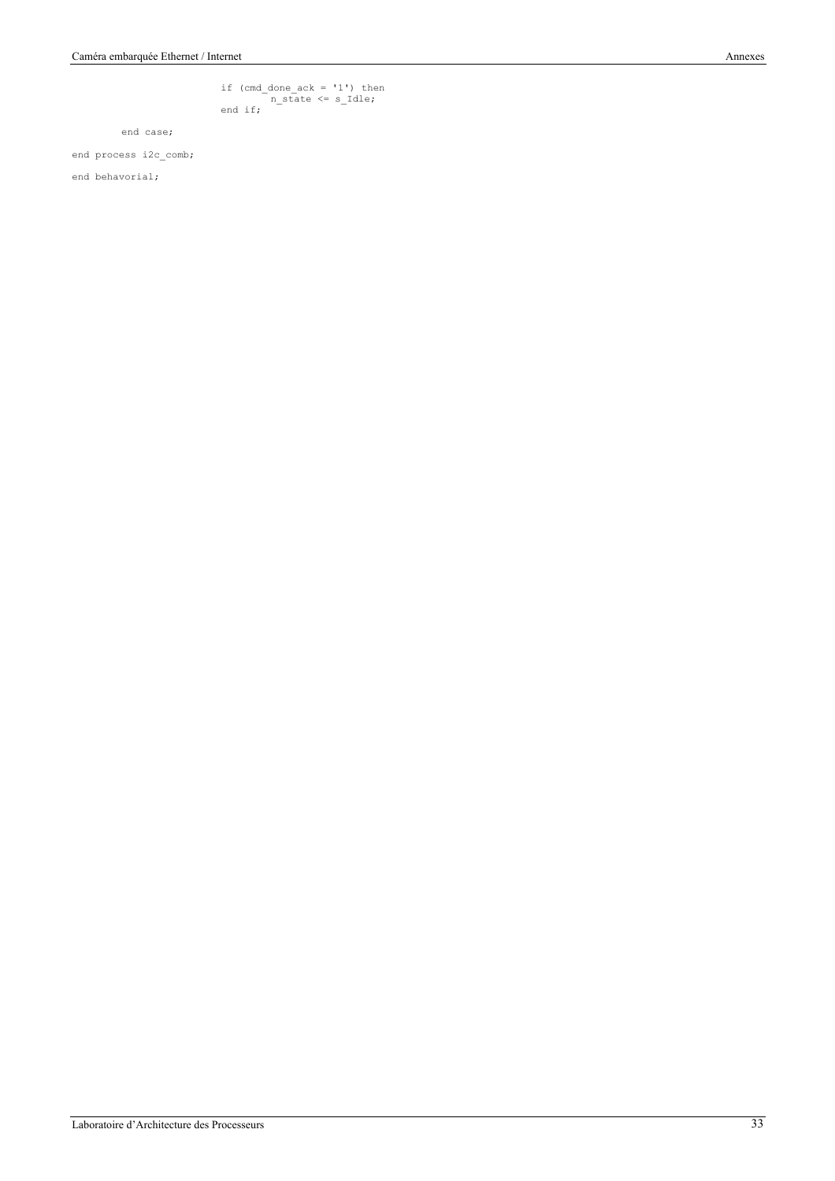```
                        if (cmd_done_ack = '1') then
                                n_state <= s_Idle;
                        end if;

        end case;

end process i2c_comb;

end behavorial;
```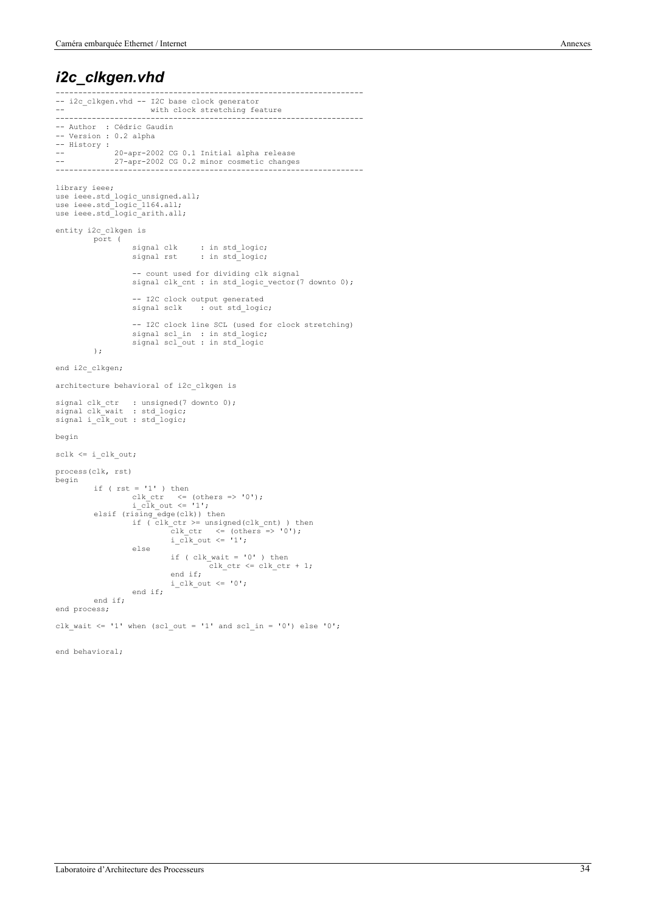## *i2c_clkgen.vhd*

```
--------------------------------------------------------------------
-- i2c_clkgen.vhd -- I2C base clock generator
--                   with clock stretching feature
--------------------------------------------------------------------
-- Author  : Cédric Gaudin
-- Version : 0.2 alpha
-- History :
--           20-apr-2002 CG 0.1 Initial alpha release
--           27-apr-2002 CG 0.2 minor cosmetic changes
--------------------------------------------------------------------

library ieee;
use ieee.std_logic_unsigned.all;
use ieee.std_logic_1164.all;
use ieee.std_logic_arith.all;

entity i2c_clkgen is
        port (
                signal clk     : in std_logic;
                signal rst     : in std_logic;

                -- count used for dividing clk signal
                signal clk_cnt : in std_logic_vector(7 downto 0);

                -- I2C clock output generated
                signal sclk    : out std_logic;

                -- I2C clock line SCL (used for clock stretching)
                signal scl_in  : in std_logic;
                signal scl_out : in std_logic
        );

end i2c_clkgen;

architecture behavioral of i2c_clkgen is

signal clk_ctr   : unsigned(7 downto 0);
signal clk_wait  : std_logic;
signal i_clk_out : std_logic;

begin

sclk <= i_clk_out;

process(clk, rst)
begin
        if ( rst = '1' ) then
                clk_ctr   <= (others => '0');
                i_clk_out <= '1';
        elsif (rising_edge(clk)) then
                if ( clk_ctr >= unsigned(clk_cnt) ) then
                        clk_ctr   <= (others => '0');
                        i_clk_out <= '1';
                else
                        if ( clk_wait = '0' ) then
                                clk_ctr <= clk_ctr + 1;
                        end if;
                        i_clk_out <= '0';
                end if;
        end if;
end process;

clk_wait <= '1' when (scl_out = '1' and scl_in = '0') else '0';


end behavioral;
```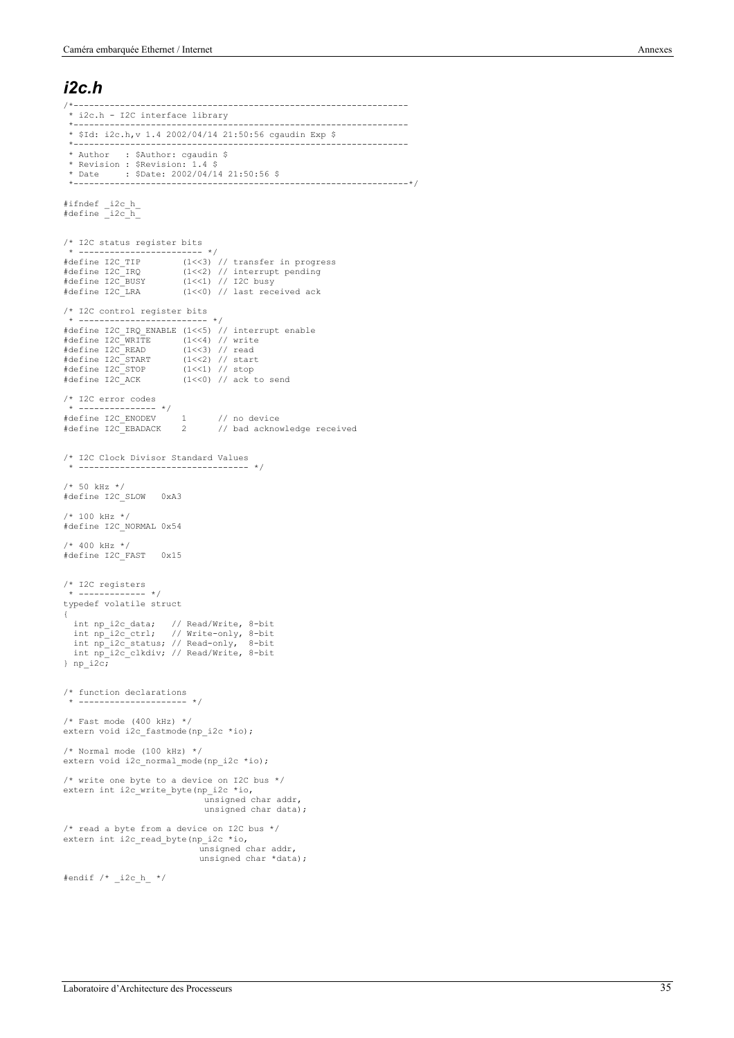## *i2c.h*

```
/*------------------------------------------------------------------
 * i2c.h - I2C interface library
 *------------------------------------------------------------------
 * $Id: i2c.h,v 1.4 2002/04/14 21:50:56 cgaudin Exp $
 *------------------------------------------------------------------
 * Author   : $Author: cgaudin $
 * Revision : $Revision: 1.4 $
 * Date     : $Date: 2002/04/14 21:50:56 $
 *------------------------------------------------------------------*/

#ifndef _i2c_h_
#define _i2c_h_


/* I2C status register bits
 * ------------------------ */
#define I2C_TIP        (1<<3) // transfer in progress
#define I2C_IRQ        (1<<2) // interrupt pending
#define I2C_BUSY       (1<<1) // I2C busy
#define I2C_LRA        (1<<0) // last received ack

/* I2C control register bits
 * ------------------------- */
#define I2C_IRQ_ENABLE (1<<5) // interrupt enable
#define I2C_WRITE      (1<<4) // write
#define I2C_READ       (1<<3) // read
#define I2C_START      (1<<2) // start
#define I2C_STOP       (1<<1) // stop
#define I2C_ACK        (1<<0) // ack to send

/* I2C error codes
 * --------------- */
#define I2C_ENODEV     1      // no device
#define I2C_EBADACK    2      // bad acknowledge received


/* I2C Clock Divisor Standard Values
 * --------------------------------- */

/* 50 kHz */
#define I2C_SLOW   0xA3

/* 100 kHz */
#define I2C_NORMAL 0x54

/* 400 kHz */
#define I2C_FAST   0x15


/* I2C registers
 * ------------- */
typedef volatile struct
{
  int np_i2c_data;   // Read/Write, 8-bit
  int np_i2c_ctrl;   // Write-only, 8-bit
  int np_i2c_status; // Read-only,  8-bit
  int np_i2c_clkdiv; // Read/Write, 8-bit
} np_i2c;


/* function declarations
 * --------------------- */

/* Fast mode (400 kHz) */
extern void i2c_fastmode(np_i2c *io);

/* Normal mode (100 kHz) */
extern void i2c_normal_mode(np_i2c *io);

/* write one byte to a device on I2C bus */
extern int i2c_write_byte(np_i2c *io,
                          unsigned char addr,
                          unsigned char data);

/* read a byte from a device on I2C bus */
extern int i2c_read_byte(np_i2c *io,
                         unsigned char addr,
                         unsigned char *data);

#endif /* _i2c_h_ */
```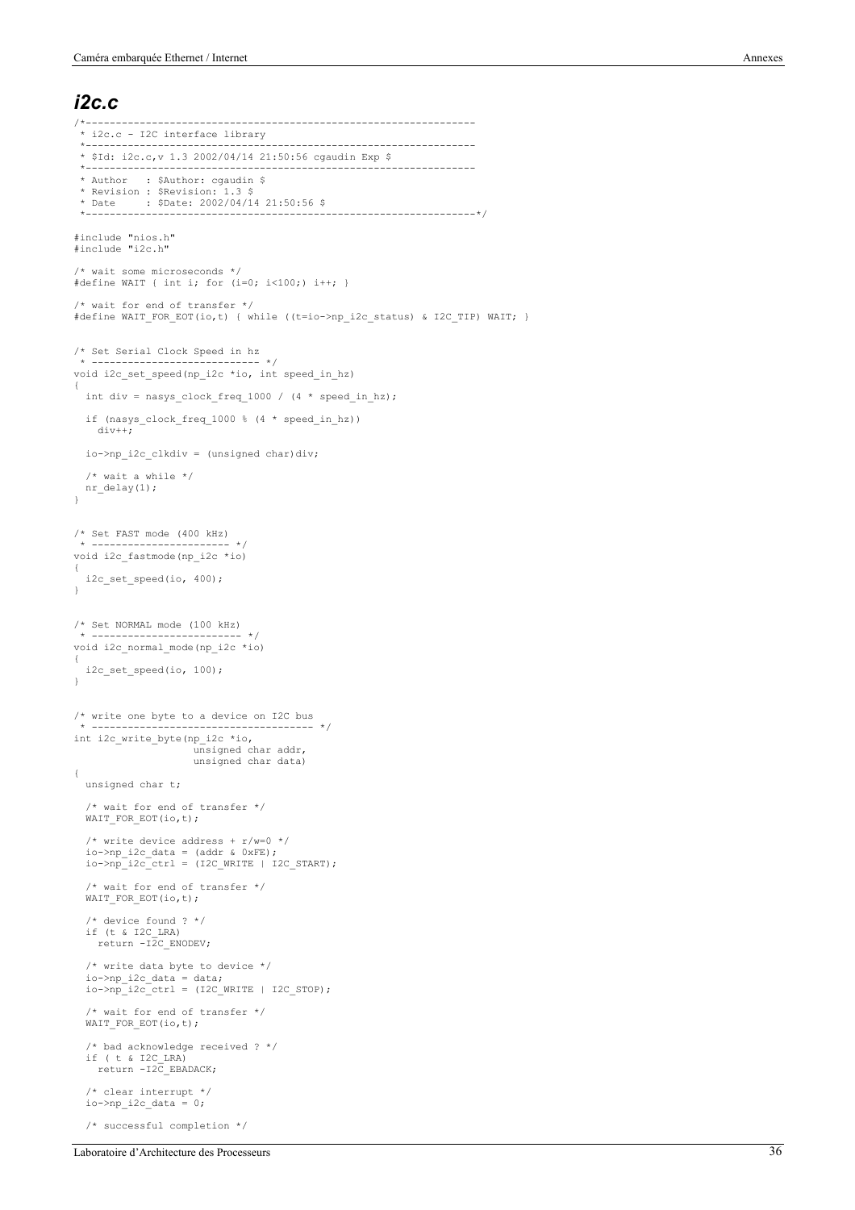## *i2c.c*

```
/*-----------------------------------------------------------------
 * i2c.c - I2C interface library
 *-----------------------------------------------------------------
 * $Id: i2c.c,v 1.3 2002/04/14 21:50:56 cgaudin Exp $
 *-----------------------------------------------------------------
 * Author   : $Author: cgaudin $
 * Revision : $Revision: 1.3 $
 * Date     : $Date: 2002/04/14 21:50:56 $
 *-----------------------------------------------------------------*/

#include "nios.h"
#include "i2c.h"

/* wait some microseconds */
#define WAIT { int i; for (i=0; i<100;) i++; }

/* wait for end of transfer */
#define WAIT_FOR_EOT(io,t) { while ((t=io->np_i2c_status) & I2C_TIP) WAIT; }


/* Set Serial Clock Speed in hz
 * ---------------------------- */
void i2c_set_speed(np_i2c *io, int speed_in_hz)
{
  int div = nasys_clock_freq_1000 / (4 * speed_in_hz);

  if (nasys_clock_freq_1000 % (4 * speed_in_hz))
    div++;

  io->np_i2c_clkdiv = (unsigned char)div;

  /* wait a while */
  nr_delay(1);
}


/* Set FAST mode (400 kHz)
 * ----------------------- */
void i2c_fastmode(np_i2c *io)
{
  i2c_set_speed(io, 400);
}


/* Set NORMAL mode (100 kHz)
 * ------------------------- */
void i2c_normal_mode(np_i2c *io)
{
  i2c_set_speed(io, 100);
}


/* write one byte to a device on I2C bus
 * ------------------------------------- */
int i2c_write_byte(np_i2c *io,
                   unsigned char addr,
                   unsigned char data)
{
  unsigned char t;

  /* wait for end of transfer */
  WAIT_FOR_EOT(io,t);

  /* write device address + r/w=0 */
  io->np_i2c_data = (addr & 0xFE);
  io->np_i2c_ctrl = (I2C_WRITE | I2C_START);

  /* wait for end of transfer */
  WAIT_FOR_EOT(io,t);

  /* device found ? */
  if (t & I2C_LRA)
    return -I2C_ENODEV;

  /* write data byte to device */
  io->np_i2c_data = data;
  io->np_i2c_ctrl = (I2C_WRITE | I2C_STOP);

  /* wait for end of transfer */
  WAIT_FOR_EOT(io,t);

  /* bad acknowledge received ? */
  if ( t & I2C_LRA)
    return -I2C_EBADACK;

  /* clear interrupt */
  io->np_i2c_data = 0;

  /* successful completion */
```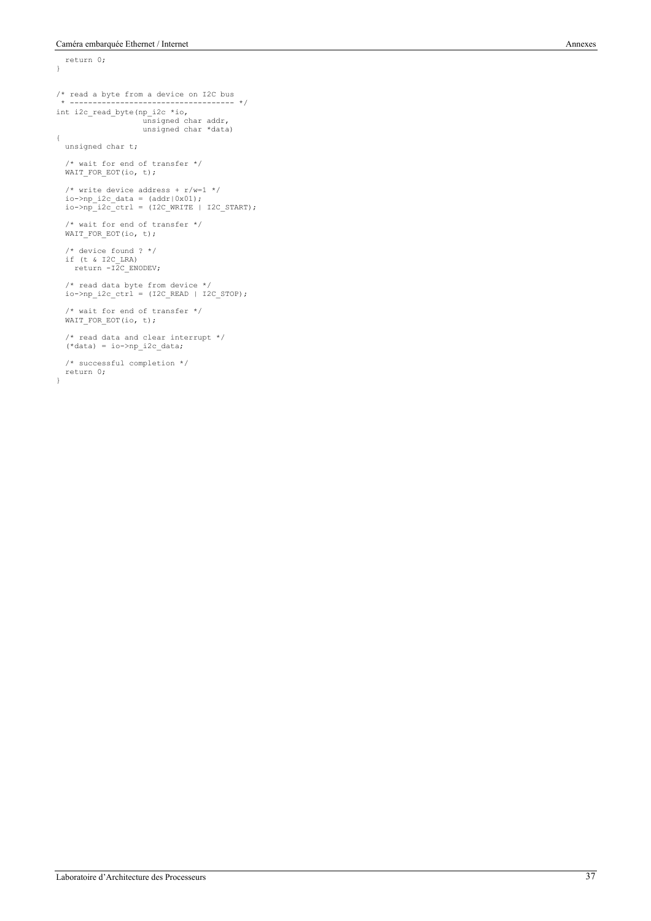```
  return 0;
}


/* read a byte from a device on I2C bus
 * ------------------------------------ */
int i2c_read_byte(np_i2c *io,
                  unsigned char addr,
                  unsigned char *data)
{
  unsigned char t;

  /* wait for end of transfer */
  WAIT_FOR_EOT(io, t);

  /* write device address + r/w=1 */
  io->np_i2c_data = (addr|0x01);
  io->np_i2c_ctrl = (I2C_WRITE | I2C_START);

  /* wait for end of transfer */
  WAIT_FOR_EOT(io, t);

  /* device found ? */
  if (t & I2C_LRA)
    return -I2C_ENODEV;

  /* read data byte from device */
  io->np_i2c_ctrl = (I2C_READ | I2C_STOP);

  /* wait for end of transfer */
  WAIT_FOR_EOT(io, t);

  /* read data and clear interrupt */
  (*data) = io->np_i2c_data;

  /* successful completion */
  return 0;
}
```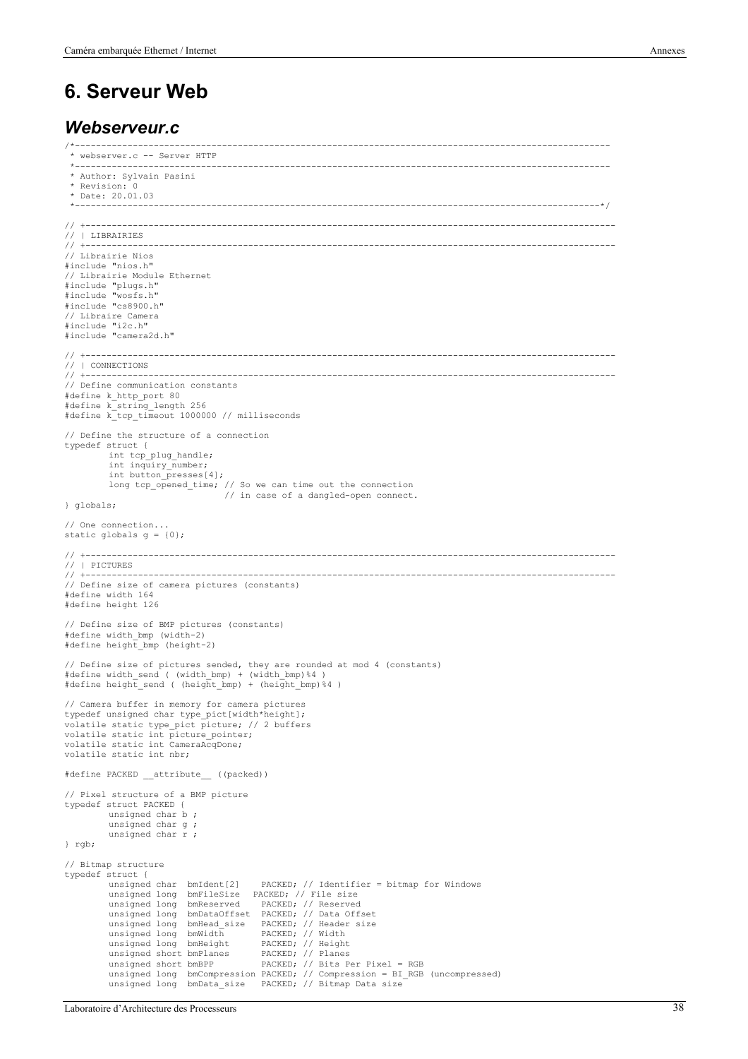# 6. Serveur Web

## *Webserveur.c*

```
/*--------------------------------------------------------------------------------------------------
 * webserver.c -- Server HTTP
 *--------------------------------------------------------------------------------------------------
 * Author: Sylvain Pasini
 * Revision: 0
 * Date: 20.01.03
 *--------------------------------------------------------------------------------------------------*/

// +-------------------------------------------------------------------------------------------------
// | LIBRAIRIES
// +-------------------------------------------------------------------------------------------------
// Librairie Nios
#include "nios.h"
// Librairie Module Ethernet
#include "plugs.h"
#include "wosfs.h"
#include "cs8900.h"
// Libraire Camera
#include "i2c.h"
#include "camera2d.h"

// +-------------------------------------------------------------------------------------------------
// | CONNECTIONS
// +-------------------------------------------------------------------------------------------------
// Define communication constants
#define k_http_port 80
#define k_string_length 256
#define k_tcp_timeout 1000000 // milliseconds

// Define the structure of a connection
typedef struct {
        int tcp_plug_handle;
        int inquiry_number;
        int button_presses[4];
        long tcp_opened_time; // So we can time out the connection
                              // in case of a dangled-open connect.
} globals;

// One connection...
static globals g = {0};

// +-------------------------------------------------------------------------------------------------
// | PICTURES
// +-------------------------------------------------------------------------------------------------
// Define size of camera pictures (constants)
#define width 164
#define height 126

// Define size of BMP pictures (constants)
#define width_bmp (width-2)
#define height_bmp (height-2)

// Define size of pictures sended, they are rounded at mod 4 (constants)
#define width_send ( (width_bmp) + (width_bmp)%4 )
#define height_send ( (height_bmp) + (height_bmp)%4 )

// Camera buffer in memory for camera pictures
typedef unsigned char type_pict[width*height];
volatile static type_pict picture; // 2 buffers
volatile static int picture_pointer;
volatile static int CameraAcqDone;
volatile static int nbr;

#define PACKED __attribute__ ((packed))

// Pixel structure of a BMP picture
typedef struct PACKED {
        unsigned char b ;
        unsigned char g ;
        unsigned char r ;
} rgb;

// Bitmap structure
typedef struct {
        unsigned char  bmIdent[2]    PACKED; // Identifier = bitmap for Windows
        unsigned long  bmFileSize   PACKED; // File size
        unsigned long  bmReserved    PACKED; // Reserved
        unsigned long  bmDataOffset  PACKED; // Data Offset
        unsigned long  bmHead_size   PACKED; // Header size
        unsigned long  bmWidth       PACKED; // Width
        unsigned long  bmHeight      PACKED; // Height
        unsigned short bmPlanes      PACKED; // Planes
        unsigned short bmBPP         PACKED; // Bits Per Pixel = RGB
        unsigned long  bmCompression PACKED; // Compression = BI_RGB (uncompressed)
        unsigned long  bmData_size   PACKED; // Bitmap Data size
```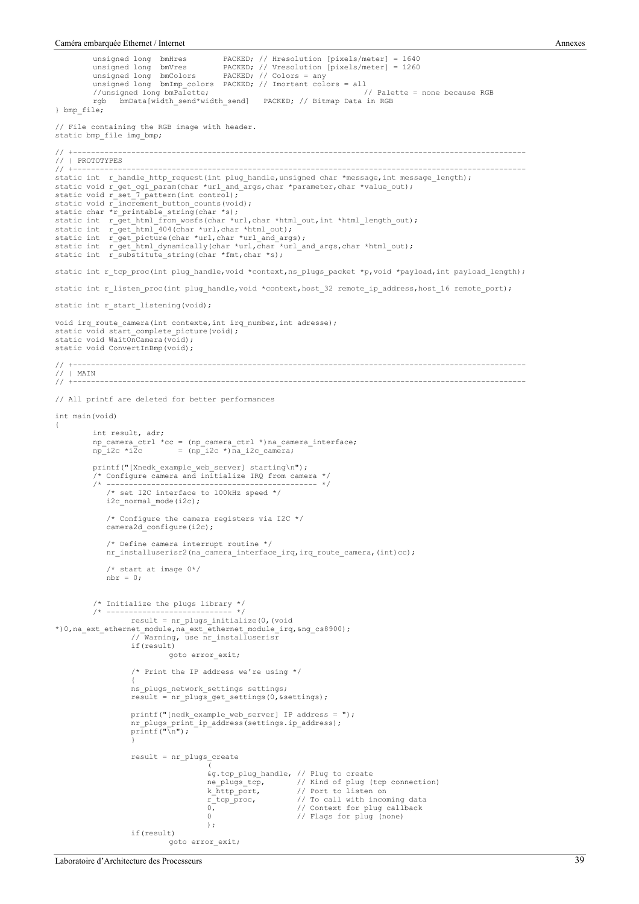```
        unsigned long  bmHres         PACKED; // Hresolution [pixels/meter] = 1640
        unsigned long  bmVres         PACKED; // Vresolution [pixels/meter] = 1260
        unsigned long  bmColors       PACKED; // Colors = any
        unsigned long  bmImp_colors  PACKED; // Imortant colors = all
        //unsigned long bmPalette;                                    // Palette = none because RGB
        rgb   bmData[width_send*width_send]   PACKED; // Bitmap Data in RGB
} bmp_file;

// File containing the RGB image with header.
static bmp_file img_bmp;

// +---------------------------------------------------------------------------------------------------
// | PROTOTYPES
// +---------------------------------------------------------------------------------------------------
static int  r_handle_http_request(int plug_handle,unsigned char *message,int message_length);
static void r_get_cgi_param(char *url_and_args,char *parameter,char *value_out);
static void r_set_7_pattern(int control);
static void r_increment_button_counts(void);
static char *r_printable_string(char *s);
static int  r_get_html_from_wosfs(char *url,char *html_out,int *html_length_out);
static int  r_get_html_404(char *url,char *html_out);
static int  r_get_picture(char *url,char *url_and_args);
static int  r_get_html_dynamically(char *url,char *url_and_args,char *html_out);
static int  r_substitute_string(char *fmt,char *s);

static int r_tcp_proc(int plug_handle,void *context,ns_plugs_packet *p,void *payload,int payload_length);

static int r_listen_proc(int plug_handle,void *context,host_32 remote_ip_address,host_16 remote_port);

static int r_start_listening(void);

void irq_route_camera(int contexte,int irq_number,int adresse);
static void start_complete_picture(void);
static void WaitOnCamera(void);
static void ConvertInBmp(void);

// +---------------------------------------------------------------------------------------------------
// | MAIN
// +---------------------------------------------------------------------------------------------------

// All printf are deleted for better performances

int main(void)
{
        int result, adr;
        np_camera_ctrl *cc = (np_camera_ctrl *)na_camera_interface;
        np_i2c *i2c        = (np_i2c *)na_i2c_camera;

        printf("[Xnedk_example_web_server] starting\n");
        /* Configure camera and initialize IRQ from camera */
        /* ---------------------------------------------- */
           /* set I2C interface to 100kHz speed */
           i2c_normal_mode(i2c);

           /* Configure the camera registers via I2C */
           camera2d_configure(i2c);

           /* Define camera interrupt routine */
           nr_installuserisr2(na_camera_interface_irq,irq_route_camera,(int)cc);

           /* start at image 0*/
           nbr = 0;


        /* Initialize the plugs library */
        /* ---------------------------- */
                result = nr_plugs_initialize(0,(void
*)0,na_ext_ethernet_module,na_ext_ethernet_module_irq,&ng_cs8900);
                // Warning, use nr_installuserisr
                if(result)
                        goto error_exit;

                /* Print the IP address we're using */
                {
                ns_plugs_network_settings settings;
                result = nr_plugs_get_settings(0,&settings);

                printf("[nedk_example_web_server] IP address = ");
                nr_plugs_print_ip_address(settings.ip_address);
                printf("\n");
                }

                result = nr_plugs_create
                                (
                                &g.tcp_plug_handle, // Plug to create
                                ne_plugs_tcp,       // Kind of plug (tcp connection)
                                k_http_port,        // Port to listen on
                                r_tcp_proc,         // To call with incoming data
                                0,                  // Context for plug callback
                                0                   // Flags for plug (none)
                                );
                if(result)
                        goto error_exit;
```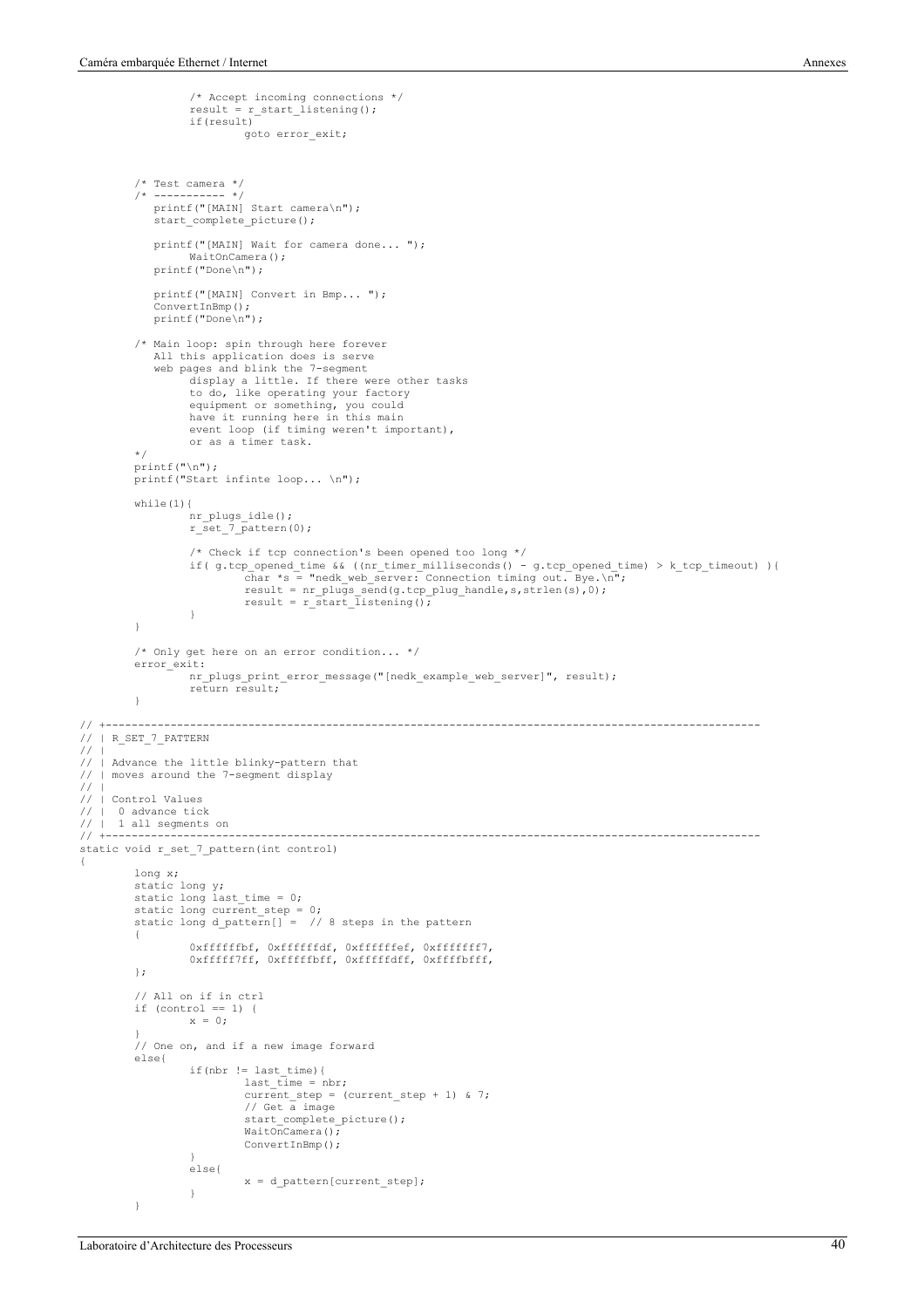```
		/* Accept incoming connections */
		result = r_start_listening();
		if(result)
			goto error_exit;



	/* Test camera */
	/* ----------- */
	   printf("[MAIN] Start camera\n");
	   start_complete_picture();

	   printf("[MAIN] Wait for camera done... ");
		WaitOnCamera();
	   printf("Done\n");

	   printf("[MAIN] Convert in Bmp... ");
	   ConvertInBmp();
	   printf("Done\n");

	/* Main loop: spin through here forever
	   All this application does is serve
	   web pages and blink the 7-segment
		display a little. If there were other tasks
		to do, like operating your factory
		equipment or something, you could
		have it running here in this main
		event loop (if timing weren't important),
		or as a timer task.
	*/
	printf("\n");
	printf("Start infinte loop... \n");

	while(1){
		nr_plugs_idle();
		r_set_7_pattern(0);

		/* Check if tcp connection's been opened too long */
		if( g.tcp_opened_time && ((nr_timer_milliseconds() - g.tcp_opened_time) > k_tcp_timeout) ){
			char *s = "nedk_web_server: Connection timing out. Bye.\n";
			result = nr_plugs_send(g.tcp_plug_handle,s,strlen(s),0);
			result = r_start_listening();
		}
	}

	/* Only get here on an error condition... */
	error_exit:
		nr_plugs_print_error_message("[nedk_example_web_server]", result);
		return result;
	}

// +----------------------------------------------------------------------------------------------------
// | R_SET_7_PATTERN
// |
// | Advance the little blinky-pattern that
// | moves around the 7-segment display
// |
// | Control Values
// |  0 advance tick
// |  1 all segments on
// +----------------------------------------------------------------------------------------------------
static void r_set_7_pattern(int control)
{
	long x;
	static long y;
	static long last_time = 0;
	static long current_step = 0;
	static long d_pattern[] =  // 8 steps in the pattern
	{
		0xffffffbf, 0xffffffdf, 0xffffffef, 0xfffffff7,
		0xfffff7ff, 0xfffffbff, 0xfffffdff, 0xffffbfff,
	};

	// All on if in ctrl
	if (control == 1) {
		x = 0;
	}
	// One on, and if a new image forward
	else{
		if(nbr != last_time){
			last_time = nbr;
			current_step = (current_step + 1) & 7;
			// Get a image
			start_complete_picture();
			WaitOnCamera();
			ConvertInBmp();
		}
		else{
			x = d_pattern[current_step];
		}
	}
```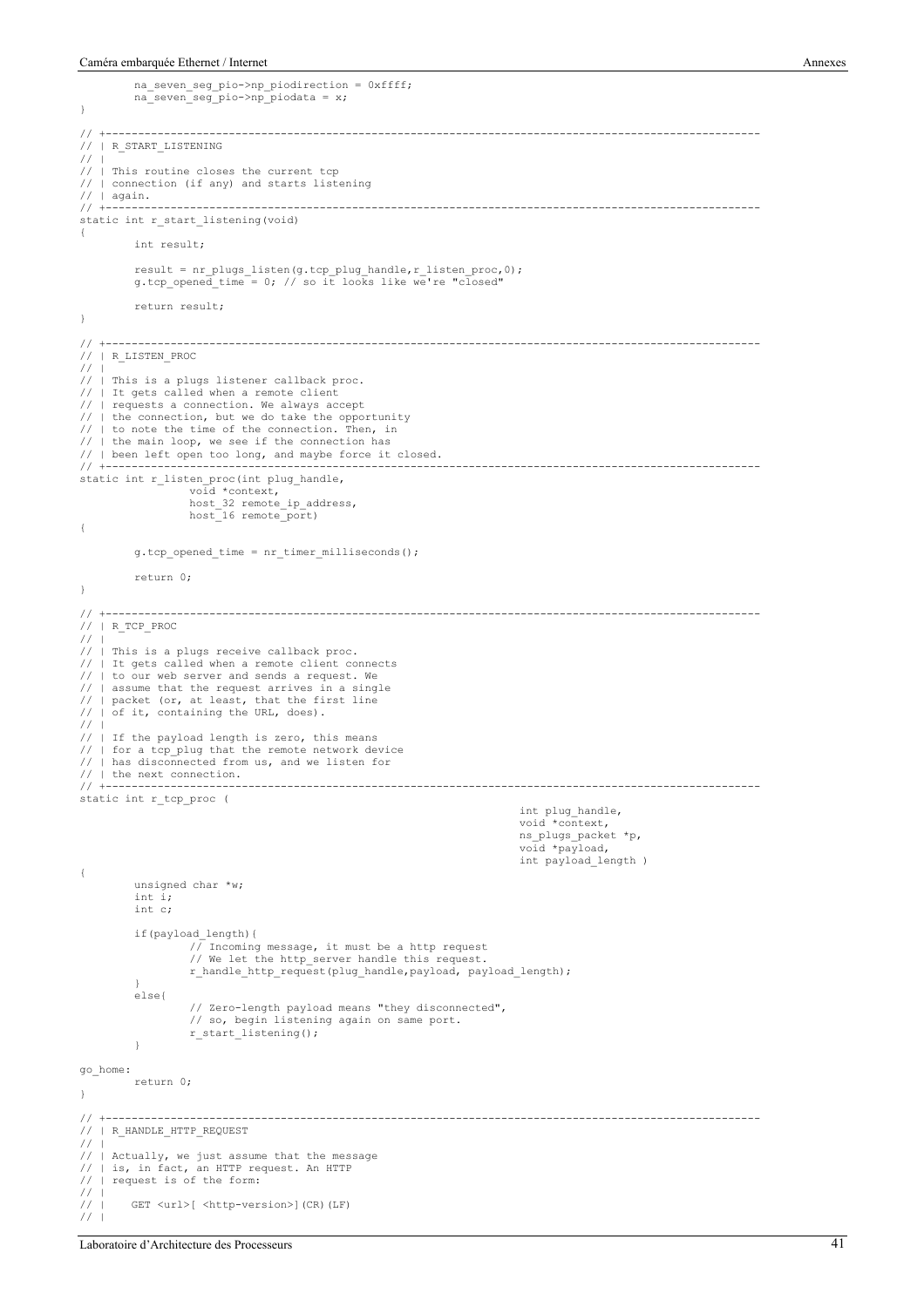```c
        na_seven_seg_pio->np_piodirection = 0xffff;
        na_seven_seg_pio->np_piodata = x;
}

// +---------------------------------------------------------------------------------------------------
// | R_START_LISTENING
// |
// | This routine closes the current tcp
// | connection (if any) and starts listening
// | again.
// +---------------------------------------------------------------------------------------------------
static int r_start_listening(void)
{
        int result;

        result = nr_plugs_listen(g.tcp_plug_handle,r_listen_proc,0);
        g.tcp_opened_time = 0; // so it looks like we're "closed"

        return result;
}

// +---------------------------------------------------------------------------------------------------
// | R_LISTEN_PROC
// |
// | This is a plugs listener callback proc.
// | It gets called when a remote client
// | requests a connection. We always accept
// | the connection, but we do take the opportunity
// | to note the time of the connection. Then, in
// | the main loop, we see if the connection has
// | been left open too long, and maybe force it closed.
// +---------------------------------------------------------------------------------------------------
static int r_listen_proc(int plug_handle,
                void *context,
                host_32 remote_ip_address,
                host_16 remote_port)
{

        g.tcp_opened_time = nr_timer_milliseconds();

        return 0;
}

// +---------------------------------------------------------------------------------------------------
// | R_TCP_PROC
// |
// | This is a plugs receive callback proc.
// | It gets called when a remote client connects
// | to our web server and sends a request. We
// | assume that the request arrives in a single
// | packet (or, at least, that the first line
// | of it, containing the URL, does).
// |
// | If the payload length is zero, this means
// | for a tcp_plug that the remote network device
// | has disconnected from us, and we listen for
// | the next connection.
// +---------------------------------------------------------------------------------------------------
static int r_tcp_proc (
                                                                int plug_handle,
                                                                void *context,
                                                                ns_plugs_packet *p,
                                                                void *payload,
                                                                int payload_length )
{
        unsigned char *w;
        int i;
        int c;

        if(payload_length){
                // Incoming message, it must be a http request
                // We let the http_server handle this request.
                r_handle_http_request(plug_handle,payload, payload_length);
        }
        else{
                // Zero-length payload means "they disconnected",
                // so, begin listening again on same port.
                r_start_listening();
        }

go_home:
        return 0;
}

// +---------------------------------------------------------------------------------------------------
// | R_HANDLE_HTTP_REQUEST
// |
// | Actually, we just assume that the message
// | is, in fact, an HTTP request. An HTTP
// | request is of the form:
// |
// |    GET <url>[ <http-version>](CR)(LF)
// |
```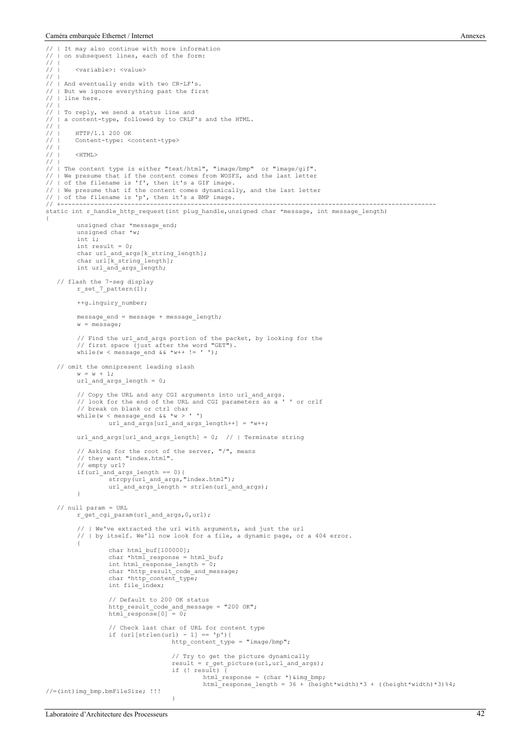```c
// | It may also continue with more information
// | on subsequent lines, each of the form:
// |
// |     <variable>: <value>
// |
// | And eventually ends with two CR-LF's.
// | But we ignore everything past the first
// | line here.
// |
// | To reply, we send a status line and
// | a content-type, followed by to CRLF's and the HTML.
// |
// |     HTTP/1.1 200 OK
// |     Content-type: <content-type>
// |
// |     <HTML>
// |
// | The content type is either "text/html", "image/bmp"  or "image/gif".
// | We presume that if the content comes from WOSFS, and the last letter
// | of the filename is 'f', then it's a GIF image.
// | We presume that if the content comes dynamically, and the last letter
// | of the filename is 'p', then it's a BMP image.
// +----------------------------------------------------------------------------------------------------
static int r_handle_http_request(int plug_handle,unsigned char *message, int message_length)
{
        unsigned char *message_end;
        unsigned char *w;
        int i;
        int result = 0;
        char url_and_args[k_string_length];
        char url[k_string_length];
        int url_and_args_length;

   // flash the 7-seg display
        r_set_7_pattern(1);

        ++g.inquiry_number;

        message_end = message + message_length;
        w = message;

        // Find the url_and_args portion of the packet, by looking for the
        // first space (just after the word "GET").
        while(w < message_end && *w++ != ' ');

   // omit the omnipresent leading slash
        w = w + 1;
        url_and_args_length = 0;

        // Copy the URL and any CGI arguments into url_and_args.
        // look for the end of the URL and CGI parameters as a ' ' or crlf
        // break on blank or ctrl char
        while(w < message_end && *w > ' ')
                url_and_args[url_and_args_length++] = *w++;

        url_and_args[url_and_args_length] = 0;  // | Terminate string

        // Asking for the root of the server, "/", means
        // they want "index.html".
        // empty url?
        if(url_and_args_length == 0){
                strcpy(url_and_args,"index.html");
                url_and_args_length = strlen(url_and_args);
        }

   // null param = URL
        r_get_cgi_param(url_and_args,0,url);

        // | We've extracted the url with arguments, and just the url
        // | by itself. We'll now look for a file, a dynamic page, or a 404 error.
        {
                char html_buf[100000];
                char *html_response = html_buf;
                int html_response_length = 0;
                char *http_result_code_and_message;
                char *http_content_type;
                int file_index;

                // Default to 200 OK status
                http_result_code_and_message = "200 OK";
                html_response[0] = 0;

                // Check last char of URL for content type
                if (url[strlen(url) - 1] == 'p'){
                                http_content_type = "image/bmp";

                                // Try to get the picture dynamically
                                result = r_get_picture(url,url_and_args);
                                if (! result) {
                                        html_response = (char *)&img_bmp;
                                        html_response_length = 36 + (height*width)*3 + ((height*width)*3)%4;
//=(int)img_bmp.bmFileSize; !!!
                                }
```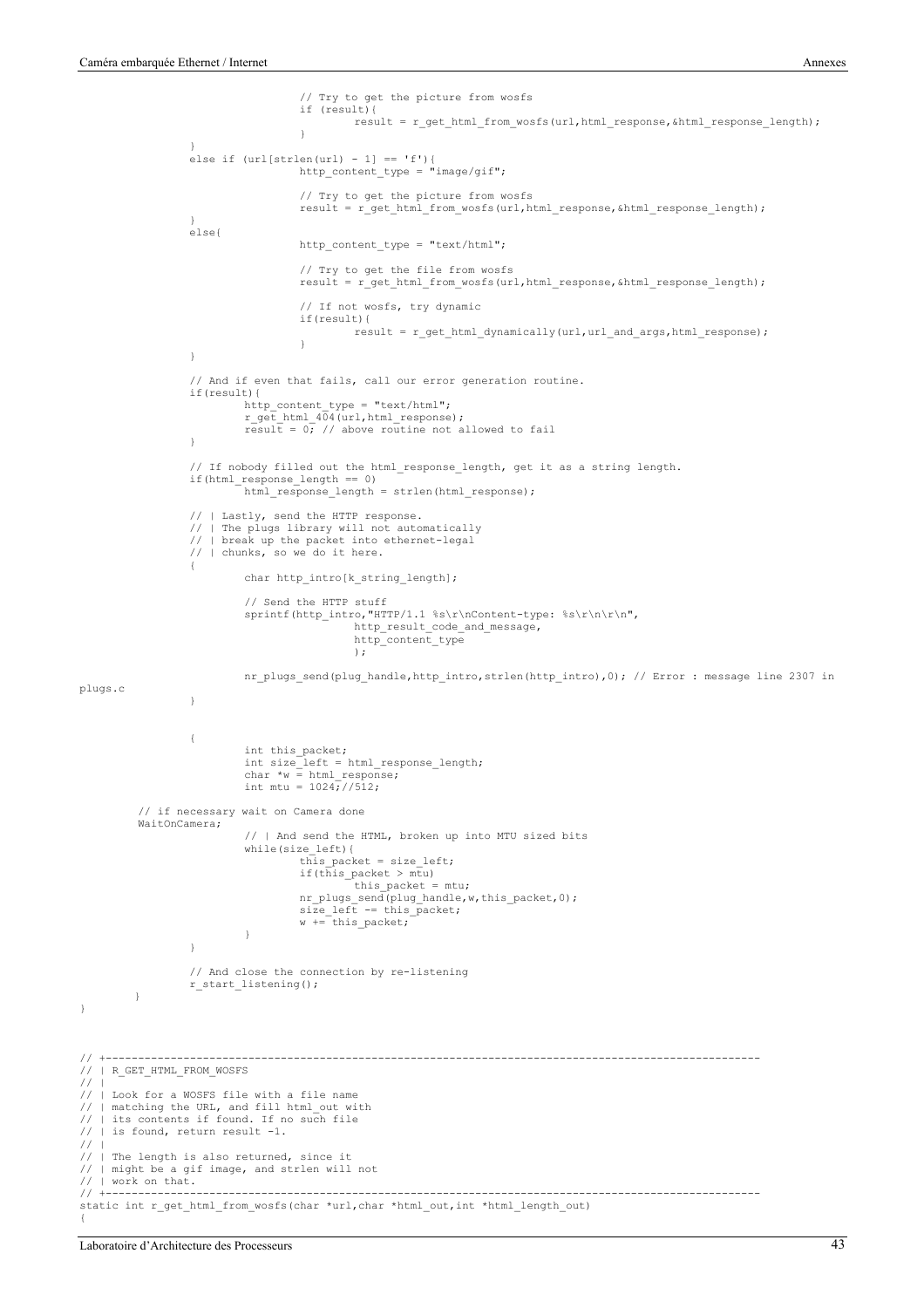```c
                                // Try to get the picture from wosfs
                                if (result){
                                        result = r_get_html_from_wosfs(url,html_response,&html_response_length);
                                }
                }
                else if (url[strlen(url) - 1] == 'f'){
                                http_content_type = "image/gif";

                                // Try to get the picture from wosfs
                                result = r_get_html_from_wosfs(url,html_response,&html_response_length);
                }
                else{
                                http_content_type = "text/html";

                                // Try to get the file from wosfs
                                result = r_get_html_from_wosfs(url,html_response,&html_response_length);

                                // If not wosfs, try dynamic
                                if(result){
                                        result = r_get_html_dynamically(url,url_and_args,html_response);
                                }
                }

                // And if even that fails, call our error generation routine.
                if(result){
                        http_content_type = "text/html";
                        r_get_html_404(url,html_response);
                        result = 0; // above routine not allowed to fail
                }

                // If nobody filled out the html_response_length, get it as a string length.
                if(html_response_length == 0)
                        html_response_length = strlen(html_response);

                // | Lastly, send the HTTP response.
                // | The plugs library will not automatically
                // | break up the packet into ethernet-legal
                // | chunks, so we do it here.
                {
                        char http_intro[k_string_length];

                        // Send the HTTP stuff
                        sprintf(http_intro,"HTTP/1.1 %s\r\nContent-type: %s\r\n\r\n",
                                        http_result_code_and_message,
                                        http_content_type
                                        );

                        nr_plugs_send(plug_handle,http_intro,strlen(http_intro),0); // Error : message line 2307 in
plugs.c
                }


                {
                        int this_packet;
                        int size_left = html_response_length;
                        char *w = html_response;
                        int mtu = 1024;//512;

        // if necessary wait on Camera done
        WaitOnCamera;
                        // | And send the HTML, broken up into MTU sized bits
                        while(size_left){
                                this_packet = size_left;
                                if(this_packet > mtu)
                                        this_packet = mtu;
                                nr_plugs_send(plug_handle,w,this_packet,0);
                                size_left -= this_packet;
                                w += this_packet;
                        }
                }

                // And close the connection by re-listening
                r_start_listening();
        }
}



// +---------------------------------------------------------------------------------------------------
// | R_GET_HTML_FROM_WOSFS
// |
// | Look for a WOSFS file with a file name
// | matching the URL, and fill html_out with
// | its contents if found. If no such file
// | is found, return result -1.
// |
// | The length is also returned, since it
// | might be a gif image, and strlen will not
// | work on that.
// +---------------------------------------------------------------------------------------------------
static int r_get_html_from_wosfs(char *url,char *html_out,int *html_length_out)
{
```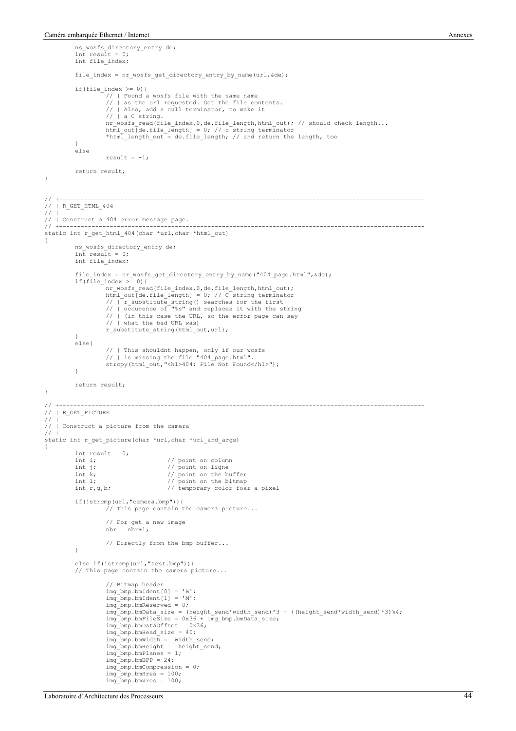```
        ns_wosfs_directory_entry de;
        int result = 0;
        int file_index;

        file_index = nr_wosfs_get_directory_entry_by_name(url,&de);

        if(file_index >= 0){
                // | Found a wosfs file with the same name
                // | as the url requested. Get the file contents.
                // | Also, add a null terminator, to make it
                // | a C string.
                nr_wosfs_read(file_index,0,de.file_length,html_out); // should check length...
                html_out[de.file_length] = 0; // c string terminator
                *html_length_out = de.file_length; // and return the length, too
        }
        else
                result = -1;

        return result;
}


// +-----------------------------------------------------------------------------------------------
// | R_GET_HTML_404
// |
// | Construct a 404 error message page.
// +-----------------------------------------------------------------------------------------------
static int r_get_html_404(char *url,char *html_out)
{
        ns_wosfs_directory_entry de;
        int result = 0;
        int file_index;

        file_index = nr_wosfs_get_directory_entry_by_name("404_page.html",&de);
        if(file_index >= 0){
                nr_wosfs_read(file_index,0,de.file_length,html_out);
                html_out[de.file_length] = 0; // C string terminator
                // | r_substitute_string() searches for the first
                // | occurence of "%s" and replaces it with the string
                // | (in this case the URL, so the error page can say
                // | what the bad URL was)
                r_substitute_string(html_out,url);
        }
        else{
                // | This shouldnt happen, only if our wosfs
                // | is missing the file "404_page.html".
                strcpy(html_out,"<h1>404: File Not Found</h1>");
        }

        return result;
}

// +-----------------------------------------------------------------------------------------------
// | R_GET_PICTURE
// |
// | Construct a picture from the camera
// +-----------------------------------------------------------------------------------------------
static int r_get_picture(char *url,char *url_and_args)
{
        int result = 0;
        int i;                  // point on column
        int j;                  // point on ligne
        int k;                  // point on the buffer
        int l;                  // point on the bitmap
        int r,g,b;              // temporary color foar a pixel

        if(!strcmp(url,"camera.bmp")){
                // This page contain the camera picture...

                // For get a new image
                nbr = nbr+1;

                // Directly from the bmp buffer...
        }

        else if(!strcmp(url,"test.bmp")){
        // This page contain the camera picture...

                // Bitmap header
                img_bmp.bmIdent[0] = 'B';
                img_bmp.bmIdent[1] = 'M';
                img_bmp.bmReserved = 0;
                img_bmp.bmData_size = (height_send*width_send)*3 + ((height_send*width_send)*3)%4;
                img_bmp.bmFileSize = 0x36 + img_bmp.bmData_size;
                img_bmp.bmDataOffset = 0x36;
                img_bmp.bmHead_size = 40;
                img_bmp.bmWidth =  width_send;
                img_bmp.bmHeight =  height_send;
                img_bmp.bmPlanes = 1;
                img_bmp.bmBPP = 24;
                img_bmp.bmCompression = 0;
                img_bmp.bmHres = 100;
                img_bmp.bmVres = 100;
```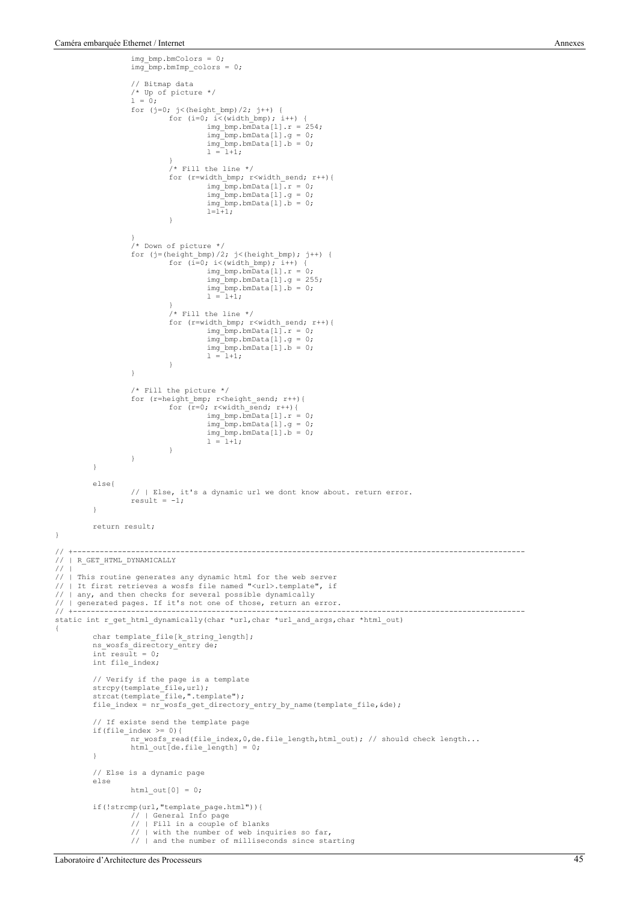```
                img_bmp.bmColors = 0;
                img_bmp.bmImp_colors = 0;

                // Bitmap data
                /* Up of picture */
                l = 0;
                for (j=0; j<(height_bmp)/2; j++) {
                        for (i=0; i<(width_bmp); i++) {
                                img_bmp.bmData[l].r = 254;
                                img_bmp.bmData[l].g = 0;
                                img_bmp.bmData[l].b = 0;
                                l = l+1;
                        }
                        /* Fill the line */
                        for (r=width_bmp; r<width_send; r++){
                                img_bmp.bmData[l].r = 0;
                                img_bmp.bmData[l].g = 0;
                                img_bmp.bmData[l].b = 0;
                                l=l+1;
                        }

                }
                /* Down of picture */
                for (j=(height_bmp)/2; j<(height_bmp); j++) {
                        for (i=0; i<(width_bmp); i++) {
                                img_bmp.bmData[l].r = 0;
                                img_bmp.bmData[l].g = 255;
                                img_bmp.bmData[l].b = 0;
                                l = l+1;
                        }
                        /* Fill the line */
                        for (r=width_bmp; r<width_send; r++){
                                img_bmp.bmData[l].r = 0;
                                img_bmp.bmData[l].g = 0;
                                img_bmp.bmData[l].b = 0;
                                l = l+1;
                        }
                }

                /* Fill the picture */
                for (r=height_bmp; r<height_send; r++){
                        for (r=0; r<width_send; r++){
                                img_bmp.bmData[l].r = 0;
                                img_bmp.bmData[l].g = 0;
                                img_bmp.bmData[l].b = 0;
                                l = l+1;
                        }
                }
        }

        else{
                // | Else, it's a dynamic url we dont know about. return error.
                result = -1;
        }

        return result;
}

// +---------------------------------------------------------------------------------------------------
// | R_GET_HTML_DYNAMICALLY
// |
// | This routine generates any dynamic html for the web server
// | It first retrieves a wosfs file named "<url>.template", if
// | any, and then checks for several possible dynamically
// | generated pages. If it's not one of those, return an error.
// +---------------------------------------------------------------------------------------------------
static int r_get_html_dynamically(char *url,char *url_and_args,char *html_out)
{
        char template_file[k_string_length];
        ns_wosfs_directory_entry de;
        int result = 0;
        int file_index;

        // Verify if the page is a template
        strcpy(template_file,url);
        strcat(template_file,".template");
        file_index = nr_wosfs_get_directory_entry_by_name(template_file,&de);

        // If existe send the template page
        if(file_index >= 0){
                nr_wosfs_read(file_index,0,de.file_length,html_out); // should check length...
                html_out[de.file_length] = 0;
        }

        // Else is a dynamic page
        else
                html_out[0] = 0;

        if(!strcmp(url,"template_page.html")){
                // | General Info page
                // | Fill in a couple of blanks
                // | with the number of web inquiries so far,
                // | and the number of milliseconds since starting
```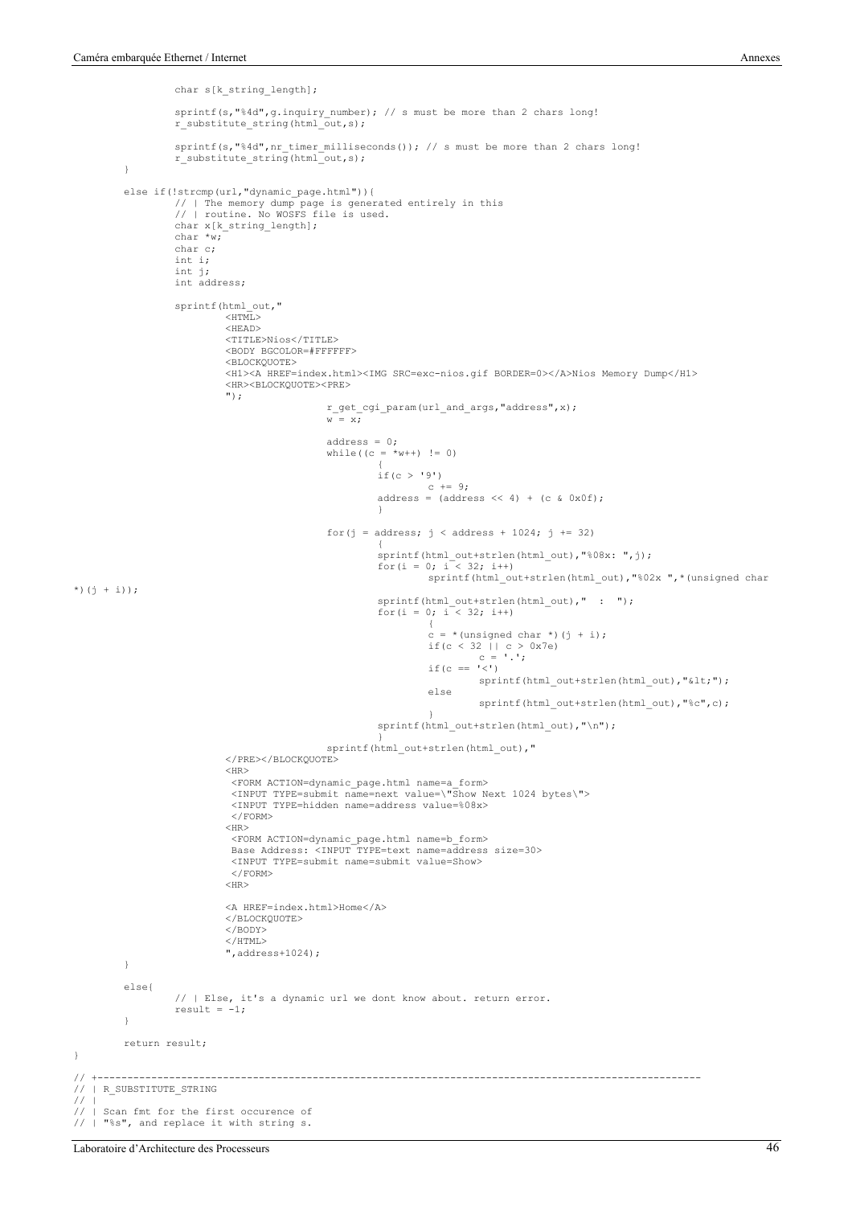```
                char s[k_string_length];

                sprintf(s,"%4d",g.inquiry_number); // s must be more than 2 chars long!
                r_substitute_string(html_out,s);

                sprintf(s,"%4d",nr_timer_milliseconds()); // s must be more than 2 chars long!
                r_substitute_string(html_out,s);
        }

        else if(!strcmp(url,"dynamic_page.html")){
                // | The memory dump page is generated entirely in this
                // | routine. No WOSFS file is used.
                char x[k_string_length];
                char *w;
                char c;
                int i;
                int j;
                int address;

                sprintf(html_out,"
                        <HTML>
                        <HEAD>
                        <TITLE>Nios</TITLE>
                        <BODY BGCOLOR=#FFFFFF>
                        <BLOCKQUOTE>
                        <H1><A HREF=index.html><IMG SRC=exc-nios.gif BORDER=0></A>Nios Memory Dump</H1>
                        <HR><BLOCKQUOTE><PRE>
                        ");
                                        r_get_cgi_param(url_and_args,"address",x);
                                        w = x;

                                        address = 0;
                                        while((c = *w++) != 0)
                                                {
                                                if(c > '9')
                                                        c += 9;
                                                address = (address << 4) + (c & 0x0f);
                                                }

                                        for(j = address; j < address + 1024; j += 32)
                                                {
                                                sprintf(html_out+strlen(html_out),"%08x: ",j);
                                                for(i = 0; i < 32; i++)
                                                        sprintf(html_out+strlen(html_out),"%02x ",*(unsigned char
*)(j + i));
                                                sprintf(html_out+strlen(html_out)," : ");
                                                for(i = 0; i < 32; i++)
                                                        {
                                                        c = *(unsigned char *)(j + i);
                                                        if(c < 32 || c > 0x7e)
                                                                c = '.';
                                                        if(c == '<')
                                                                sprintf(html_out+strlen(html_out),"&lt;");
                                                        else
                                                                sprintf(html_out+strlen(html_out),"%c",c);
                                                        }
                                                sprintf(html_out+strlen(html_out),"\n");
                                                }
                                        sprintf(html_out+strlen(html_out),"
                        </PRE></BLOCKQUOTE>
                        <HR>
                         <FORM ACTION=dynamic_page.html name=a_form>
                         <INPUT TYPE=submit name=next value=\"Show Next 1024 bytes\">
                         <INPUT TYPE=hidden name=address value=%08x>
                         </FORM>
                        <HR>
                         <FORM ACTION=dynamic_page.html name=b_form>
                         Base Address: <INPUT TYPE=text name=address size=30>
                         <INPUT TYPE=submit name=submit value=Show>
                         </FORM>
                        <HR>

                        <A HREF=index.html>Home</A>
                        </BLOCKQUOTE>
                        </BODY>
                        </HTML>
                        ",address+1024);
        }

        else{
                // | Else, it's a dynamic url we dont know about. return error.
                result = -1;
        }

        return result;
}

// +---------------------------------------------------------------------------------------------------
// | R_SUBSTITUTE_STRING
// |
// | Scan fmt for the first occurence of
// | "%s", and replace it with string s.
```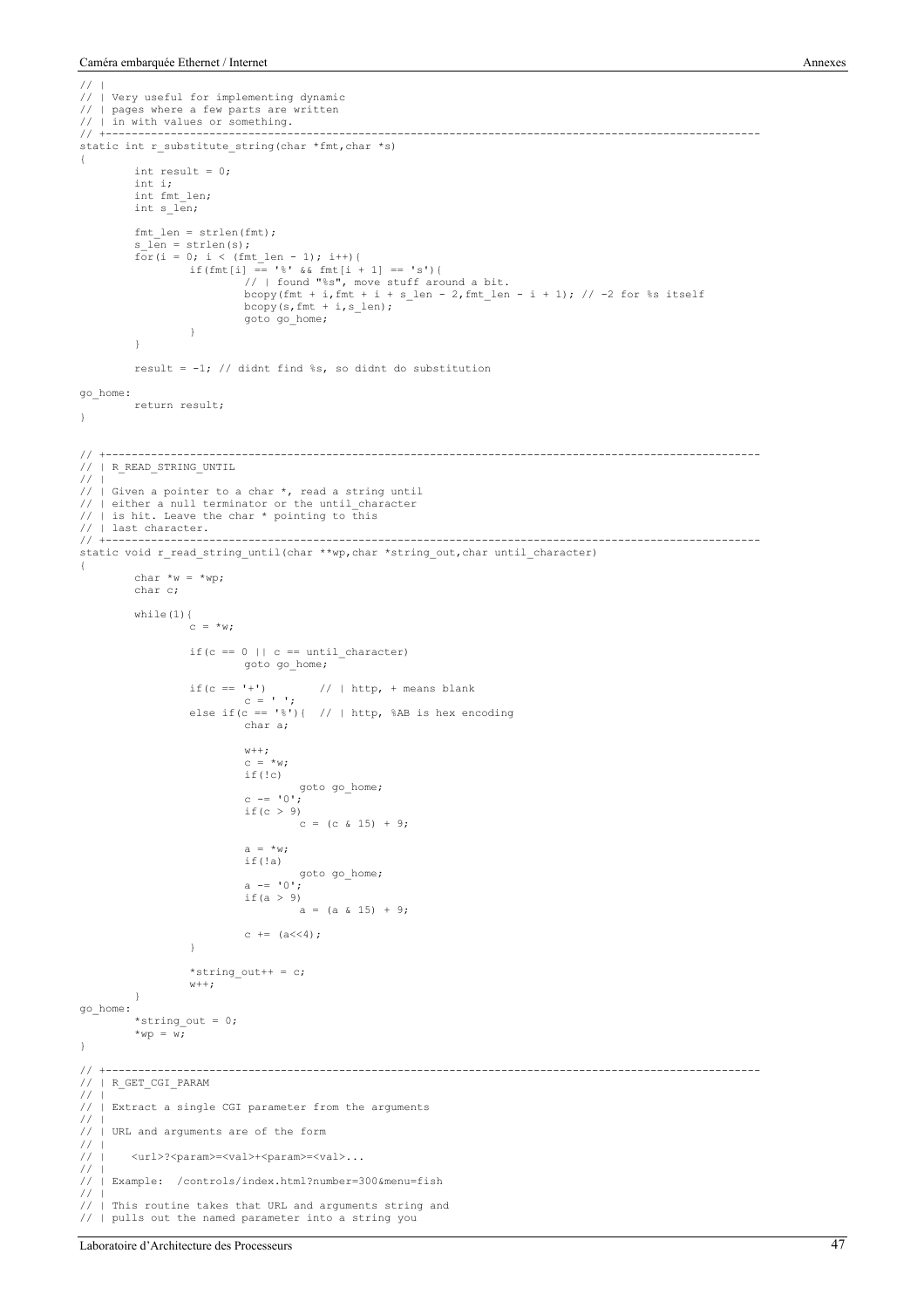```
// |
// | Very useful for implementing dynamic
// | pages where a few parts are written
// | in with values or something.
// +----------------------------------------------------------------------------------------------------
static int r_substitute_string(char *fmt,char *s)
{
        int result = 0;
        int i;
        int fmt_len;
        int s_len;

        fmt_len = strlen(fmt);
        s_len = strlen(s);
        for(i = 0; i < (fmt_len - 1); i++){
                if(fmt[i] == '%' && fmt[i + 1] == 's'){
                        // | found "%s", move stuff around a bit.
                        bcopy(fmt + i,fmt + i + s_len - 2,fmt_len - i + 1); // -2 for %s itself
                        bcopy(s,fmt + i,s_len);
                        goto go_home;
                }
        }

        result = -1; // didnt find %s, so didnt do substitution

go_home:
        return result;
}


// +----------------------------------------------------------------------------------------------------
// | R_READ_STRING_UNTIL
// |
// | Given a pointer to a char *, read a string until
// | either a null terminator or the until_character
// | is hit. Leave the char * pointing to this
// | last character.
// +----------------------------------------------------------------------------------------------------
static void r_read_string_until(char **wp,char *string_out,char until_character)
{
        char *w = *wp;
        char c;

        while(1){
                c = *w;

                if(c == 0 || c == until_character)
                        goto go_home;

                if(c == '+')        // | http, + means blank
                        c = ' ';
                else if(c == '%'){  // | http, %AB is hex encoding
                        char a;

                        w++;
                        c = *w;
                        if(!c)
                                goto go_home;
                        c -= '0';
                        if(c > 9)
                                c = (c & 15) + 9;

                        a = *w;
                        if(!a)
                                goto go_home;
                        a -= '0';
                        if(a > 9)
                                a = (a & 15) + 9;

                        c += (a<<4);
                }

                *string_out++ = c;
                w++;
        }
go_home:
        *string_out = 0;
        *wp = w;
}

// +----------------------------------------------------------------------------------------------------
// | R_GET_CGI_PARAM
// |
// | Extract a single CGI parameter from the arguments
// |
// | URL and arguments are of the form
// |
// |    <url>?<param>=<val>+<param>=<val>...
// |
// | Example:  /controls/index.html?number=300&menu=fish
// |
// | This routine takes that URL and arguments string and
// | pulls out the named parameter into a string you
```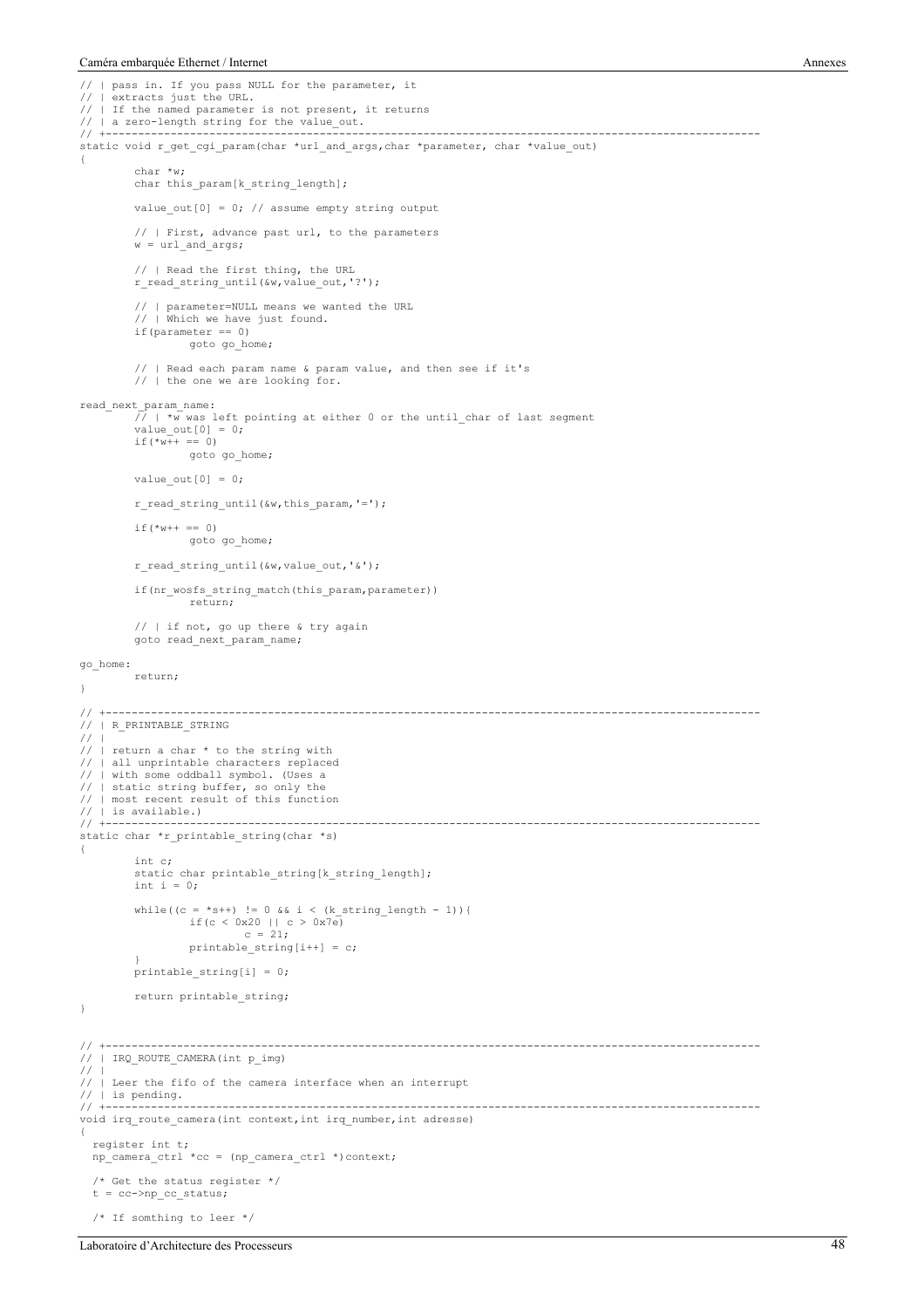```
// | pass in. If you pass NULL for the parameter, it
// | extracts just the URL.
// | If the named parameter is not present, it returns
// | a zero-length string for the value_out.
// +---------------------------------------------------------------------------------------------------
static void r_get_cgi_param(char *url_and_args,char *parameter, char *value_out)
{
        char *w;
        char this_param[k_string_length];

        value_out[0] = 0; // assume empty string output

        // | First, advance past url, to the parameters
        w = url_and_args;

        // | Read the first thing, the URL
        r_read_string_until(&w,value_out,'?');

        // | parameter=NULL means we wanted the URL
        // | Which we have just found.
        if(parameter == 0)
                goto go_home;

        // | Read each param name & param value, and then see if it's
        // | the one we are looking for.

read_next_param_name:
        // | *w was left pointing at either 0 or the until_char of last segment
        value_out[0] = 0;
        if(*w++ == 0)
                goto go_home;

        value_out[0] = 0;

        r_read_string_until(&w,this_param,'=');

        if(*w++ == 0)
                goto go_home;

        r_read_string_until(&w,value_out,'&');

        if(nr_wosfs_string_match(this_param,parameter))
                return;

        // | if not, go up there & try again
        goto read_next_param_name;

go_home:
        return;
}

// +---------------------------------------------------------------------------------------------------
// | R_PRINTABLE_STRING
// |
// | return a char * to the string with
// | all unprintable characters replaced
// | with some oddball symbol. (Uses a
// | static string buffer, so only the
// | most recent result of this function
// | is available.)
// +---------------------------------------------------------------------------------------------------
static char *r_printable_string(char *s)
{
        int c;
        static char printable_string[k_string_length];
        int i = 0;

        while((c = *s++) != 0 && i < (k_string_length - 1)){
                if(c < 0x20 || c > 0x7e)
                        c = 21;
                printable_string[i++] = c;
        }
        printable_string[i] = 0;

        return printable_string;
}


// +---------------------------------------------------------------------------------------------------
// | IRQ_ROUTE_CAMERA(int p_img)
// |
// | Leer the fifo of the camera interface when an interrupt
// | is pending.
// +---------------------------------------------------------------------------------------------------
void irq_route_camera(int context,int irq_number,int adresse)
{
  register int t;
  np_camera_ctrl *cc = (np_camera_ctrl *)context;

  /* Get the status register */
  t = cc->np_cc_status;

  /* If somthing to leer */
```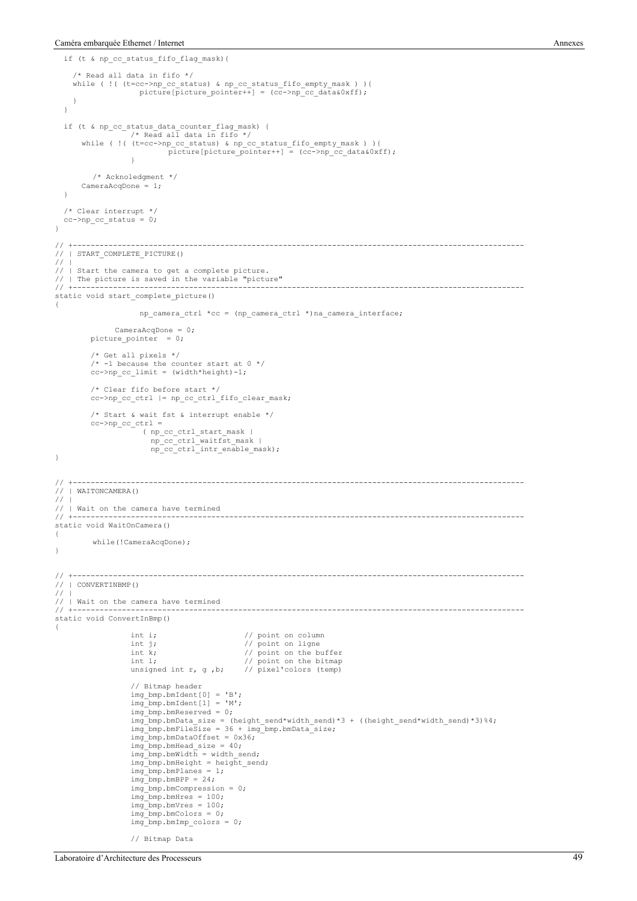```
  if (t & np_cc_status_fifo_flag_mask){

    /* Read all data in fifo */
    while ( !( (t=cc->np_cc_status) & np_cc_status_fifo_empty_mask ) ){
                  picture[picture_pointer++] = (cc->np_cc_data&0xff);
    }
  }

  if (t & np_cc_status_data_counter_flag_mask) {
                /* Read all data in fifo */
      while ( !( (t=cc->np_cc_status) & np_cc_status_fifo_empty_mask ) ){
                         picture[picture_pointer++] = (cc->np_cc_data&0xff);
                }

        /* Acknoledgment */
      CameraAcqDone = 1;
  }

  /* Clear interrupt */
  cc->np_cc_status = 0;
}

// +---------------------------------------------------------------------------------------------------
// | START_COMPLETE_PICTURE()
// |
// | Start the camera to get a complete picture.
// | The picture is saved in the variable "picture"
// +---------------------------------------------------------------------------------------------------
static void start_complete_picture()
{
                  np_camera_ctrl *cc = (np_camera_ctrl *)na_camera_interface;

            CameraAcqDone = 0;
        picture_pointer  = 0;

        /* Get all pixels */
        /* -1 because the counter start at 0 */
        cc->np_cc_limit = (width*height)-1;

        /* Clear fifo before start */
        cc->np_cc_ctrl |= np_cc_ctrl_fifo_clear_mask;

        /* Start & wait fst & interrupt enable */
        cc->np_cc_ctrl =
                    ( np_cc_ctrl_start_mask |
                      np_cc_ctrl_waitfst_mask |
                      np_cc_ctrl_intr_enable_mask);
}


// +---------------------------------------------------------------------------------------------------
// | WAITONCAMERA()
// |
// | Wait on the camera have termined
// +---------------------------------------------------------------------------------------------------
static void WaitOnCamera()
{
        while(!CameraAcqDone);
}


// +---------------------------------------------------------------------------------------------------
// | CONVERTINBMP()
// |
// | Wait on the camera have termined
// +---------------------------------------------------------------------------------------------------
static void ConvertInBmp()
{
                int i;                    // point on column
                int j;                    // point on ligne
                int k;                    // point on the buffer
                int l;                    // point on the bitmap
                unsigned int r, g ,b;     // pixel'colors (temp)

                // Bitmap header
                img_bmp.bmIdent[0] = 'B';
                img_bmp.bmIdent[1] = 'M';
                img_bmp.bmReserved = 0;
                img_bmp.bmData_size = (height_send*width_send)*3 + ((height_send*width_send)*3)%4;
                img_bmp.bmFileSize = 36 + img_bmp.bmData_size;
                img_bmp.bmDataOffset = 0x36;
                img_bmp.bmHead_size = 40;
                img_bmp.bmWidth = width_send;
                img_bmp.bmHeight = height_send;
                img_bmp.bmPlanes = 1;
                img_bmp.bmBPP = 24;
                img_bmp.bmCompression = 0;
                img_bmp.bmHres = 100;
                img_bmp.bmVres = 100;
                img_bmp.bmColors = 0;
                img_bmp.bmImp_colors = 0;

                // Bitmap Data
```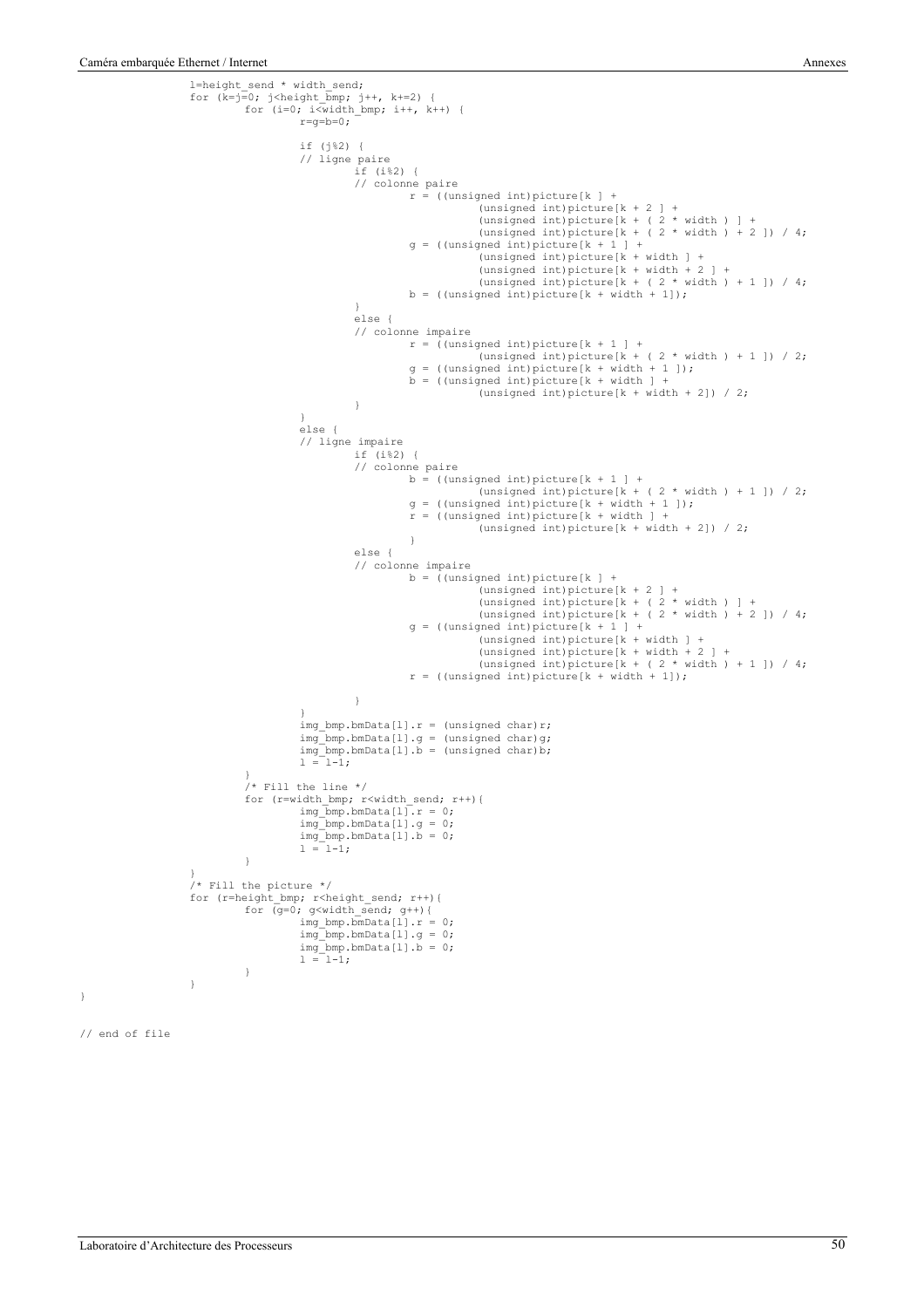```
		l=height_send * width_send;
		for (k=j=0; j<height_bmp; j++, k+=2) {
			for (i=0; i<width_bmp; i++, k++) {
				r=g=b=0;

				if (j%2) {
				// ligne paire
					if (i%2) {
					// colonne paire
						r = ((unsigned int)picture[k ] +
							(unsigned int)picture[k + 2 ] +
							(unsigned int)picture[k + ( 2 * width ) ] +
							(unsigned int)picture[k + ( 2 * width ) + 2 ]) / 4;
						g = ((unsigned int)picture[k + 1 ] +
							(unsigned int)picture[k + width ] +
							(unsigned int)picture[k + width + 2 ] +
							(unsigned int)picture[k + ( 2 * width ) + 1 ]) / 4;
						b = ((unsigned int)picture[k + width + 1]);
					}
					else {
					// colonne impaire
						r = ((unsigned int)picture[k + 1 ] +
							(unsigned int)picture[k + ( 2 * width ) + 1 ]) / 2;
						g = ((unsigned int)picture[k + width + 1 ]);
						b = ((unsigned int)picture[k + width ] +
							(unsigned int)picture[k + width + 2]) / 2;
					}
				}
				else {
				// ligne impaire
					if (i%2) {
					// colonne paire
						b = ((unsigned int)picture[k + 1 ] +
							(unsigned int)picture[k + ( 2 * width ) + 1 ]) / 2;
						g = ((unsigned int)picture[k + width + 1 ]);
						r = ((unsigned int)picture[k + width ] +
							(unsigned int)picture[k + width + 2]) / 2;
						}
					else {
					// colonne impaire
						b = ((unsigned int)picture[k ] +
							(unsigned int)picture[k + 2 ] +
							(unsigned int)picture[k + ( 2 * width ) ] +
							(unsigned int)picture[k + ( 2 * width ) + 2 ]) / 4;
						g = ((unsigned int)picture[k + 1 ] +
							(unsigned int)picture[k + width ] +
							(unsigned int)picture[k + width + 2 ] +
							(unsigned int)picture[k + ( 2 * width ) + 1 ]) / 4;
						r = ((unsigned int)picture[k + width + 1]);

					}
				}
				img_bmp.bmData[l].r = (unsigned char)r;
				img_bmp.bmData[l].g = (unsigned char)g;
				img_bmp.bmData[l].b = (unsigned char)b;
				l = l-1;
			}
			/* Fill the line */
			for (r=width_bmp; r<width_send; r++){
				img_bmp.bmData[l].r = 0;
				img_bmp.bmData[l].g = 0;
				img_bmp.bmData[l].b = 0;
				l = l-1;
			}
		}
		/* Fill the picture */
		for (r=height_bmp; r<height_send; r++){
			for (g=0; g<width_send; g++){
				img_bmp.bmData[l].r = 0;
				img_bmp.bmData[l].g = 0;
				img_bmp.bmData[l].b = 0;
				l = l-1;
			}
		}
}

// end of file
```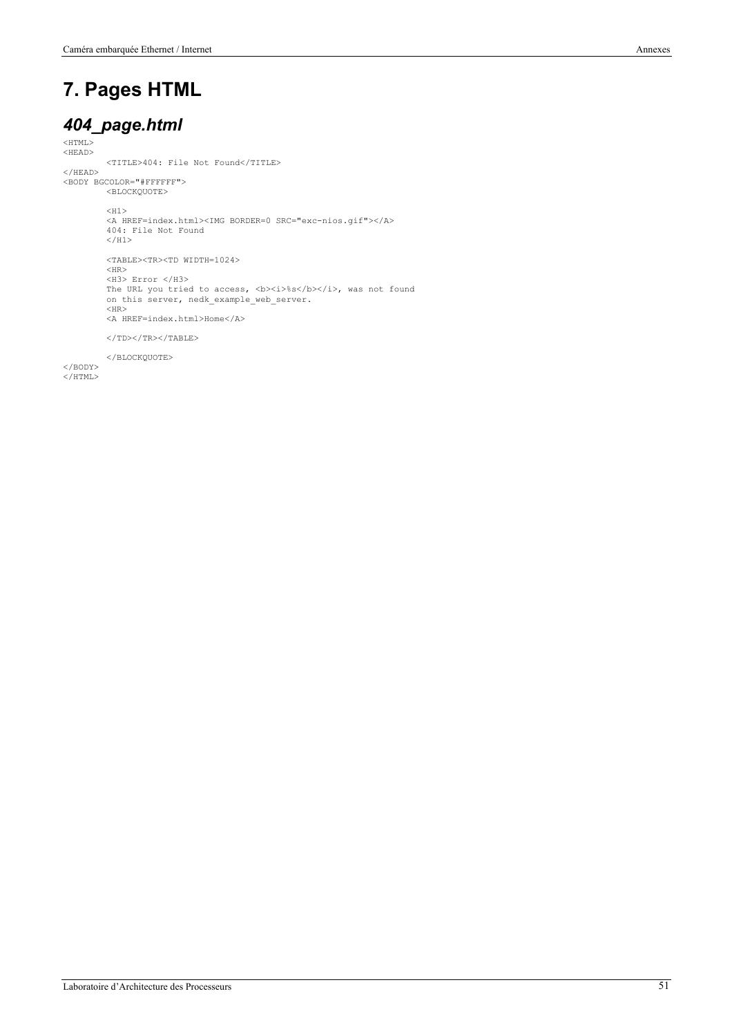# 7. Pages HTML

## *404_page.html*

```
<HTML>
<HEAD>
	<TITLE>404: File Not Found</TITLE>
</HEAD>
<BODY BGCOLOR="#FFFFFF">
	<BLOCKQUOTE>

	<H1>
	<A HREF=index.html><IMG BORDER=0 SRC="exc-nios.gif"></A>
	404: File Not Found
	</H1>

	<TABLE><TR><TD WIDTH=1024>
	<HR>
	<H3> Error </H3>
	The URL you tried to access, <b><i>%s</b></i>, was not found
	on this server, nedk_example_web_server.
	<HR>
	<A HREF=index.html>Home</A>

	</TD></TR></TABLE>

	</BLOCKQUOTE>
</BODY>
</HTML>
```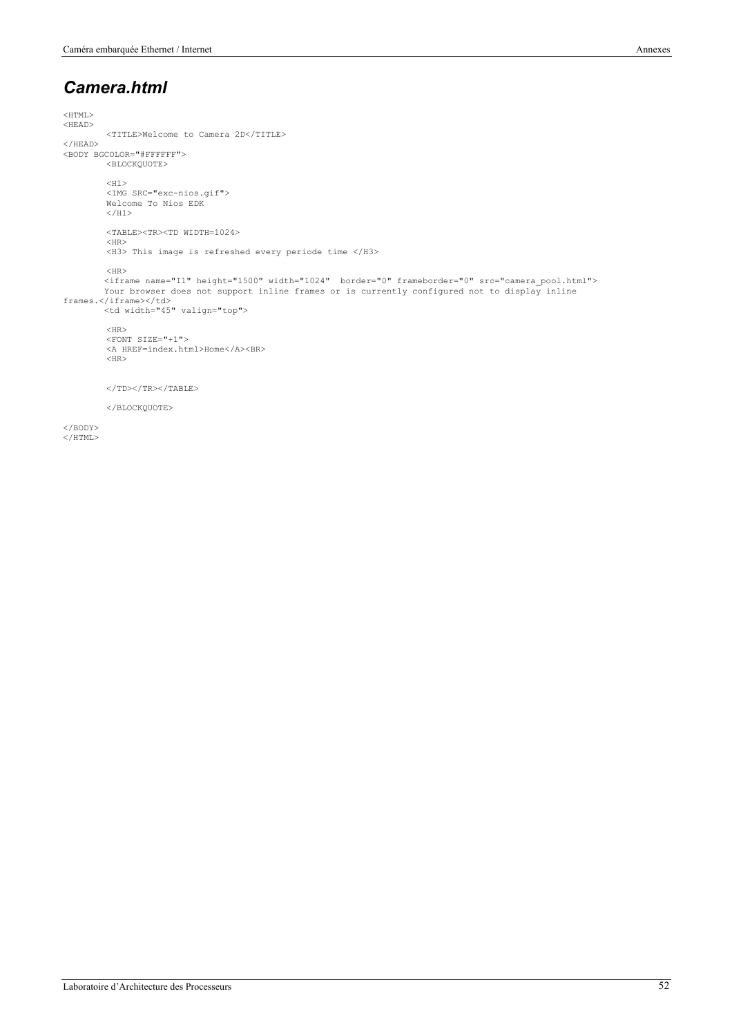## *Camera.html*

```
<HTML>
<HEAD>
        <TITLE>Welcome to Camera 2D</TITLE>
</HEAD>
<BODY BGCOLOR="#FFFFFF">
        <BLOCKQUOTE>

        <H1>
        <IMG SRC="exc-nios.gif">
        Welcome To Nios EDK
        </H1>

        <TABLE><TR><TD WIDTH=1024>
        <HR>
        <H3> This image is refreshed every periode time </H3>

        <HR>
        <iframe name="I1" height="1500" width="1024"  border="0" frameborder="0" src="camera_pool.html">
        Your browser does not support inline frames or is currently configured not to display inline
frames.</iframe></td>
        <td width="45" valign="top">

        <HR>
        <FONT SIZE="+1">
        <A HREF=index.html>Home</A><BR>
        <HR>


        </TD></TR></TABLE>

        </BLOCKQUOTE>

</BODY>
</HTML>
```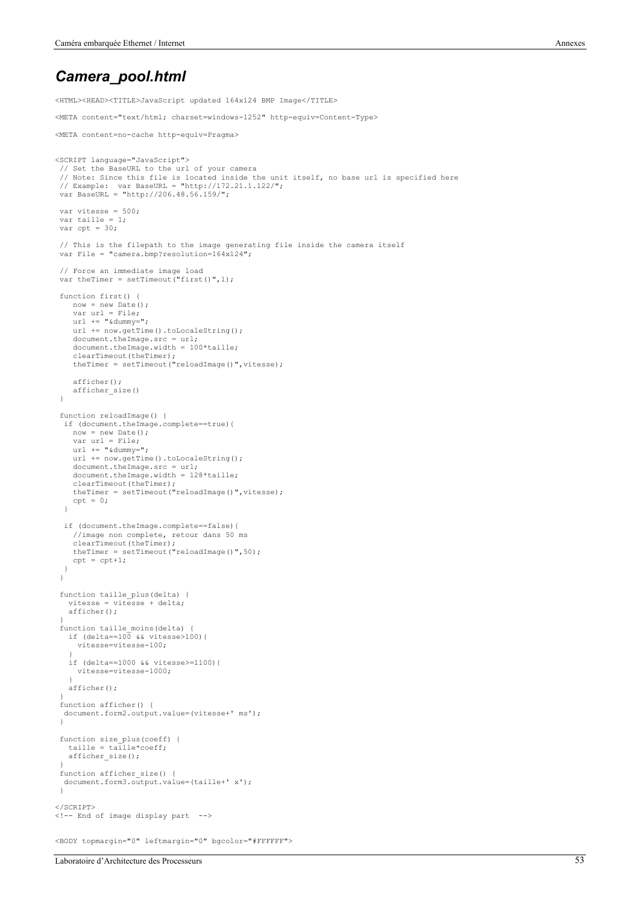## *Camera_pool.html*

```
<HTML><HEAD><TITLE>JavaScript updated 164x124 BMP Image</TITLE>

<META content="text/html; charset=windows-1252" http-equiv=Content-Type>

<META content=no-cache http-equiv=Pragma>


<SCRIPT language="JavaScript">
 // Set the BaseURL to the url of your camera
 // Note: Since this file is located inside the unit itself, no base url is specified here
 // Example:  var BaseURL = "http://172.21.1.122/";
 var BaseURL = "http://206.48.56.159/";

 var vitesse = 500;
 var taille = 1;
 var cpt = 30;

 // This is the filepath to the image generating file inside the camera itself
 var File = "camera.bmp?resolution=164x124";

 // Force an immediate image load
 var theTimer = setTimeout("first()",1);

 function first() {
    now = new Date();
    var url = File;
    url += "&dummy=";
    url += now.getTime().toLocaleString();
    document.theImage.src = url;
    document.theImage.width = 100*taille;
    clearTimeout(theTimer);
    theTimer = setTimeout("reloadImage()",vitesse);

    afficher();
    afficher_size()
 }

 function reloadImage() {
  if (document.theImage.complete==true){
    now = new Date();
    var url = File;
    url += "&dummy=";
    url += now.getTime().toLocaleString();
    document.theImage.src = url;
    document.theImage.width = 128*taille;
    clearTimeout(theTimer);
    theTimer = setTimeout("reloadImage()",vitesse);
    cpt = 0;
  }

  if (document.theImage.complete==false){
    //image non complete, retour dans 50 ms
    clearTimeout(theTimer);
    theTimer = setTimeout("reloadImage()",50);
    cpt = cpt+1;
  }
 }

 function taille_plus(delta) {
   vitesse = vitesse + delta;
   afficher();
 }
 function taille_moins(delta) {
   if (delta==100 && vitesse>100){
     vitesse=vitesse-100;
   }
   if (delta==1000 && vitesse>=1100){
     vitesse=vitesse-1000;
   }
   afficher();
 }
 function afficher() {
  document.form2.output.value=(vitesse+' ms');
 }

 function size_plus(coeff) {
   taille = taille*coeff;
   afficher_size();
 }
 function afficher_size() {
  document.form3.output.value=(taille+' x');
 }

</SCRIPT>
<!-- End of image display part  -->


<BODY topmargin="0" leftmargin="0" bgcolor="#FFFFFF">
```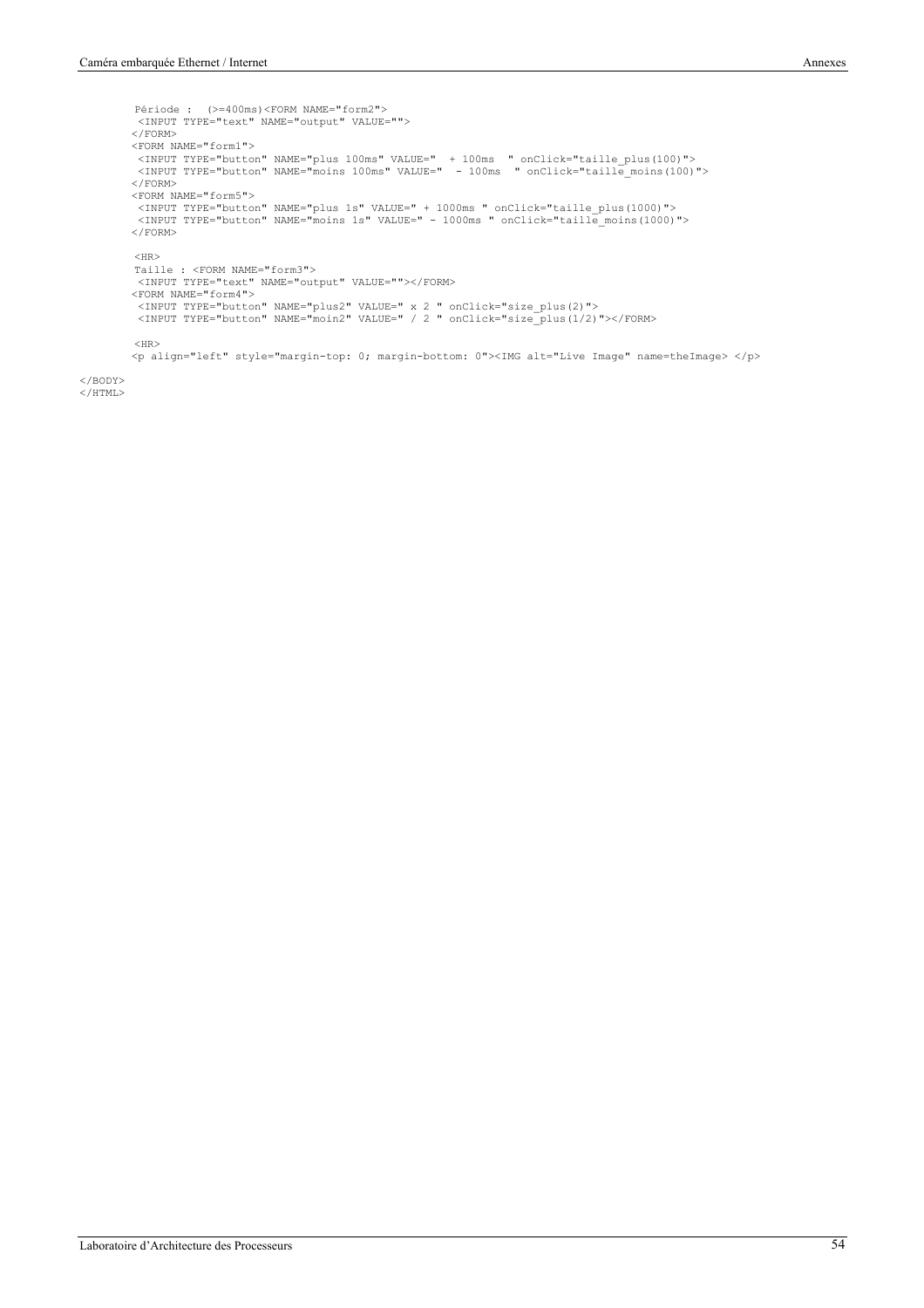```
        Période :  (>=400ms)<FORM NAME="form2">
         <INPUT TYPE="text" NAME="output" VALUE="">
        </FORM>
        <FORM NAME="form1">
         <INPUT TYPE="button" NAME="plus 100ms" VALUE="  + 100ms  " onClick="taille_plus(100)">
         <INPUT TYPE="button" NAME="moins 100ms" VALUE="  - 100ms  " onClick="taille_moins(100)">
        </FORM>
        <FORM NAME="form5">
         <INPUT TYPE="button" NAME="plus 1s" VALUE=" + 1000ms " onClick="taille_plus(1000)">
         <INPUT TYPE="button" NAME="moins 1s" VALUE=" - 1000ms " onClick="taille_moins(1000)">
        </FORM>

         <HR>
         Taille : <FORM NAME="form3">
         <INPUT TYPE="text" NAME="output" VALUE=""></FORM>
        <FORM NAME="form4">
         <INPUT TYPE="button" NAME="plus2" VALUE=" x 2 " onClick="size_plus(2)">
         <INPUT TYPE="button" NAME="moin2" VALUE=" / 2 " onClick="size_plus(1/2)"></FORM>

         <HR>
        <p align="left" style="margin-top: 0; margin-bottom: 0"><IMG alt="Live Image" name=theImage> </p>

</BODY>
</HTML>
```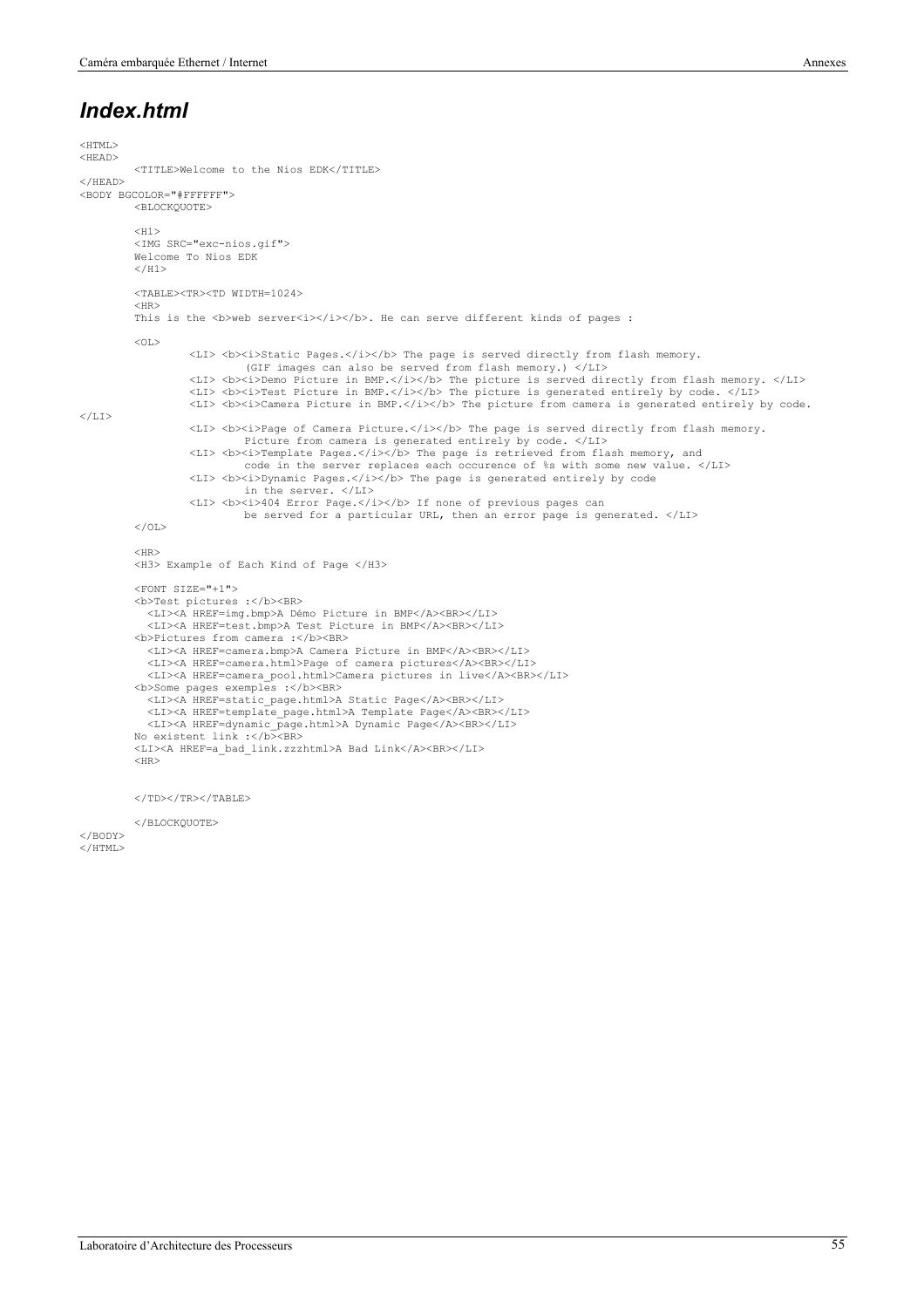## *Index.html*

```
<HTML>
<HEAD>
	<TITLE>Welcome to the Nios EDK</TITLE>
</HEAD>
<BODY BGCOLOR="#FFFFFF">
	<BLOCKQUOTE>

	<H1>
	<IMG SRC="exc-nios.gif">
	Welcome To Nios EDK
	</H1>

	<TABLE><TR><TD WIDTH=1024>
	<HR>
	This is the <b>web server<i></i></b>. He can serve different kinds of pages :

	<OL>
		<LI> <b><i>Static Pages.</i></b> The page is served directly from flash memory.
			(GIF images can also be served from flash memory.) </LI>
		<LI> <b><i>Demo Picture in BMP.</i></b> The picture is served directly from flash memory. </LI>
		<LI> <b><i>Test Picture in BMP.</i></b> The picture is generated entirely by code. </LI>
		<LI> <b><i>Camera Picture in BMP.</i></b> The picture from camera is generated entirely by code.
</LI>
		<LI> <b><i>Page of Camera Picture.</i></b> The page is served directly from flash memory.
			Picture from camera is generated entirely by code. </LI>
		<LI> <b><i>Template Pages.</i></b> The page is retrieved from flash memory, and
			code in the server replaces each occurence of %s with some new value. </LI>
		<LI> <b><i>Dynamic Pages.</i></b> The page is generated entirely by code
			in the server. </LI>
		<LI> <b><i>404 Error Page.</i></b> If none of previous pages can
			be served for a particular URL, then an error page is generated. </LI>
	</OL>

	<HR>
	<H3> Example of Each Kind of Page </H3>

	<FONT SIZE="+1">
	<b>Test pictures :</b><BR>
	  <LI><A HREF=img.bmp>A Démo Picture in BMP</A><BR></LI>
	  <LI><A HREF=test.bmp>A Test Picture in BMP</A><BR></LI>
	<b>Pictures from camera :</b><BR>
	  <LI><A HREF=camera.bmp>A Camera Picture in BMP</A><BR></LI>
	  <LI><A HREF=camera.html>Page of camera pictures</A><BR></LI>
	  <LI><A HREF=camera_pool.html>Camera pictures in live</A><BR></LI>
	<b>Some pages exemples :</b><BR>
	  <LI><A HREF=static_page.html>A Static Page</A><BR></LI>
	  <LI><A HREF=template_page.html>A Template Page</A><BR></LI>
	  <LI><A HREF=dynamic_page.html>A Dynamic Page</A><BR></LI>
	No existent link :</b><BR>
	<LI><A HREF=a_bad_link.zzzhtml>A Bad Link</A><BR></LI>
	<HR>


	</TD></TR></TABLE>

	</BLOCKQUOTE>
</BODY>
</HTML>
```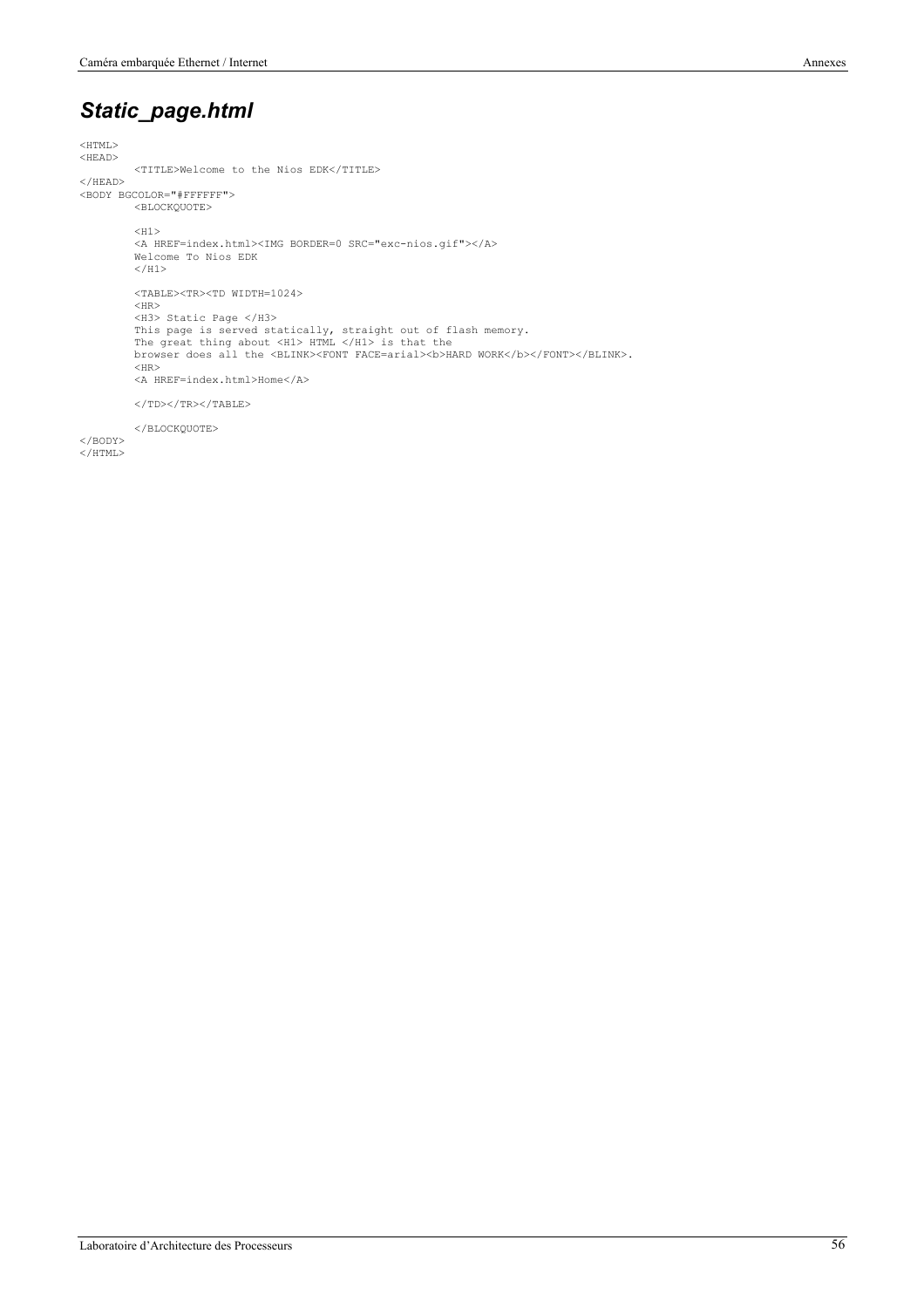## *Static_page.html*

```
<HTML>
<HEAD>
        <TITLE>Welcome to the Nios EDK</TITLE>
</HEAD>
<BODY BGCOLOR="#FFFFFF">
        <BLOCKQUOTE>

        <H1>
        <A HREF=index.html><IMG BORDER=0 SRC="exc-nios.gif"></A>
        Welcome To Nios EDK
        </H1>

        <TABLE><TR><TD WIDTH=1024>
        <HR>
        <H3> Static Page </H3>
        This page is served statically, straight out of flash memory.
        The great thing about <H1> HTML </H1> is that the
        browser does all the <BLINK><FONT FACE=arial><b>HARD WORK</b></FONT></BLINK>.
        <HR>
        <A HREF=index.html>Home</A>

        </TD></TR></TABLE>

        </BLOCKQUOTE>
</BODY>
</HTML>
```